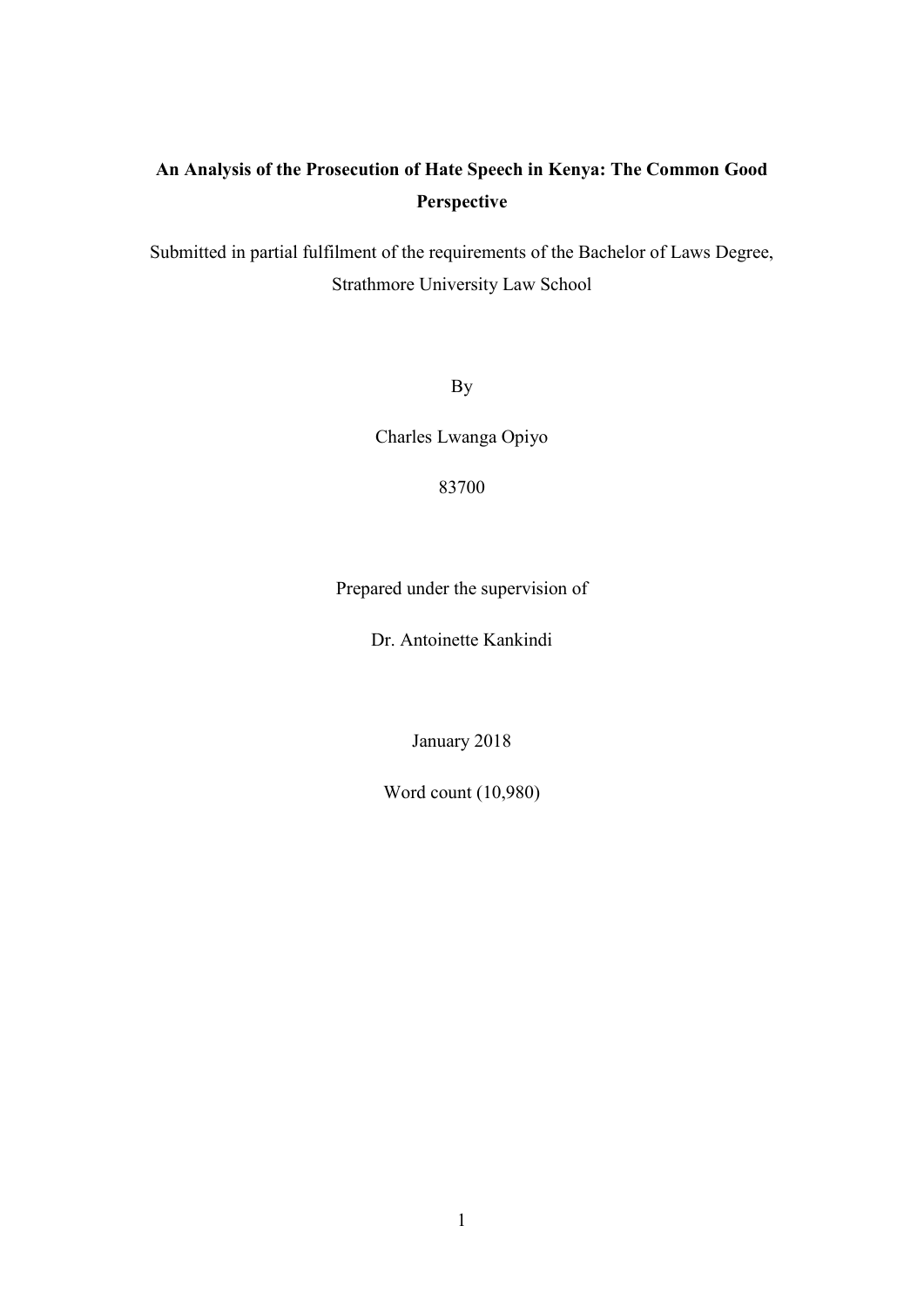# An Analysis of the Prosecution of Hate Speech in Kenya: The Common Good Perspective

Submitted in partial fulfilment of the requirements of the Bachelor of Laws Degree, Strathmore University Law School

By

Charles Lwanga Opiyo

83700

Prepared under the supervision of

Dr. Antoinette Kankindi

January 2018

Word count (10,980)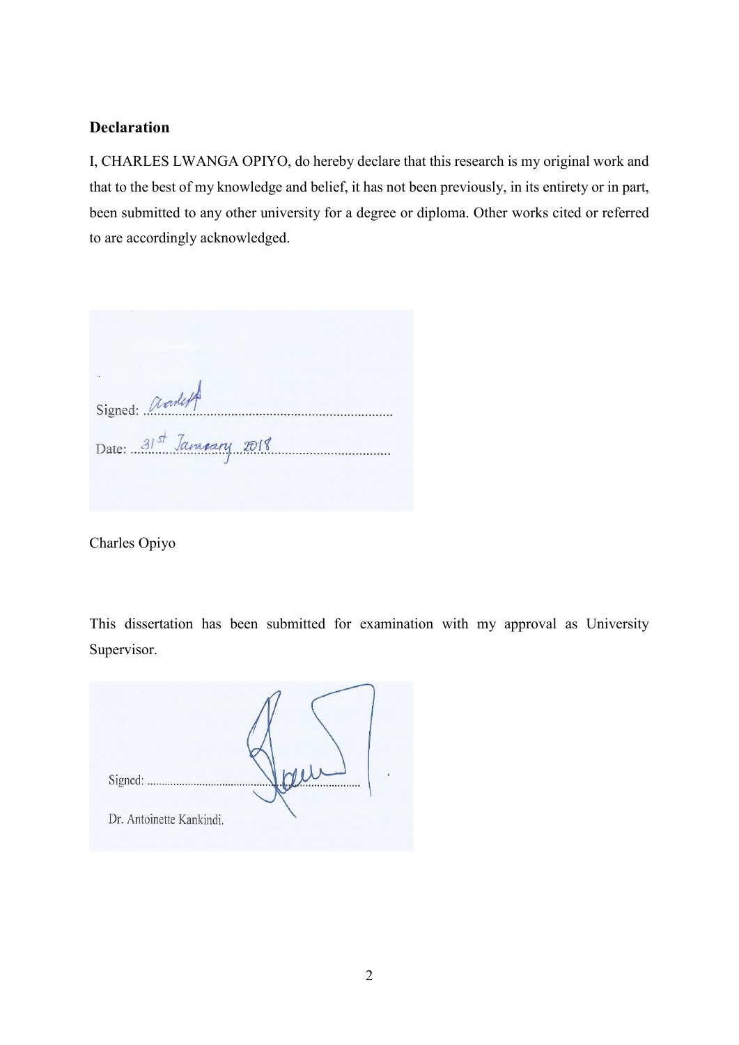## Declaration

I, CHARLES LWANGA OPIYO, do hereby declare that this research is my original work and that to the best of my knowledge and belief, it has not been previously, in its entirety or in part, been submitted to any other university for a degree or diploma. Other works cited or referred to are accordingly acknowledged.

Signed: ...............................................

Date: 31st January 2018

Charles Opiyo

This dissertation has been submitted for examination with my approval as University Supervisor.

Signed: ...............................................

Dr. Antoinette Kankindi.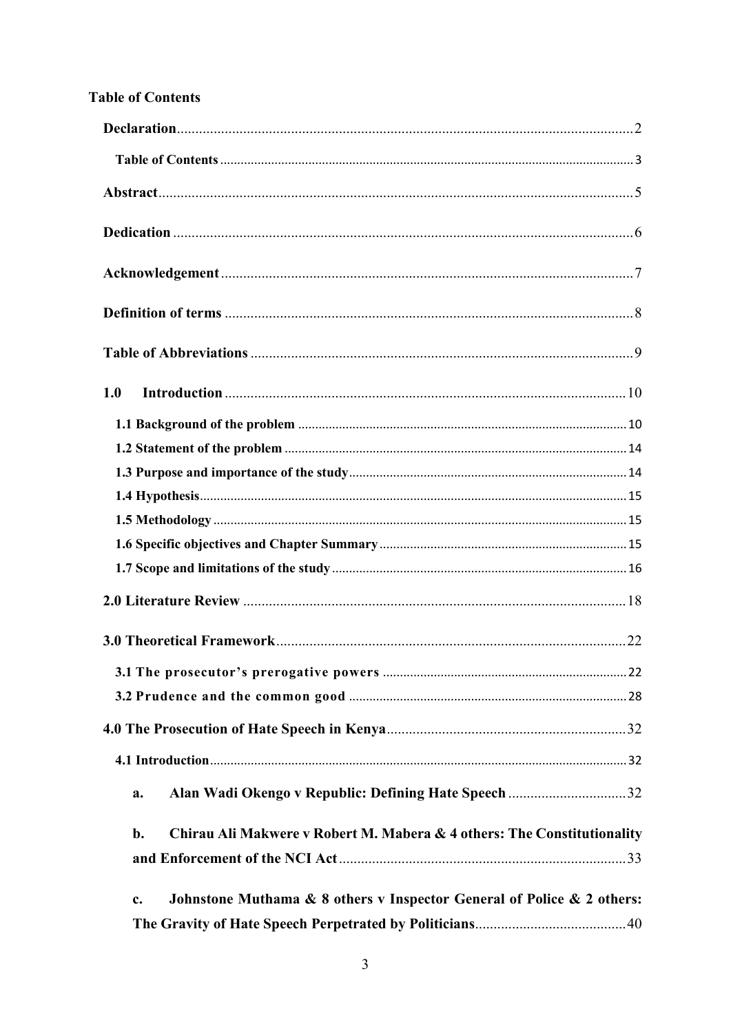**Table of Contents**

**Declaration** .......... 2

**Table of Contents** .......... 3

**Abstract** .......... 5

**Dedication** .......... 6

**Acknowledgement** .......... 7

**Definition of terms** .......... 8

**Table of Abbreviations** .......... 9

**1.0 Introduction** .......... 10

**1.1 Background of the problem** .......... 10

**1.2 Statement of the problem** .......... 14

**1.3 Purpose and importance of the study** .......... 14

**1.4 Hypothesis** .......... 15

**1.5 Methodology** .......... 15

**1.6 Specific objectives and Chapter Summary** .......... 15

**1.7 Scope and limitations of the study** .......... 16

**2.0 Literature Review** .......... 18

**3.0 Theoretical Framework** .......... 22

**3.1 The prosecutor's prerogative powers** .......... 22

**3.2 Prudence and the common good** .......... 28

**4.0 The Prosecution of Hate Speech in Kenya** .......... 32

**4.1 Introduction** .......... 32

**a. Alan Wadi Okengo v Republic: Defining Hate Speech** .......... 32

**b. Chirau Ali Makwere v Robert M. Mabera & 4 others: The Constitutionality and Enforcement of the NCI Act** .......... 33

**c. Johnstone Muthama & 8 others v Inspector General of Police & 2 others: The Gravity of Hate Speech Perpetrated by Politicians** .......... 40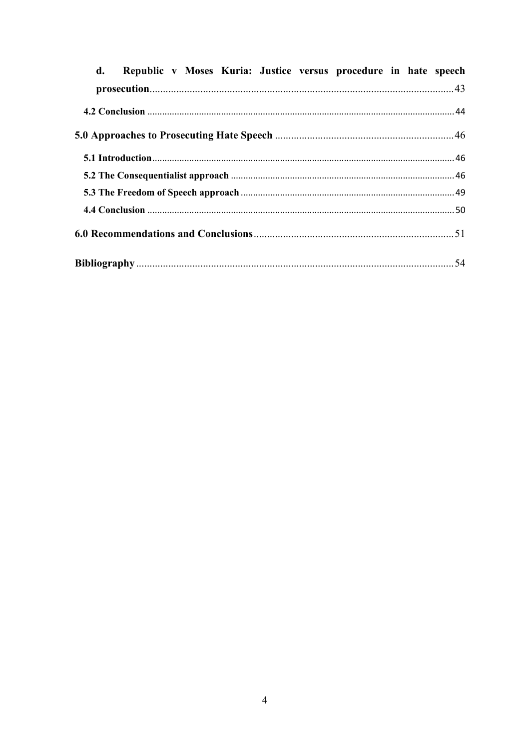d. **Republic v Moses Kuria: Justice versus procedure in hate speech prosecution** ........ 43

**4.2 Conclusion** ........ 44

**5.0 Approaches to Prosecuting Hate Speech** ........ 46

**5.1 Introduction** ........ 46

**5.2 The Consequentialist approach** ........ 46

**5.3 The Freedom of Speech approach** ........ 49

**4.4 Conclusion** ........ 50

**6.0 Recommendations and Conclusions** ........ 51

**Bibliography** ........ 54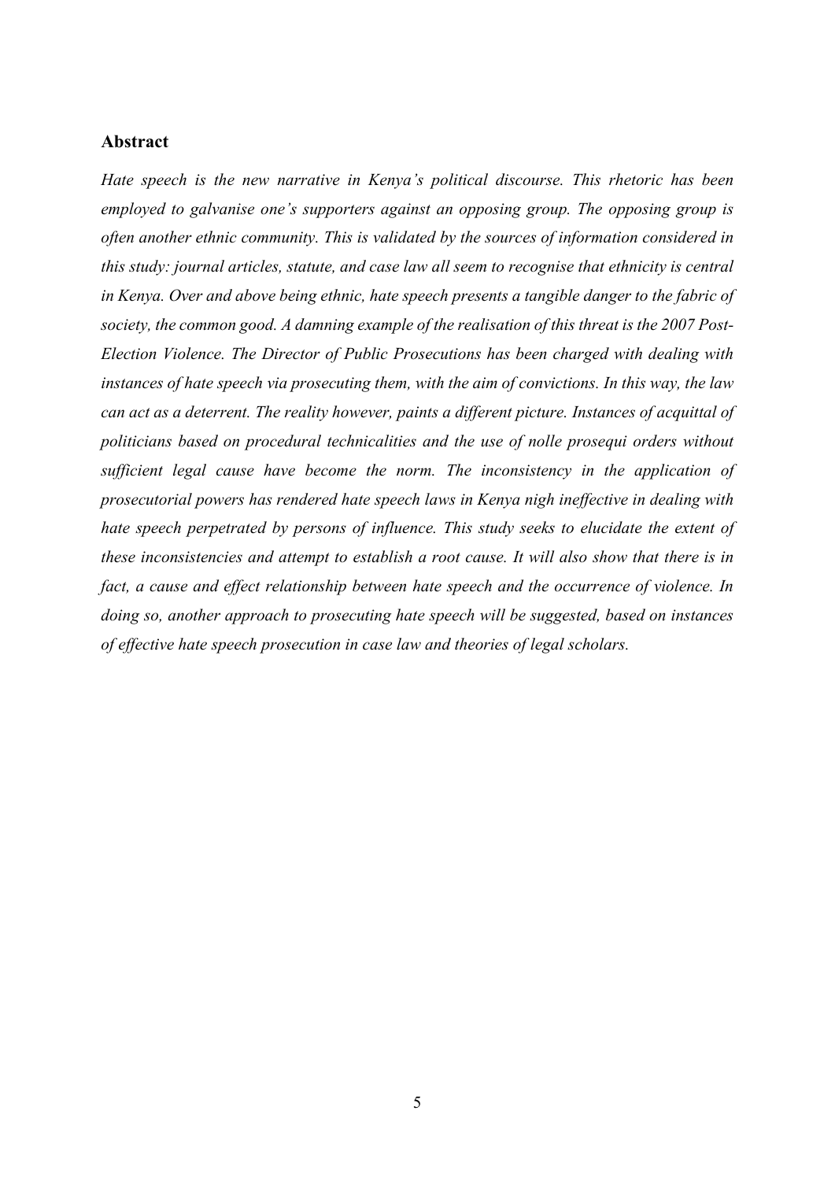## Abstract

*Hate speech is the new narrative in Kenya's political discourse. This rhetoric has been employed to galvanise one's supporters against an opposing group. The opposing group is often another ethnic community. This is validated by the sources of information considered in this study: journal articles, statute, and case law all seem to recognise that ethnicity is central in Kenya. Over and above being ethnic, hate speech presents a tangible danger to the fabric of society, the common good. A damning example of the realisation of this threat is the 2007 Post-Election Violence. The Director of Public Prosecutions has been charged with dealing with instances of hate speech via prosecuting them, with the aim of convictions. In this way, the law can act as a deterrent. The reality however, paints a different picture. Instances of acquittal of politicians based on procedural technicalities and the use of nolle prosequi orders without sufficient legal cause have become the norm. The inconsistency in the application of prosecutorial powers has rendered hate speech laws in Kenya nigh ineffective in dealing with hate speech perpetrated by persons of influence. This study seeks to elucidate the extent of these inconsistencies and attempt to establish a root cause. It will also show that there is in fact, a cause and effect relationship between hate speech and the occurrence of violence. In doing so, another approach to prosecuting hate speech will be suggested, based on instances of effective hate speech prosecution in case law and theories of legal scholars.*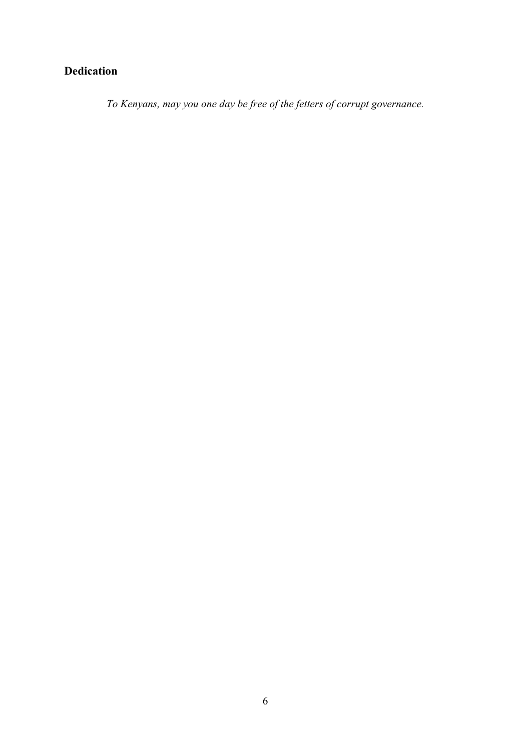## Dedication

*To Kenyans, may you one day be free of the fetters of corrupt governance.*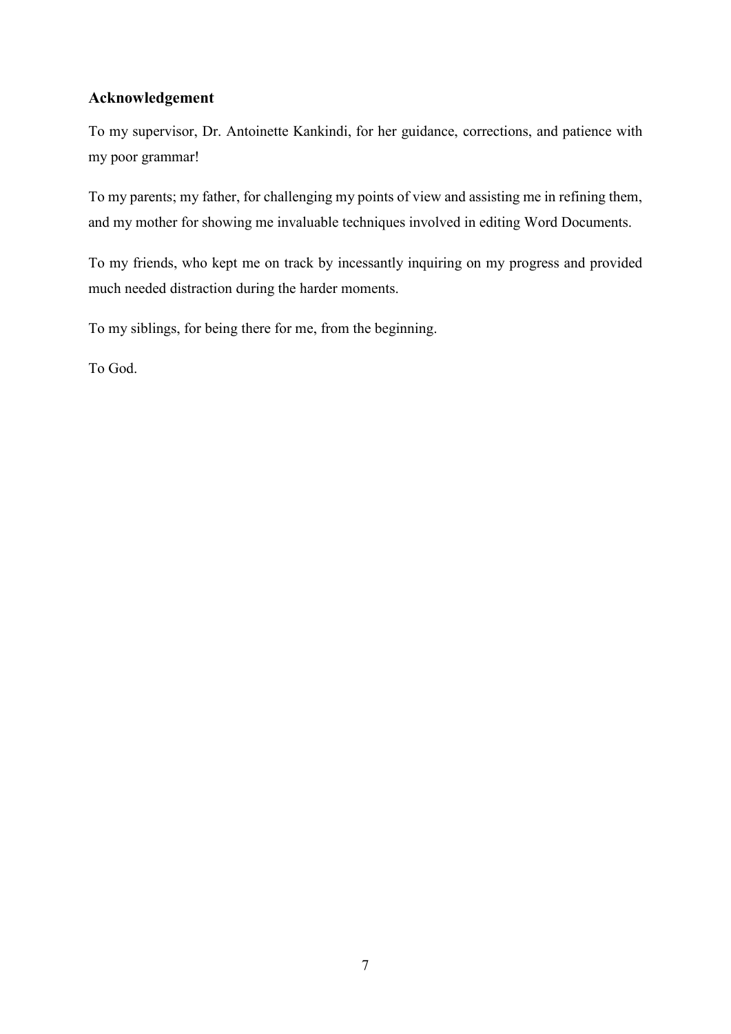## Acknowledgement

To my supervisor, Dr. Antoinette Kankindi, for her guidance, corrections, and patience with my poor grammar!

To my parents; my father, for challenging my points of view and assisting me in refining them, and my mother for showing me invaluable techniques involved in editing Word Documents.

To my friends, who kept me on track by incessantly inquiring on my progress and provided much needed distraction during the harder moments.

To my siblings, for being there for me, from the beginning.

To God.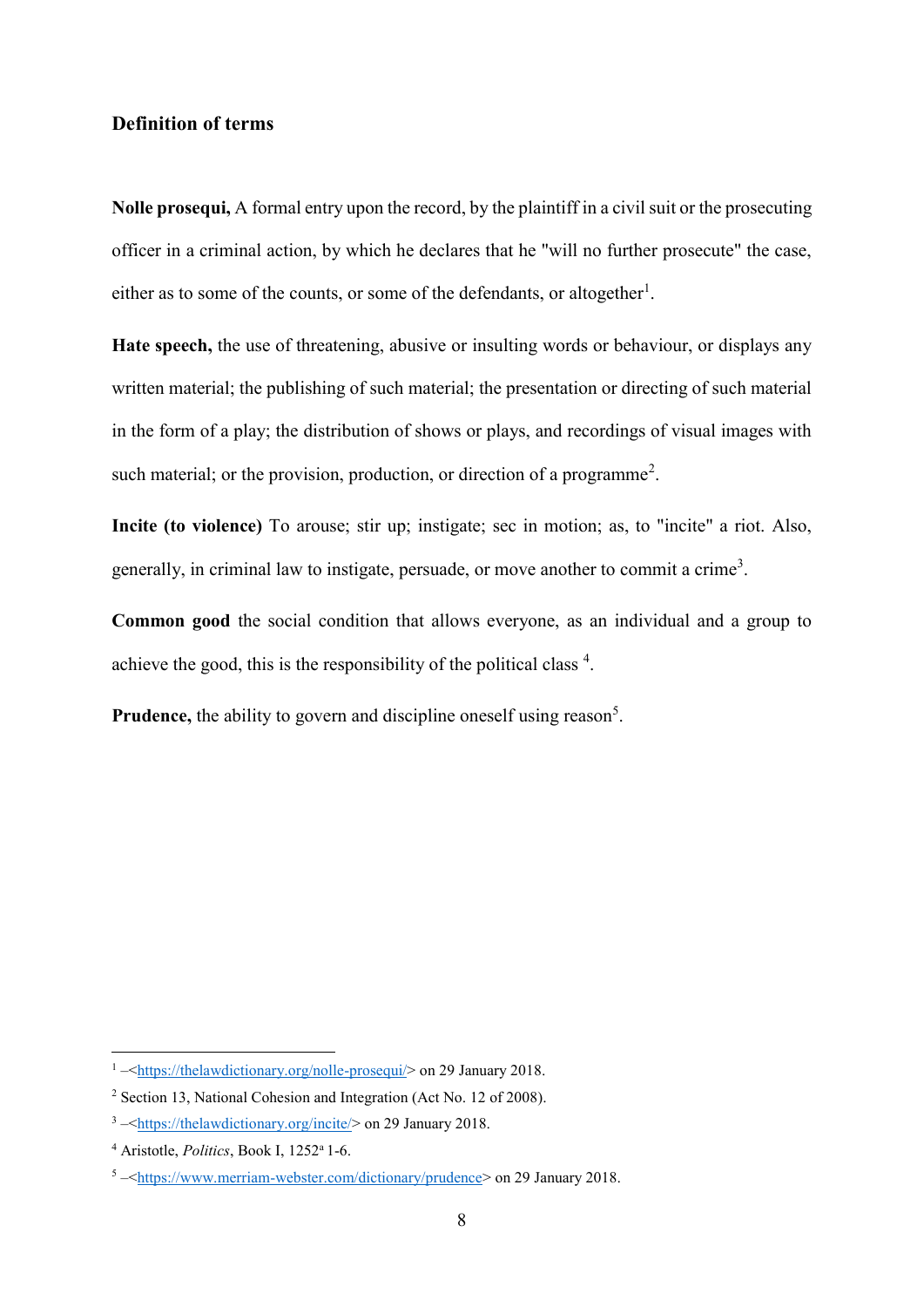### Definition of terms

**Nolle prosequi,** A formal entry upon the record, by the plaintiff in a civil suit or the prosecuting officer in a criminal action, by which he declares that he "will no further prosecute" the case, either as to some of the counts, or some of the defendants, or altogether[1].

**Hate speech,** the use of threatening, abusive or insulting words or behaviour, or displays any written material; the publishing of such material; the presentation or directing of such material in the form of a play; the distribution of shows or plays, and recordings of visual images with such material; or the provision, production, or direction of a programme[2].

**Incite (to violence)** To arouse; stir up; instigate; sec in motion; as, to "incite" a riot. Also, generally, in criminal law to instigate, persuade, or move another to commit a crime[3].

**Common good** the social condition that allows everyone, as an individual and a group to achieve the good, this is the responsibility of the political class [4].

**Prudence,** the ability to govern and discipline oneself using reason[5].

---

[1] –<https://thelawdictionary.org/nolle-prosequi/> on 29 January 2018.

[2] Section 13, National Cohesion and Integration (Act No. 12 of 2008).

[3] –<https://thelawdictionary.org/incite/> on 29 January 2018.

[4] Aristotle, *Politics*, Book I, 1252ª 1-6.

[5] –<https://www.merriam-webster.com/dictionary/prudence> on 29 January 2018.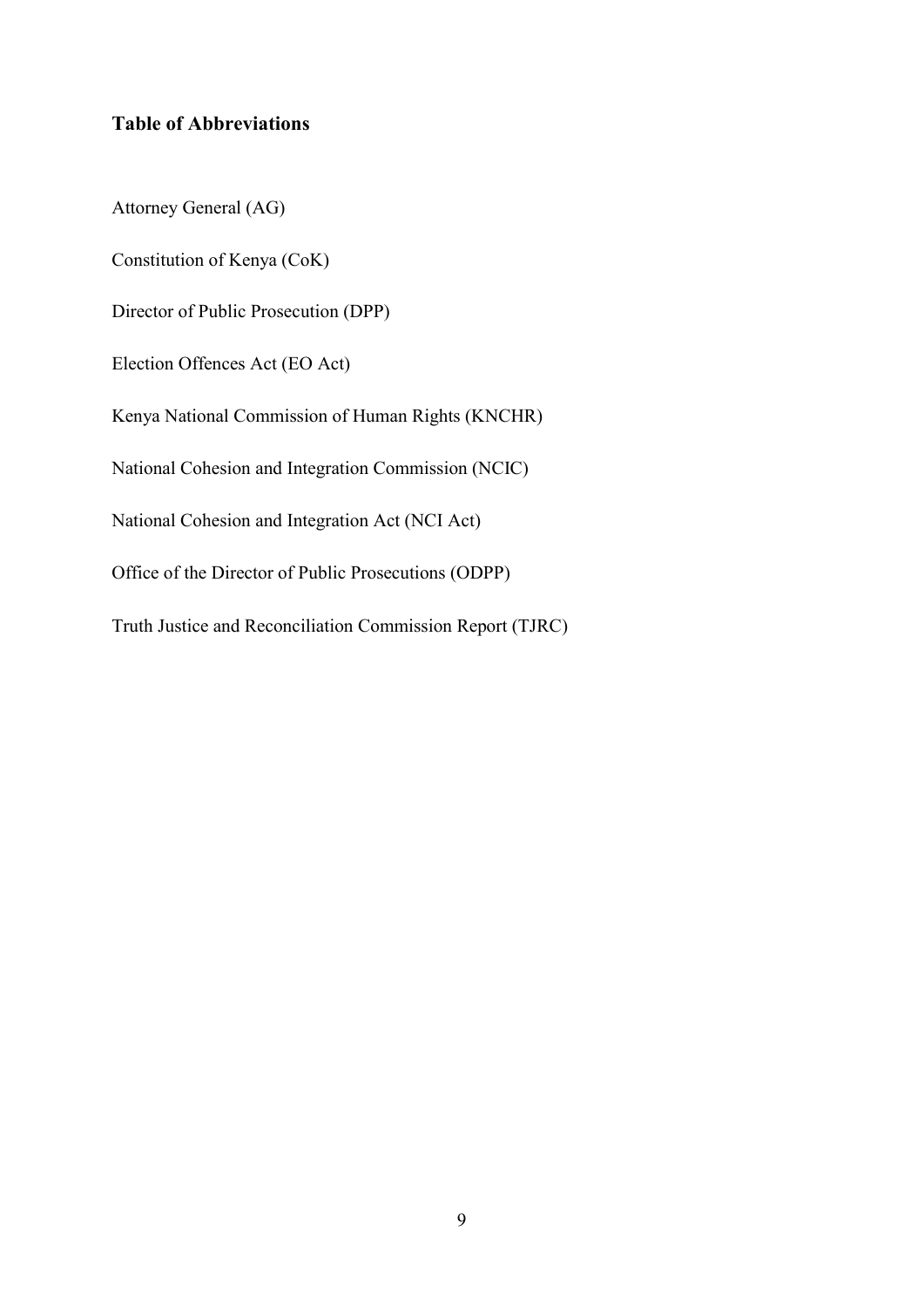## Table of Abbreviations

Attorney General (AG)

Constitution of Kenya (CoK)

Director of Public Prosecution (DPP)

Election Offences Act (EO Act)

Kenya National Commission of Human Rights (KNCHR)

National Cohesion and Integration Commission (NCIC)

National Cohesion and Integration Act (NCI Act)

Office of the Director of Public Prosecutions (ODPP)

Truth Justice and Reconciliation Commission Report (TJRC)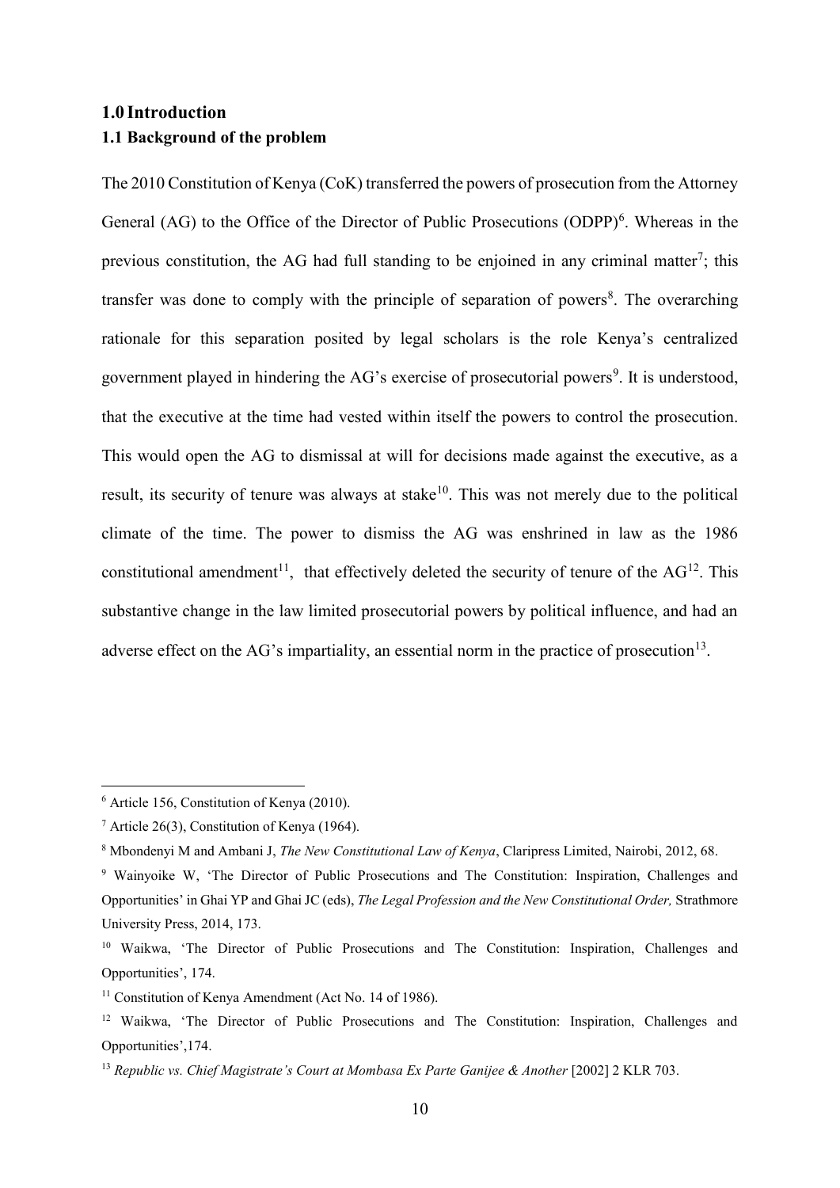# 1.0 Introduction

## 1.1 Background of the problem

The 2010 Constitution of Kenya (CoK) transferred the powers of prosecution from the Attorney General (AG) to the Office of the Director of Public Prosecutions (ODPP)[6]. Whereas in the previous constitution, the AG had full standing to be enjoined in any criminal matter[7]; this transfer was done to comply with the principle of separation of powers[8]. The overarching rationale for this separation posited by legal scholars is the role Kenya's centralized government played in hindering the AG's exercise of prosecutorial powers[9]. It is understood, that the executive at the time had vested within itself the powers to control the prosecution. This would open the AG to dismissal at will for decisions made against the executive, as a result, its security of tenure was always at stake[10]. This was not merely due to the political climate of the time. The power to dismiss the AG was enshrined in law as the 1986 constitutional amendment[11], that effectively deleted the security of tenure of the AG[12]. This substantive change in the law limited prosecutorial powers by political influence, and had an adverse effect on the AG's impartiality, an essential norm in the practice of prosecution[13].

---

[6] Article 156, Constitution of Kenya (2010).

[7] Article 26(3), Constitution of Kenya (1964).

[8] Mbondenyi M and Ambani J, *The New Constitutional Law of Kenya*, Claripress Limited, Nairobi, 2012, 68.

[9] Wainyoike W, 'The Director of Public Prosecutions and The Constitution: Inspiration, Challenges and Opportunities' in Ghai YP and Ghai JC (eds), *The Legal Profession and the New Constitutional Order,* Strathmore University Press, 2014, 173.

[10] Waikwa, 'The Director of Public Prosecutions and The Constitution: Inspiration, Challenges and Opportunities', 174.

[11] Constitution of Kenya Amendment (Act No. 14 of 1986).

[12] Waikwa, 'The Director of Public Prosecutions and The Constitution: Inspiration, Challenges and Opportunities',174.

[13] *Republic vs. Chief Magistrate's Court at Mombasa Ex Parte Ganijee & Another* [2002] 2 KLR 703.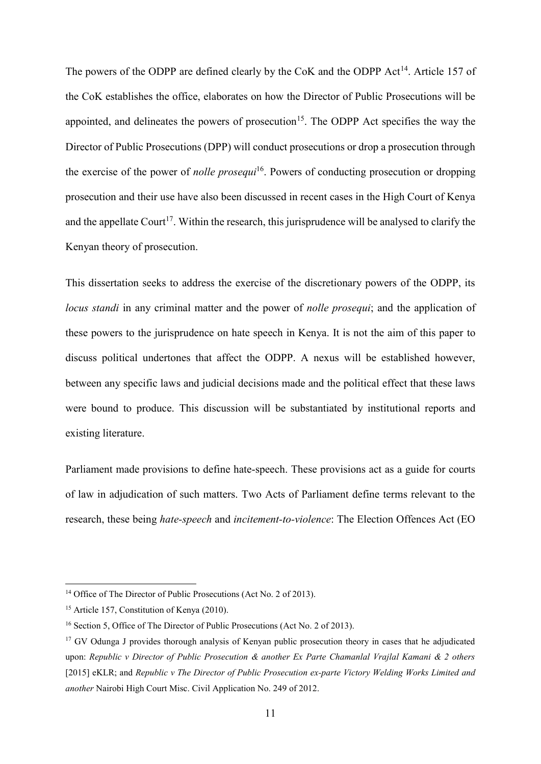The powers of the ODPP are defined clearly by the CoK and the ODPP Act[14]. Article 157 of the CoK establishes the office, elaborates on how the Director of Public Prosecutions will be appointed, and delineates the powers of prosecution[15]. The ODPP Act specifies the way the Director of Public Prosecutions (DPP) will conduct prosecutions or drop a prosecution through the exercise of the power of *nolle prosequi*[16]. Powers of conducting prosecution or dropping prosecution and their use have also been discussed in recent cases in the High Court of Kenya and the appellate Court[17]. Within the research, this jurisprudence will be analysed to clarify the Kenyan theory of prosecution.

This dissertation seeks to address the exercise of the discretionary powers of the ODPP, its *locus standi* in any criminal matter and the power of *nolle prosequi*; and the application of these powers to the jurisprudence on hate speech in Kenya. It is not the aim of this paper to discuss political undertones that affect the ODPP. A nexus will be established however, between any specific laws and judicial decisions made and the political effect that these laws were bound to produce. This discussion will be substantiated by institutional reports and existing literature.

Parliament made provisions to define hate-speech. These provisions act as a guide for courts of law in adjudication of such matters. Two Acts of Parliament define terms relevant to the research, these being *hate-speech* and *incitement-to-violence*: The Election Offences Act (EO

---

[14] Office of The Director of Public Prosecutions (Act No. 2 of 2013).

[15] Article 157, Constitution of Kenya (2010).

[16] Section 5, Office of The Director of Public Prosecutions (Act No. 2 of 2013).

[17] GV Odunga J provides thorough analysis of Kenyan public prosecution theory in cases that he adjudicated upon: *Republic v Director of Public Prosecution & another Ex Parte Chamanlal Vrajlal Kamani & 2 others* [2015] eKLR; and *Republic v The Director of Public Prosecution ex-parte Victory Welding Works Limited and another* Nairobi High Court Misc. Civil Application No. 249 of 2012.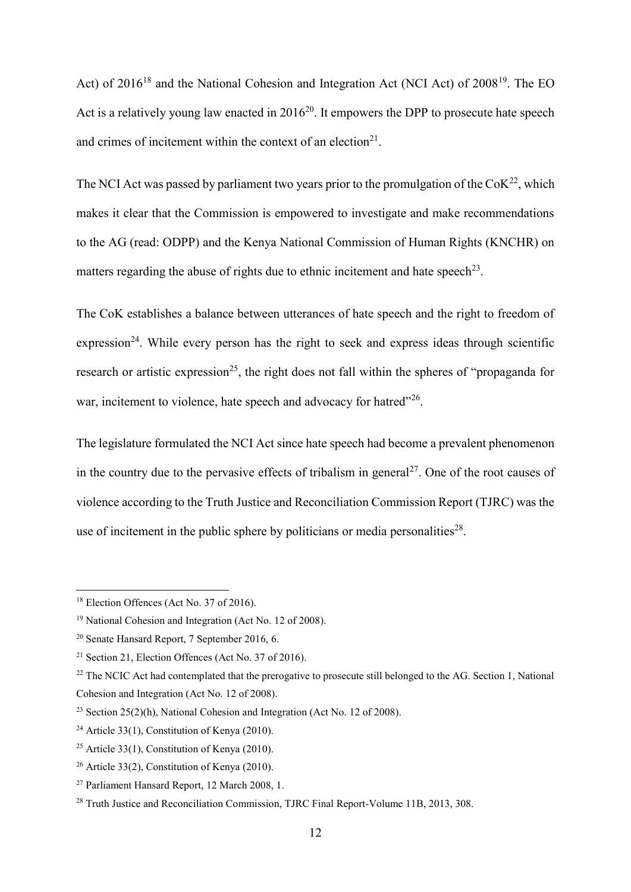Act) of 2016[18] and the National Cohesion and Integration Act (NCI Act) of 2008[19]. The EO Act is a relatively young law enacted in 2016[20]. It empowers the DPP to prosecute hate speech and crimes of incitement within the context of an election[21].

The NCI Act was passed by parliament two years prior to the promulgation of the CoK[22], which makes it clear that the Commission is empowered to investigate and make recommendations to the AG (read: ODPP) and the Kenya National Commission of Human Rights (KNCHR) on matters regarding the abuse of rights due to ethnic incitement and hate speech[23].

The CoK establishes a balance between utterances of hate speech and the right to freedom of expression[24]. While every person has the right to seek and express ideas through scientific research or artistic expression[25], the right does not fall within the spheres of "propaganda for war, incitement to violence, hate speech and advocacy for hatred"[26].

The legislature formulated the NCI Act since hate speech had become a prevalent phenomenon in the country due to the pervasive effects of tribalism in general[27]. One of the root causes of violence according to the Truth Justice and Reconciliation Commission Report (TJRC) was the use of incitement in the public sphere by politicians or media personalities[28].

---

[18] Election Offences (Act No. 37 of 2016).

[19] National Cohesion and Integration (Act No. 12 of 2008).

[20] Senate Hansard Report, 7 September 2016, 6.

[21] Section 21, Election Offences (Act No. 37 of 2016).

[22] The NCIC Act had contemplated that the prerogative to prosecute still belonged to the AG. Section 1, National Cohesion and Integration (Act No. 12 of 2008).

[23] Section 25(2)(h), National Cohesion and Integration (Act No. 12 of 2008).

[24] Article 33(1), Constitution of Kenya (2010).

[25] Article 33(1), Constitution of Kenya (2010).

[26] Article 33(2), Constitution of Kenya (2010).

[27] Parliament Hansard Report, 12 March 2008, 1.

[28] Truth Justice and Reconciliation Commission, TJRC Final Report-Volume 11B, 2013, 308.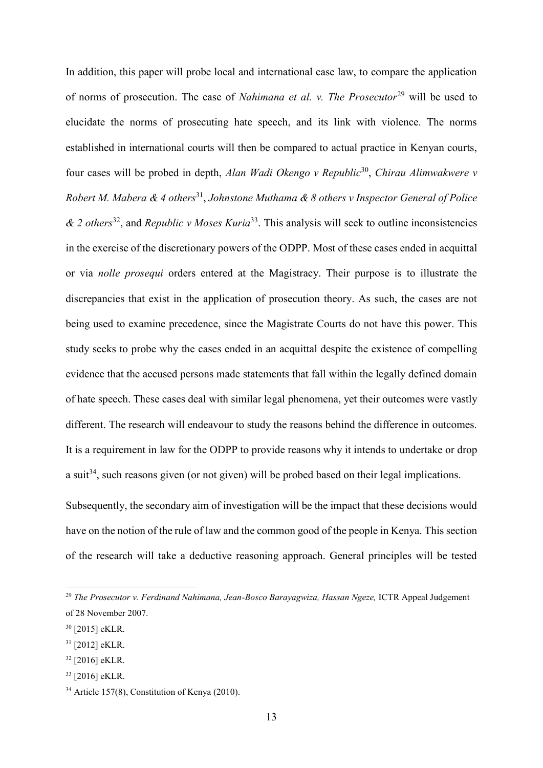In addition, this paper will probe local and international case law, to compare the application of norms of prosecution. The case of *Nahimana et al. v. The Prosecutor*[29] will be used to elucidate the norms of prosecuting hate speech, and its link with violence. The norms established in international courts will then be compared to actual practice in Kenyan courts, four cases will be probed in depth, *Alan Wadi Okengo v Republic*[30], *Chirau Alimwakwere v Robert M. Mabera & 4 others*[31], *Johnstone Muthama & 8 others v Inspector General of Police & 2 others*[32], and *Republic v Moses Kuria*[33]. This analysis will seek to outline inconsistencies in the exercise of the discretionary powers of the ODPP. Most of these cases ended in acquittal or via *nolle prosequi* orders entered at the Magistracy. Their purpose is to illustrate the discrepancies that exist in the application of prosecution theory. As such, the cases are not being used to examine precedence, since the Magistrate Courts do not have this power. This study seeks to probe why the cases ended in an acquittal despite the existence of compelling evidence that the accused persons made statements that fall within the legally defined domain of hate speech. These cases deal with similar legal phenomena, yet their outcomes were vastly different. The research will endeavour to study the reasons behind the difference in outcomes. It is a requirement in law for the ODPP to provide reasons why it intends to undertake or drop a suit[34], such reasons given (or not given) will be probed based on their legal implications.

Subsequently, the secondary aim of investigation will be the impact that these decisions would have on the notion of the rule of law and the common good of the people in Kenya. This section of the research will take a deductive reasoning approach. General principles will be tested

---

[29] *The Prosecutor v. Ferdinand Nahimana, Jean-Bosco Barayagwiza, Hassan Ngeze,* ICTR Appeal Judgement of 28 November 2007.

[30] [2015] eKLR.

[31] [2012] eKLR.

[32] [2016] eKLR.

[33] [2016] eKLR.

[34] Article 157(8), Constitution of Kenya (2010).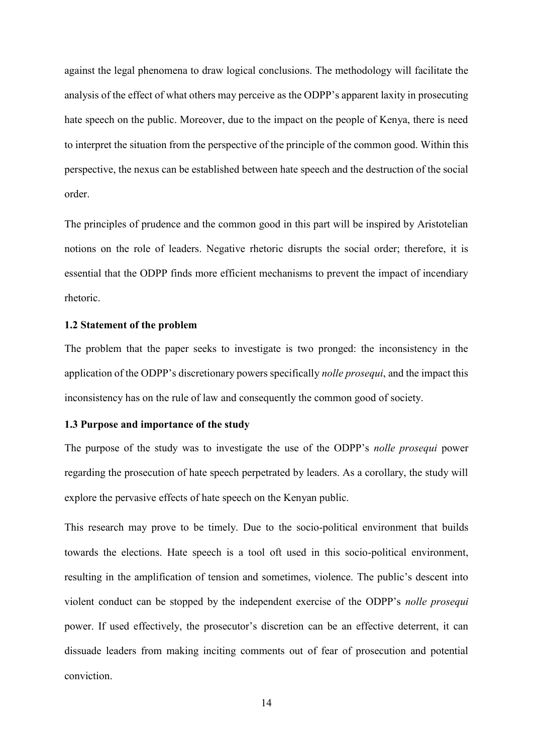against the legal phenomena to draw logical conclusions. The methodology will facilitate the analysis of the effect of what others may perceive as the ODPP's apparent laxity in prosecuting hate speech on the public. Moreover, due to the impact on the people of Kenya, there is need to interpret the situation from the perspective of the principle of the common good. Within this perspective, the nexus can be established between hate speech and the destruction of the social order.

The principles of prudence and the common good in this part will be inspired by Aristotelian notions on the role of leaders. Negative rhetoric disrupts the social order; therefore, it is essential that the ODPP finds more efficient mechanisms to prevent the impact of incendiary rhetoric.

### 1.2 Statement of the problem

The problem that the paper seeks to investigate is two pronged: the inconsistency in the application of the ODPP's discretionary powers specifically *nolle prosequi*, and the impact this inconsistency has on the rule of law and consequently the common good of society.

### 1.3 Purpose and importance of the study

The purpose of the study was to investigate the use of the ODPP's *nolle prosequi* power regarding the prosecution of hate speech perpetrated by leaders. As a corollary, the study will explore the pervasive effects of hate speech on the Kenyan public.

This research may prove to be timely. Due to the socio-political environment that builds towards the elections. Hate speech is a tool oft used in this socio-political environment, resulting in the amplification of tension and sometimes, violence. The public's descent into violent conduct can be stopped by the independent exercise of the ODPP's *nolle prosequi* power. If used effectively, the prosecutor's discretion can be an effective deterrent, it can dissuade leaders from making inciting comments out of fear of prosecution and potential conviction.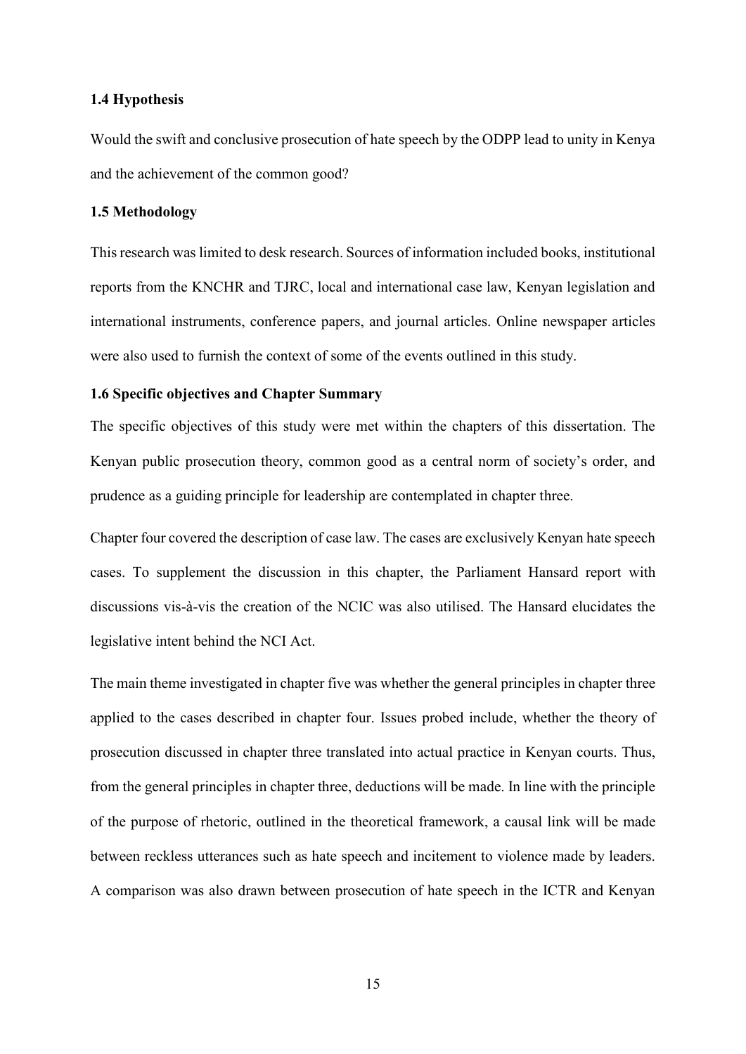### 1.4 Hypothesis

Would the swift and conclusive prosecution of hate speech by the ODPP lead to unity in Kenya and the achievement of the common good?

### 1.5 Methodology

This research was limited to desk research. Sources of information included books, institutional reports from the KNCHR and TJRC, local and international case law, Kenyan legislation and international instruments, conference papers, and journal articles. Online newspaper articles were also used to furnish the context of some of the events outlined in this study.

### 1.6 Specific objectives and Chapter Summary

The specific objectives of this study were met within the chapters of this dissertation. The Kenyan public prosecution theory, common good as a central norm of society's order, and prudence as a guiding principle for leadership are contemplated in chapter three.

Chapter four covered the description of case law. The cases are exclusively Kenyan hate speech cases. To supplement the discussion in this chapter, the Parliament Hansard report with discussions vis-à-vis the creation of the NCIC was also utilised. The Hansard elucidates the legislative intent behind the NCI Act.

The main theme investigated in chapter five was whether the general principles in chapter three applied to the cases described in chapter four. Issues probed include, whether the theory of prosecution discussed in chapter three translated into actual practice in Kenyan courts. Thus, from the general principles in chapter three, deductions will be made. In line with the principle of the purpose of rhetoric, outlined in the theoretical framework, a causal link will be made between reckless utterances such as hate speech and incitement to violence made by leaders. A comparison was also drawn between prosecution of hate speech in the ICTR and Kenyan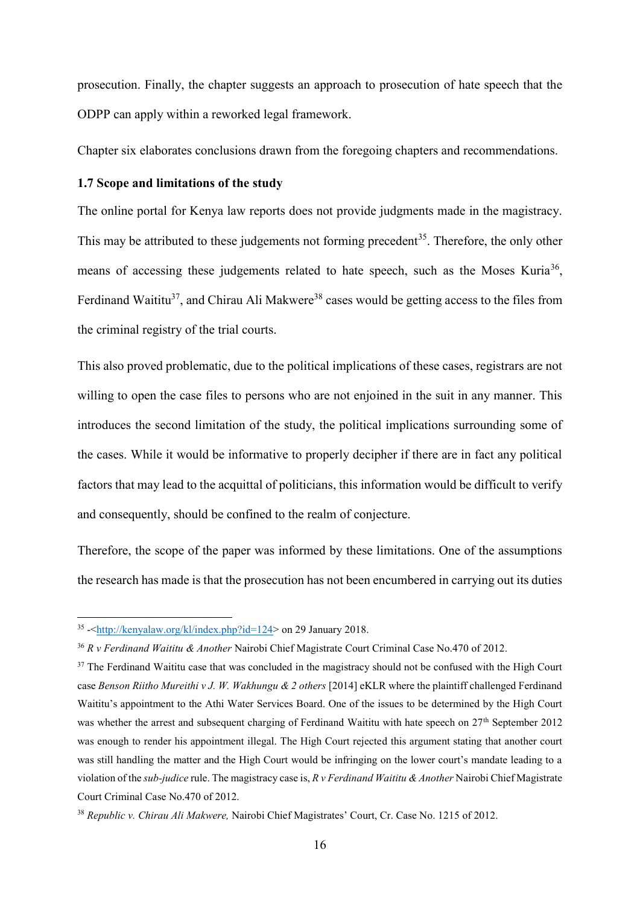prosecution. Finally, the chapter suggests an approach to prosecution of hate speech that the ODPP can apply within a reworked legal framework.

Chapter six elaborates conclusions drawn from the foregoing chapters and recommendations.

### 1.7 Scope and limitations of the study

The online portal for Kenya law reports does not provide judgments made in the magistracy. This may be attributed to these judgements not forming precedent[35]. Therefore, the only other means of accessing these judgements related to hate speech, such as the Moses Kuria[36], Ferdinand Waititu[37], and Chirau Ali Makwere[38] cases would be getting access to the files from the criminal registry of the trial courts.

This also proved problematic, due to the political implications of these cases, registrars are not willing to open the case files to persons who are not enjoined in the suit in any manner. This introduces the second limitation of the study, the political implications surrounding some of the cases. While it would be informative to properly decipher if there are in fact any political factors that may lead to the acquittal of politicians, this information would be difficult to verify and consequently, should be confined to the realm of conjecture.

Therefore, the scope of the paper was informed by these limitations. One of the assumptions the research has made is that the prosecution has not been encumbered in carrying out its duties

---

[35] -<http://kenyalaw.org/kl/index.php?id=124> on 29 January 2018.

[36] *R v Ferdinand Waititu & Another* Nairobi Chief Magistrate Court Criminal Case No.470 of 2012.

[37] The Ferdinand Waititu case that was concluded in the magistracy should not be confused with the High Court case *Benson Riitho Mureithi v J. W. Wakhungu & 2 others* [2014] eKLR where the plaintiff challenged Ferdinand Waititu's appointment to the Athi Water Services Board. One of the issues to be determined by the High Court was whether the arrest and subsequent charging of Ferdinand Waititu with hate speech on 27th September 2012 was enough to render his appointment illegal. The High Court rejected this argument stating that another court was still handling the matter and the High Court would be infringing on the lower court's mandate leading to a violation of the *sub-judice* rule. The magistracy case is, *R v Ferdinand Waititu & Another* Nairobi Chief Magistrate Court Criminal Case No.470 of 2012.

[38] *Republic v. Chirau Ali Makwere,* Nairobi Chief Magistrates' Court, Cr. Case No. 1215 of 2012.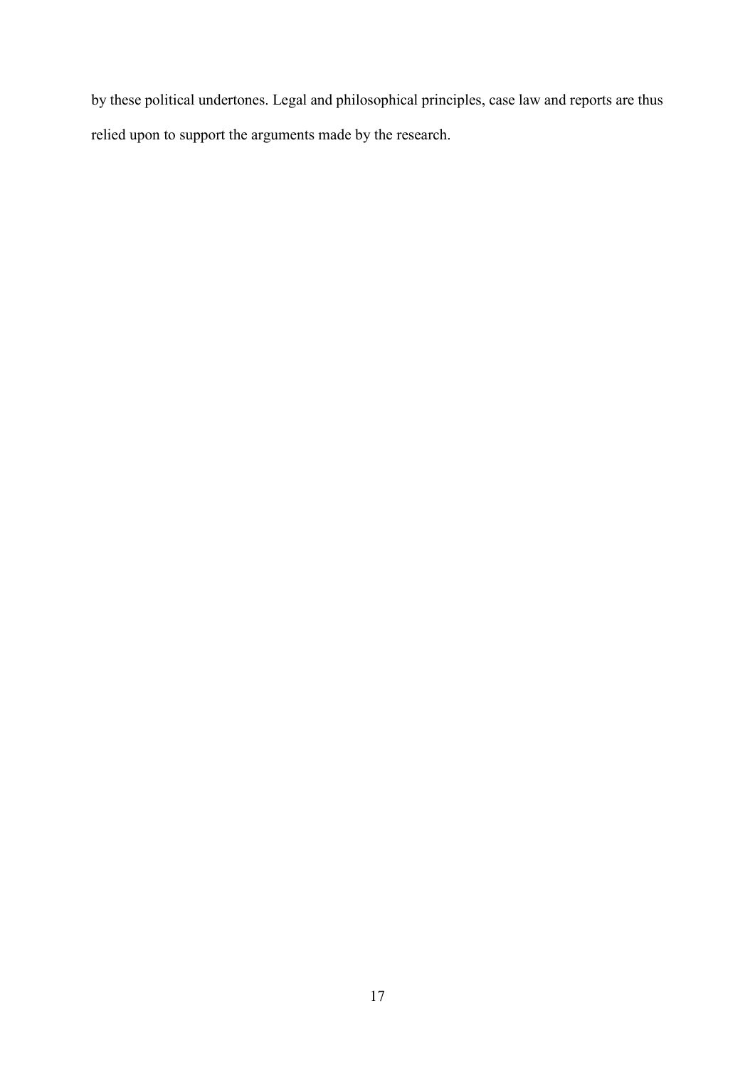by these political undertones. Legal and philosophical principles, case law and reports are thus relied upon to support the arguments made by the research.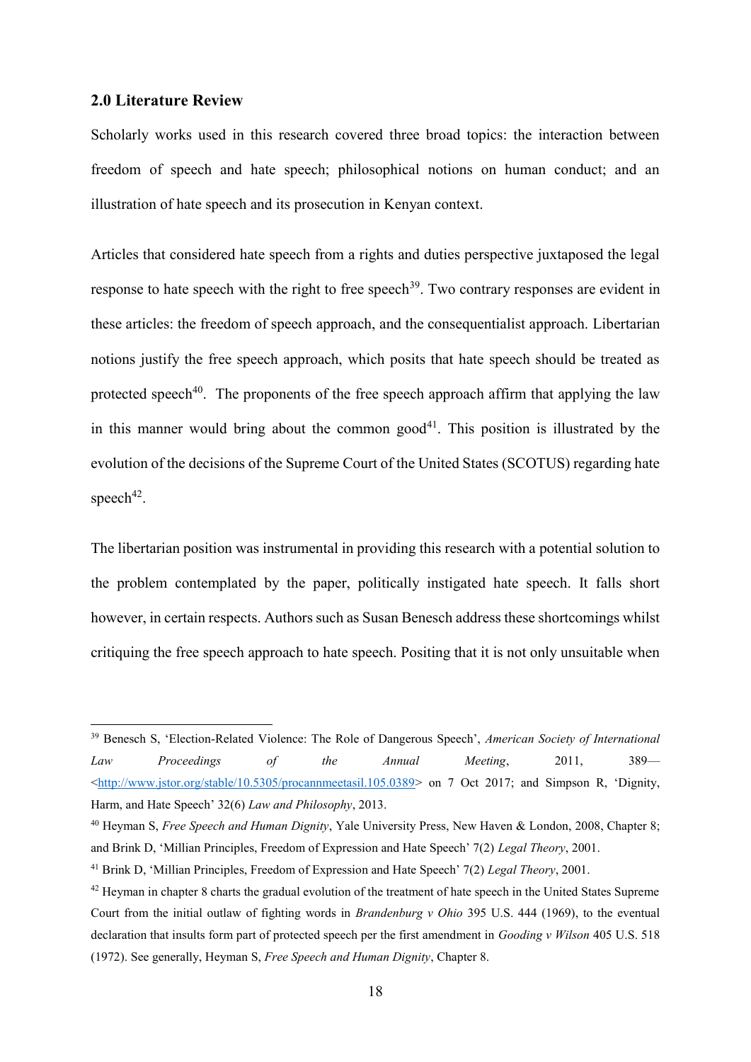## 2.0 Literature Review

Scholarly works used in this research covered three broad topics: the interaction between freedom of speech and hate speech; philosophical notions on human conduct; and an illustration of hate speech and its prosecution in Kenyan context.

Articles that considered hate speech from a rights and duties perspective juxtaposed the legal response to hate speech with the right to free speech[39]. Two contrary responses are evident in these articles: the freedom of speech approach, and the consequentialist approach. Libertarian notions justify the free speech approach, which posits that hate speech should be treated as protected speech[40]. The proponents of the free speech approach affirm that applying the law in this manner would bring about the common good[41]. This position is illustrated by the evolution of the decisions of the Supreme Court of the United States (SCOTUS) regarding hate speech[42].

The libertarian position was instrumental in providing this research with a potential solution to the problem contemplated by the paper, politically instigated hate speech. It falls short however, in certain respects. Authors such as Susan Benesch address these shortcomings whilst critiquing the free speech approach to hate speech. Positing that it is not only unsuitable when

---

[39] Benesch S, 'Election-Related Violence: The Role of Dangerous Speech', *American Society of International Law Proceedings of the Annual Meeting*, 2011, 389—<http://www.jstor.org/stable/10.5305/procannmeetasil.105.0389> on 7 Oct 2017; and Simpson R, 'Dignity, Harm, and Hate Speech' 32(6) *Law and Philosophy*, 2013.

[40] Heyman S, *Free Speech and Human Dignity*, Yale University Press, New Haven & London, 2008, Chapter 8; and Brink D, 'Millian Principles, Freedom of Expression and Hate Speech' 7(2) *Legal Theory*, 2001.

[41] Brink D, 'Millian Principles, Freedom of Expression and Hate Speech' 7(2) *Legal Theory*, 2001.

[42] Heyman in chapter 8 charts the gradual evolution of the treatment of hate speech in the United States Supreme Court from the initial outlaw of fighting words in *Brandenburg v Ohio* 395 U.S. 444 (1969), to the eventual declaration that insults form part of protected speech per the first amendment in *Gooding v Wilson* 405 U.S. 518 (1972). See generally, Heyman S, *Free Speech and Human Dignity*, Chapter 8.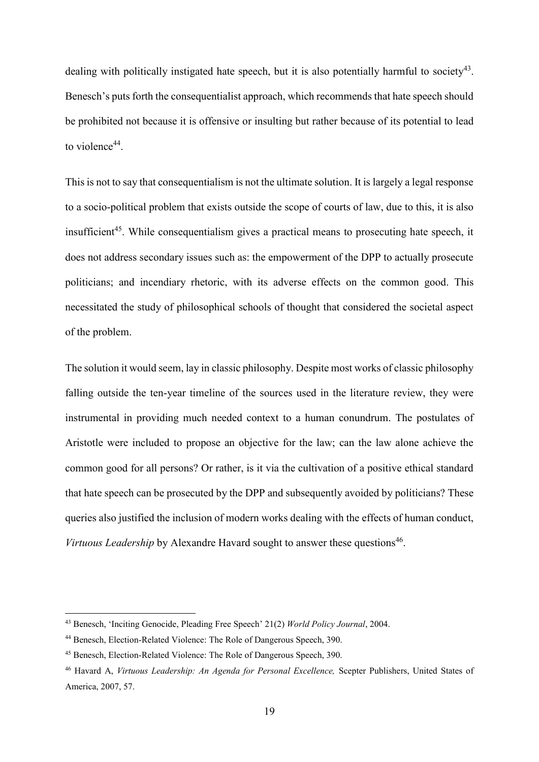dealing with politically instigated hate speech, but it is also potentially harmful to society[43]. Benesch's puts forth the consequentialist approach, which recommends that hate speech should be prohibited not because it is offensive or insulting but rather because of its potential to lead to violence[44].

This is not to say that consequentialism is not the ultimate solution. It is largely a legal response to a socio-political problem that exists outside the scope of courts of law, due to this, it is also insufficient[45]. While consequentialism gives a practical means to prosecuting hate speech, it does not address secondary issues such as: the empowerment of the DPP to actually prosecute politicians; and incendiary rhetoric, with its adverse effects on the common good. This necessitated the study of philosophical schools of thought that considered the societal aspect of the problem.

The solution it would seem, lay in classic philosophy. Despite most works of classic philosophy falling outside the ten-year timeline of the sources used in the literature review, they were instrumental in providing much needed context to a human conundrum. The postulates of Aristotle were included to propose an objective for the law; can the law alone achieve the common good for all persons? Or rather, is it via the cultivation of a positive ethical standard that hate speech can be prosecuted by the DPP and subsequently avoided by politicians? These queries also justified the inclusion of modern works dealing with the effects of human conduct, *Virtuous Leadership* by Alexandre Havard sought to answer these questions[46].

---

[43] Benesch, 'Inciting Genocide, Pleading Free Speech' 21(2) *World Policy Journal*, 2004.

[44] Benesch, Election-Related Violence: The Role of Dangerous Speech, 390.

[45] Benesch, Election-Related Violence: The Role of Dangerous Speech, 390.

[46] Havard A, *Virtuous Leadership: An Agenda for Personal Excellence,* Scepter Publishers, United States of America, 2007, 57.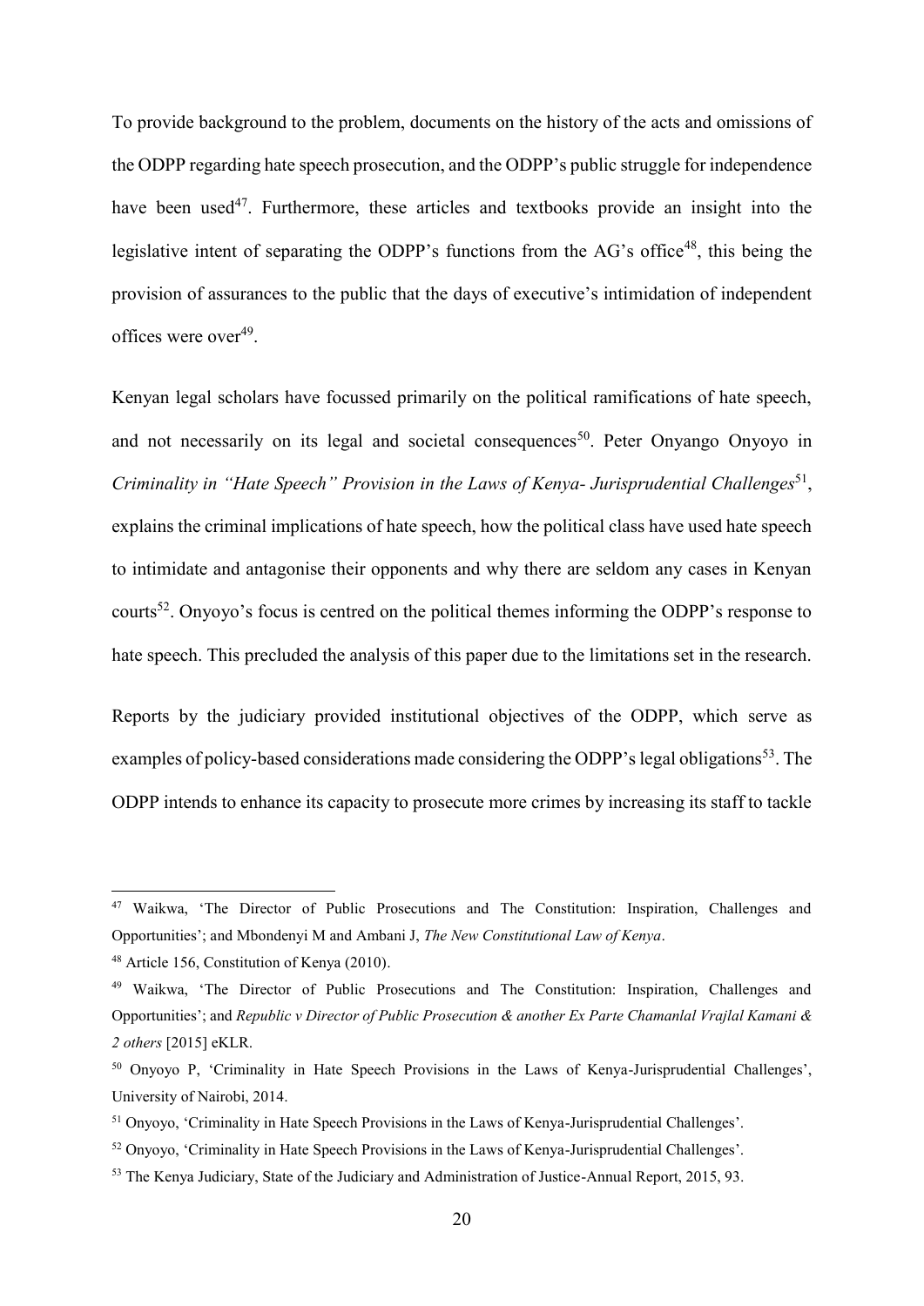To provide background to the problem, documents on the history of the acts and omissions of the ODPP regarding hate speech prosecution, and the ODPP's public struggle for independence have been used[47]. Furthermore, these articles and textbooks provide an insight into the legislative intent of separating the ODPP's functions from the AG's office[48], this being the provision of assurances to the public that the days of executive's intimidation of independent offices were over[49].

Kenyan legal scholars have focussed primarily on the political ramifications of hate speech, and not necessarily on its legal and societal consequences[50]. Peter Onyango Onyoyo in *Criminality in "Hate Speech" Provision in the Laws of Kenya- Jurisprudential Challenges*[51], explains the criminal implications of hate speech, how the political class have used hate speech to intimidate and antagonise their opponents and why there are seldom any cases in Kenyan courts[52]. Onyoyo's focus is centred on the political themes informing the ODPP's response to hate speech. This precluded the analysis of this paper due to the limitations set in the research.

Reports by the judiciary provided institutional objectives of the ODPP, which serve as examples of policy-based considerations made considering the ODPP's legal obligations[53]. The ODPP intends to enhance its capacity to prosecute more crimes by increasing its staff to tackle

---

[47] Waikwa, 'The Director of Public Prosecutions and The Constitution: Inspiration, Challenges and Opportunities'; and Mbondenyi M and Ambani J, *The New Constitutional Law of Kenya*.

[48] Article 156, Constitution of Kenya (2010).

[49] Waikwa, 'The Director of Public Prosecutions and The Constitution: Inspiration, Challenges and Opportunities'; and *Republic v Director of Public Prosecution & another Ex Parte Chamanlal Vrajlal Kamani & 2 others* [2015] eKLR.

[50] Onyoyo P, 'Criminality in Hate Speech Provisions in the Laws of Kenya-Jurisprudential Challenges', University of Nairobi, 2014.

[51] Onyoyo, 'Criminality in Hate Speech Provisions in the Laws of Kenya-Jurisprudential Challenges'.

[52] Onyoyo, 'Criminality in Hate Speech Provisions in the Laws of Kenya-Jurisprudential Challenges'.

[53] The Kenya Judiciary, State of the Judiciary and Administration of Justice-Annual Report, 2015, 93.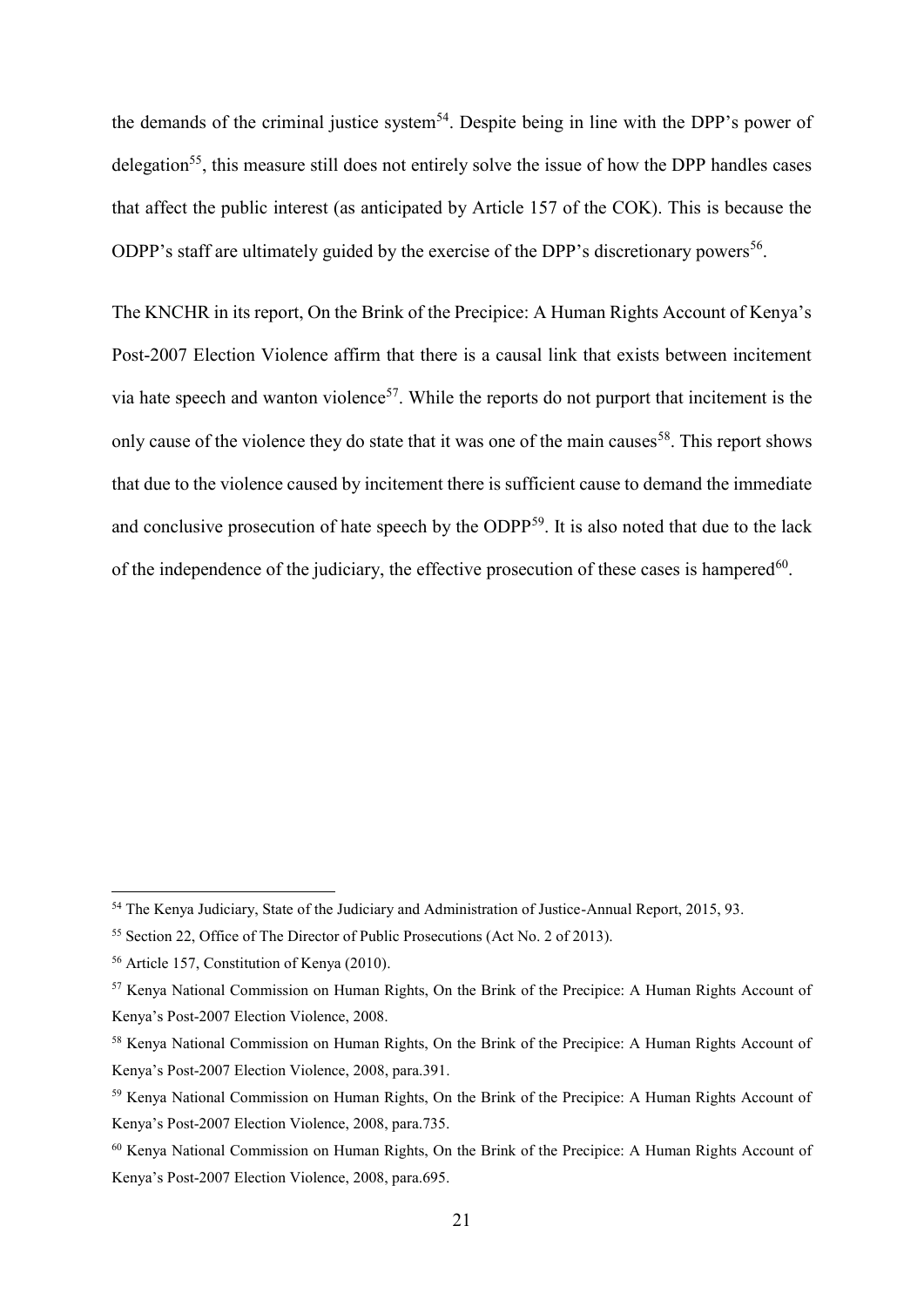the demands of the criminal justice system[54]. Despite being in line with the DPP's power of delegation[55], this measure still does not entirely solve the issue of how the DPP handles cases that affect the public interest (as anticipated by Article 157 of the COK). This is because the ODPP's staff are ultimately guided by the exercise of the DPP's discretionary powers[56].

The KNCHR in its report, On the Brink of the Precipice: A Human Rights Account of Kenya's Post-2007 Election Violence affirm that there is a causal link that exists between incitement via hate speech and wanton violence[57]. While the reports do not purport that incitement is the only cause of the violence they do state that it was one of the main causes[58]. This report shows that due to the violence caused by incitement there is sufficient cause to demand the immediate and conclusive prosecution of hate speech by the ODPP[59]. It is also noted that due to the lack of the independence of the judiciary, the effective prosecution of these cases is hampered[60].

---

[54] The Kenya Judiciary, State of the Judiciary and Administration of Justice-Annual Report, 2015, 93.

[55] Section 22, Office of The Director of Public Prosecutions (Act No. 2 of 2013).

[56] Article 157, Constitution of Kenya (2010).

[57] Kenya National Commission on Human Rights, On the Brink of the Precipice: A Human Rights Account of Kenya's Post-2007 Election Violence, 2008.

[58] Kenya National Commission on Human Rights, On the Brink of the Precipice: A Human Rights Account of Kenya's Post-2007 Election Violence, 2008, para.391.

[59] Kenya National Commission on Human Rights, On the Brink of the Precipice: A Human Rights Account of Kenya's Post-2007 Election Violence, 2008, para.735.

[60] Kenya National Commission on Human Rights, On the Brink of the Precipice: A Human Rights Account of Kenya's Post-2007 Election Violence, 2008, para.695.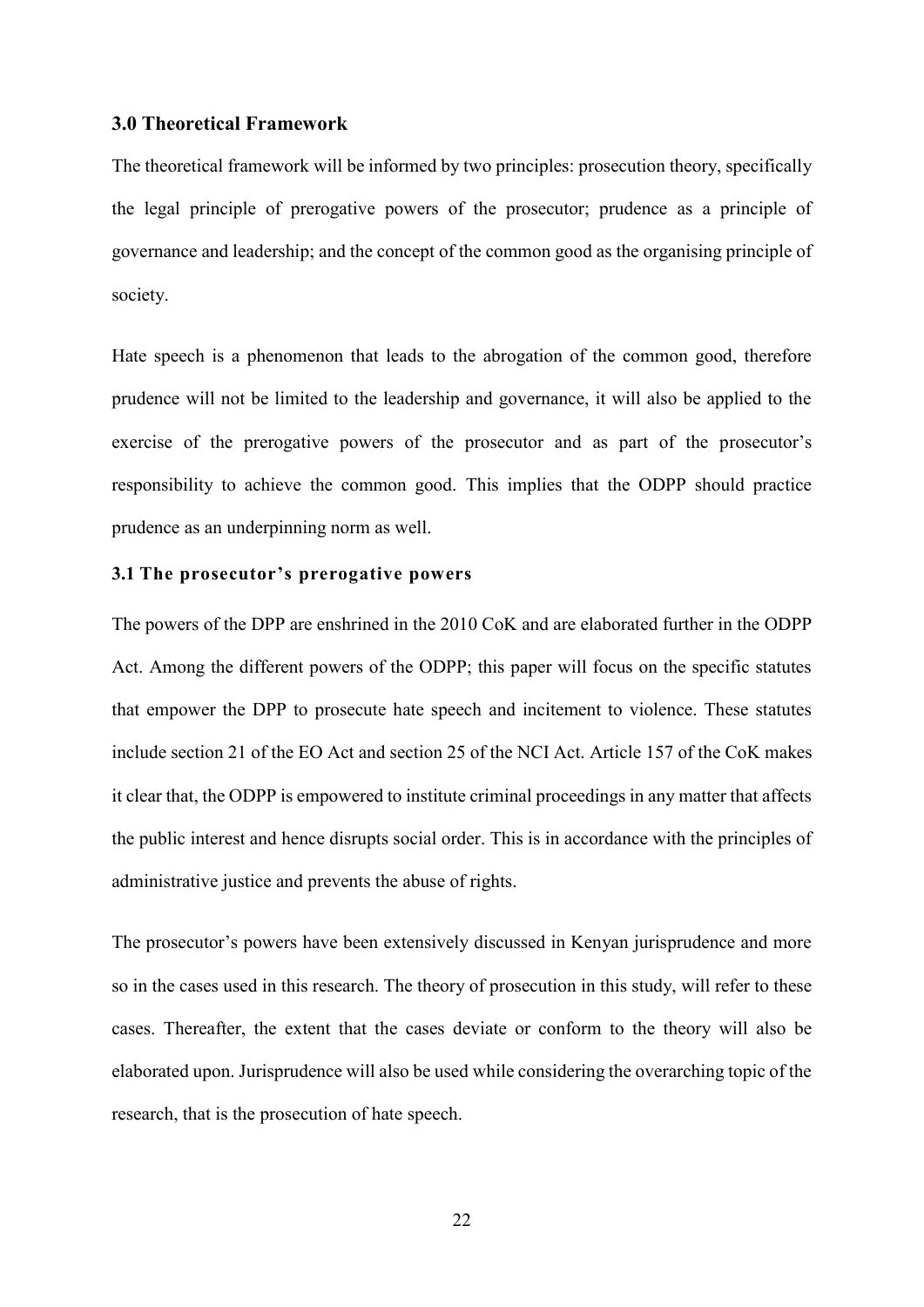## 3.0 Theoretical Framework

The theoretical framework will be informed by two principles: prosecution theory, specifically the legal principle of prerogative powers of the prosecutor; prudence as a principle of governance and leadership; and the concept of the common good as the organising principle of society.

Hate speech is a phenomenon that leads to the abrogation of the common good, therefore prudence will not be limited to the leadership and governance, it will also be applied to the exercise of the prerogative powers of the prosecutor and as part of the prosecutor's responsibility to achieve the common good. This implies that the ODPP should practice prudence as an underpinning norm as well.

### 3.1 The prosecutor's prerogative powers

The powers of the DPP are enshrined in the 2010 CoK and are elaborated further in the ODPP Act. Among the different powers of the ODPP; this paper will focus on the specific statutes that empower the DPP to prosecute hate speech and incitement to violence. These statutes include section 21 of the EO Act and section 25 of the NCI Act. Article 157 of the CoK makes it clear that, the ODPP is empowered to institute criminal proceedings in any matter that affects the public interest and hence disrupts social order. This is in accordance with the principles of administrative justice and prevents the abuse of rights.

The prosecutor's powers have been extensively discussed in Kenyan jurisprudence and more so in the cases used in this research. The theory of prosecution in this study, will refer to these cases. Thereafter, the extent that the cases deviate or conform to the theory will also be elaborated upon. Jurisprudence will also be used while considering the overarching topic of the research, that is the prosecution of hate speech.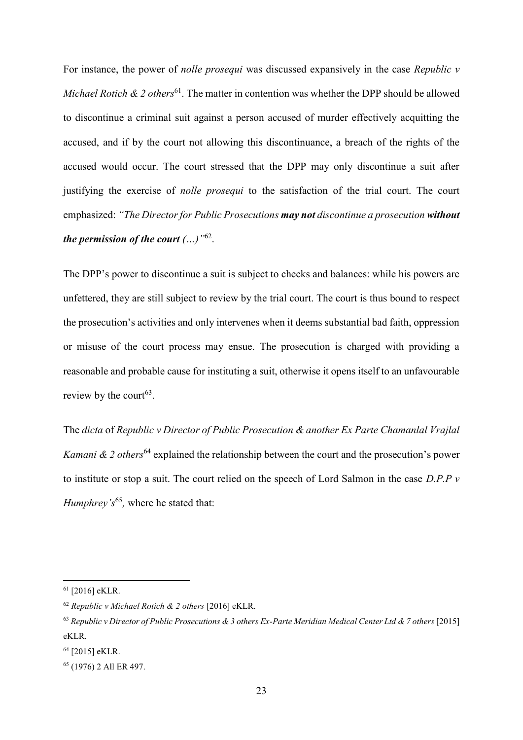For instance, the power of *nolle prosequi* was discussed expansively in the case *Republic v Michael Rotich & 2 others*[61]. The matter in contention was whether the DPP should be allowed to discontinue a criminal suit against a person accused of murder effectively acquitting the accused, and if by the court not allowing this discontinuance, a breach of the rights of the accused would occur. The court stressed that the DPP may only discontinue a suit after justifying the exercise of *nolle prosequi* to the satisfaction of the trial court. The court emphasized: *"The Director for Public Prosecutions* ***may not*** *discontinue a prosecution* ***without the permission of the court (…)"***[62].

The DPP's power to discontinue a suit is subject to checks and balances: while his powers are unfettered, they are still subject to review by the trial court. The court is thus bound to respect the prosecution's activities and only intervenes when it deems substantial bad faith, oppression or misuse of the court process may ensue. The prosecution is charged with providing a reasonable and probable cause for instituting a suit, otherwise it opens itself to an unfavourable review by the court[63].

The *dicta* of *Republic v Director of Public Prosecution & another Ex Parte Chamanlal Vrajlal Kamani & 2 others*[64] explained the relationship between the court and the prosecution's power to institute or stop a suit. The court relied on the speech of Lord Salmon in the case *D.P.P v Humphrey's*[65], where he stated that:

---

[61] [2016] eKLR.

[62] *Republic v Michael Rotich & 2 others* [2016] eKLR.

[63] *Republic v Director of Public Prosecutions & 3 others Ex-Parte Meridian Medical Center Ltd & 7 others* [2015] eKLR.

[64] [2015] eKLR.

[65] (1976) 2 All ER 497.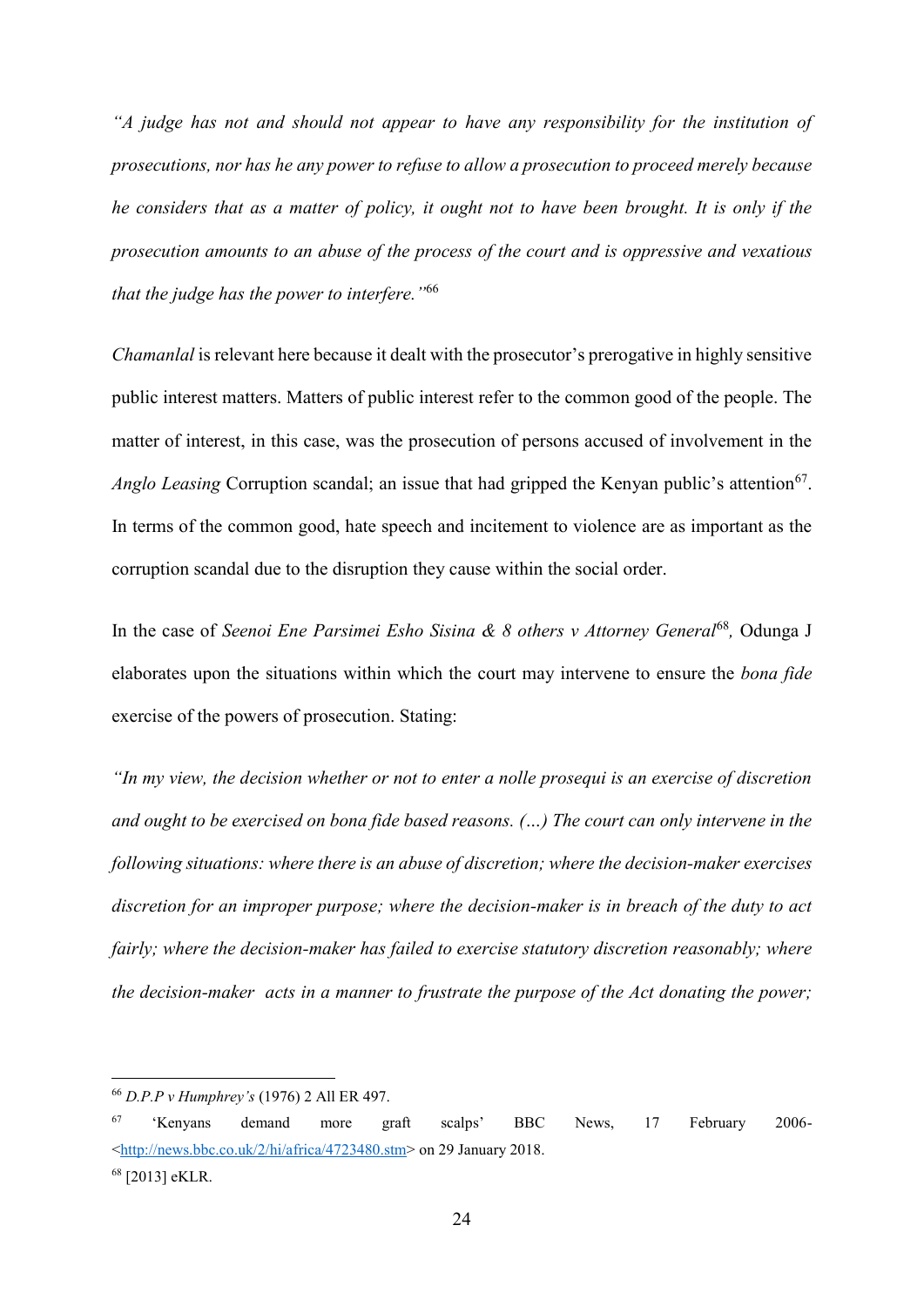*"A judge has not and should not appear to have any responsibility for the institution of prosecutions, nor has he any power to refuse to allow a prosecution to proceed merely because he considers that as a matter of policy, it ought not to have been brought. It is only if the prosecution amounts to an abuse of the process of the court and is oppressive and vexatious that the judge has the power to interfere."*[66]

*Chamanlal* is relevant here because it dealt with the prosecutor's prerogative in highly sensitive public interest matters. Matters of public interest refer to the common good of the people. The matter of interest, in this case, was the prosecution of persons accused of involvement in the *Anglo Leasing* Corruption scandal; an issue that had gripped the Kenyan public's attention[67]. In terms of the common good, hate speech and incitement to violence are as important as the corruption scandal due to the disruption they cause within the social order.

In the case of *Seenoi Ene Parsimei Esho Sisina & 8 others v Attorney General*[68]*,* Odunga J elaborates upon the situations within which the court may intervene to ensure the *bona fide* exercise of the powers of prosecution. Stating:

*"In my view, the decision whether or not to enter a nolle prosequi is an exercise of discretion and ought to be exercised on bona fide based reasons. (…) The court can only intervene in the following situations: where there is an abuse of discretion; where the decision-maker exercises discretion for an improper purpose; where the decision-maker is in breach of the duty to act fairly; where the decision-maker has failed to exercise statutory discretion reasonably; where the decision-maker acts in a manner to frustrate the purpose of the Act donating the power;*

---

[66] *D.P.P v Humphrey's* (1976) 2 All ER 497.

[67] 'Kenyans demand more graft scalps' BBC News, 17 February 2006- <http://news.bbc.co.uk/2/hi/africa/4723480.stm> on 29 January 2018.

[68] [2013] eKLR.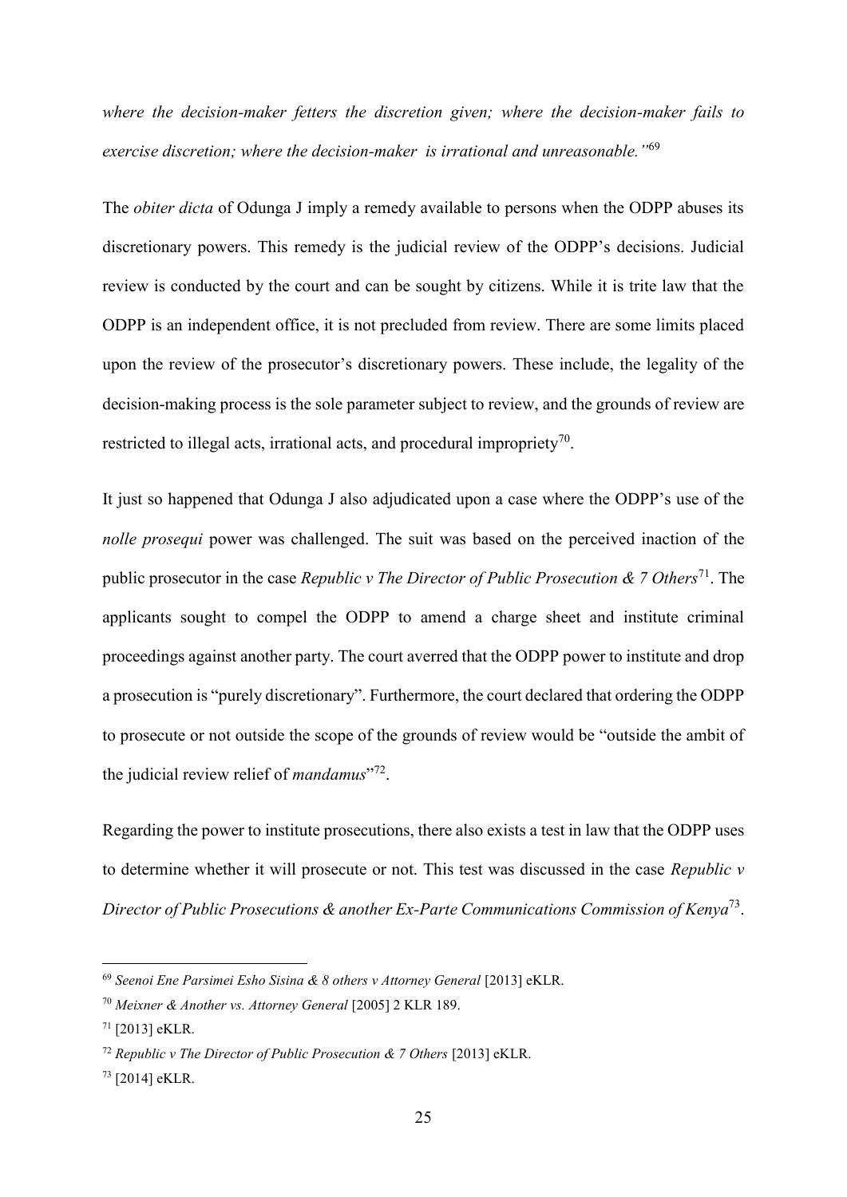*where the decision-maker fetters the discretion given; where the decision-maker fails to exercise discretion; where the decision-maker is irrational and unreasonable."*[69]

The *obiter dicta* of Odunga J imply a remedy available to persons when the ODPP abuses its discretionary powers. This remedy is the judicial review of the ODPP's decisions. Judicial review is conducted by the court and can be sought by citizens. While it is trite law that the ODPP is an independent office, it is not precluded from review. There are some limits placed upon the review of the prosecutor's discretionary powers. These include, the legality of the decision-making process is the sole parameter subject to review, and the grounds of review are restricted to illegal acts, irrational acts, and procedural impropriety[70].

It just so happened that Odunga J also adjudicated upon a case where the ODPP's use of the *nolle prosequi* power was challenged. The suit was based on the perceived inaction of the public prosecutor in the case *Republic v The Director of Public Prosecution & 7 Others*[71]. The applicants sought to compel the ODPP to amend a charge sheet and institute criminal proceedings against another party. The court averred that the ODPP power to institute and drop a prosecution is "purely discretionary". Furthermore, the court declared that ordering the ODPP to prosecute or not outside the scope of the grounds of review would be "outside the ambit of the judicial review relief of *mandamus*"[72].

Regarding the power to institute prosecutions, there also exists a test in law that the ODPP uses to determine whether it will prosecute or not. This test was discussed in the case *Republic v Director of Public Prosecutions & another Ex-Parte Communications Commission of Kenya*[73].

---

[69] *Seenoi Ene Parsimei Esho Sisina & 8 others v Attorney General* [2013] eKLR.

[70] *Meixner & Another vs. Attorney General* [2005] 2 KLR 189.

[71] [2013] eKLR.

[72] *Republic v The Director of Public Prosecution & 7 Others* [2013] eKLR.

[73] [2014] eKLR.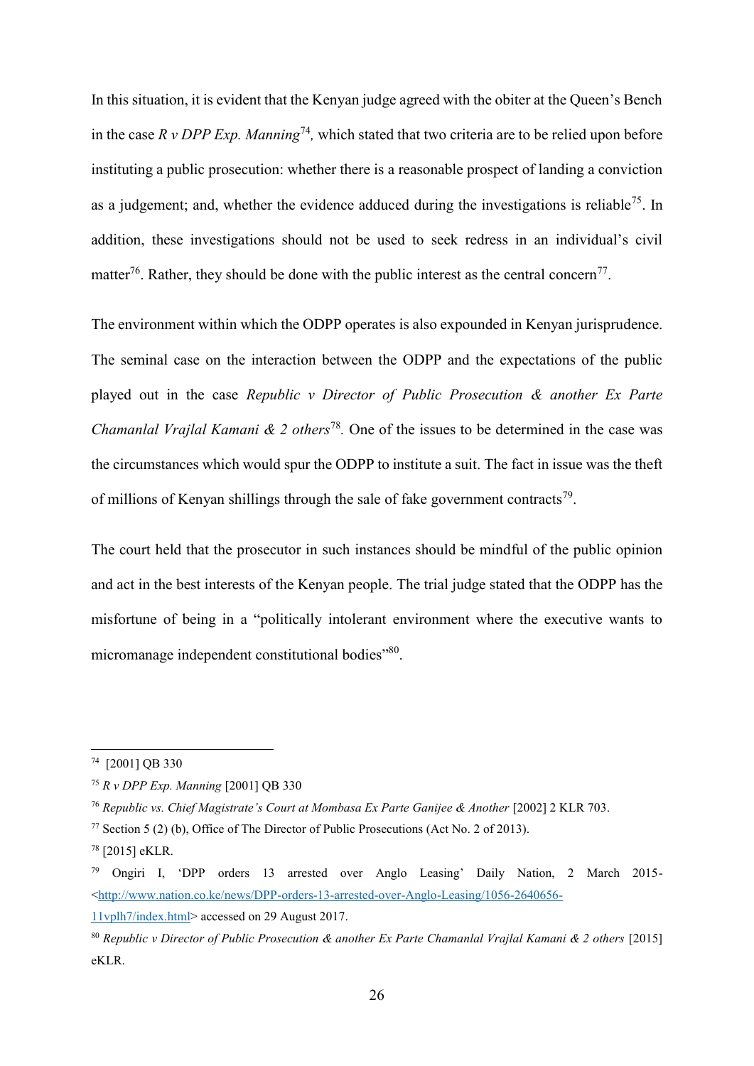In this situation, it is evident that the Kenyan judge agreed with the obiter at the Queen's Bench in the case *R v DPP Exp. Manning*[74], which stated that two criteria are to be relied upon before instituting a public prosecution: whether there is a reasonable prospect of landing a conviction as a judgement; and, whether the evidence adduced during the investigations is reliable[75]. In addition, these investigations should not be used to seek redress in an individual's civil matter[76]. Rather, they should be done with the public interest as the central concern[77].

The environment within which the ODPP operates is also expounded in Kenyan jurisprudence. The seminal case on the interaction between the ODPP and the expectations of the public played out in the case *Republic v Director of Public Prosecution & another Ex Parte Chamanlal Vrajlal Kamani & 2 others*[78]. One of the issues to be determined in the case was the circumstances which would spur the ODPP to institute a suit. The fact in issue was the theft of millions of Kenyan shillings through the sale of fake government contracts[79].

The court held that the prosecutor in such instances should be mindful of the public opinion and act in the best interests of the Kenyan people. The trial judge stated that the ODPP has the misfortune of being in a "politically intolerant environment where the executive wants to micromanage independent constitutional bodies"[80].

---

[74] [2001] QB 330

[75] *R v DPP Exp. Manning* [2001] QB 330

[76] *Republic vs. Chief Magistrate's Court at Mombasa Ex Parte Ganijee & Another* [2002] 2 KLR 703.

[77] Section 5 (2) (b), Office of The Director of Public Prosecutions (Act No. 2 of 2013).

[78] [2015] eKLR.

[79] Ongiri I, 'DPP orders 13 arrested over Anglo Leasing' Daily Nation, 2 March 2015- <http://www.nation.co.ke/news/DPP-orders-13-arrested-over-Anglo-Leasing/1056-2640656-11vplh7/index.html> accessed on 29 August 2017.

[80] *Republic v Director of Public Prosecution & another Ex Parte Chamanlal Vrajlal Kamani & 2 others* [2015] eKLR.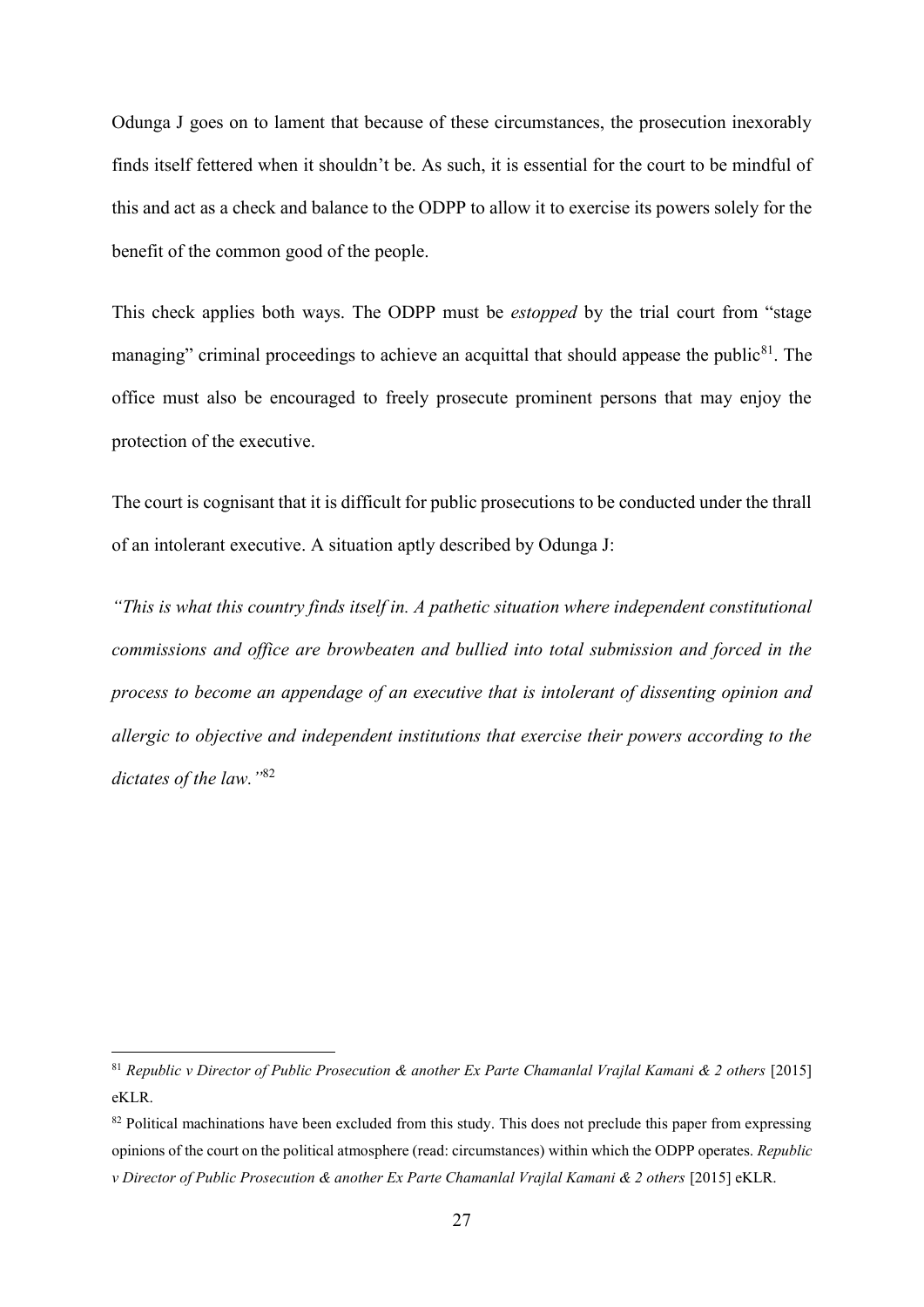Odunga J goes on to lament that because of these circumstances, the prosecution inexorably finds itself fettered when it shouldn't be. As such, it is essential for the court to be mindful of this and act as a check and balance to the ODPP to allow it to exercise its powers solely for the benefit of the common good of the people.

This check applies both ways. The ODPP must be *estopped* by the trial court from "stage managing" criminal proceedings to achieve an acquittal that should appease the public[81]. The office must also be encouraged to freely prosecute prominent persons that may enjoy the protection of the executive.

The court is cognisant that it is difficult for public prosecutions to be conducted under the thrall of an intolerant executive. A situation aptly described by Odunga J:

*"This is what this country finds itself in. A pathetic situation where independent constitutional commissions and office are browbeaten and bullied into total submission and forced in the process to become an appendage of an executive that is intolerant of dissenting opinion and allergic to objective and independent institutions that exercise their powers according to the dictates of the law."*[82]

---

[81] *Republic v Director of Public Prosecution & another Ex Parte Chamanlal Vrajlal Kamani & 2 others* [2015] eKLR.

[82] Political machinations have been excluded from this study. This does not preclude this paper from expressing opinions of the court on the political atmosphere (read: circumstances) within which the ODPP operates. *Republic v Director of Public Prosecution & another Ex Parte Chamanlal Vrajlal Kamani & 2 others* [2015] eKLR.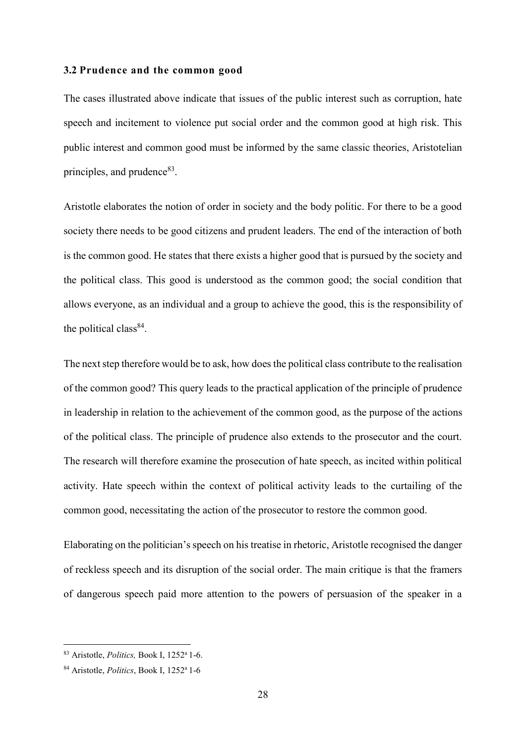### 3.2 Prudence and the common good

The cases illustrated above indicate that issues of the public interest such as corruption, hate speech and incitement to violence put social order and the common good at high risk. This public interest and common good must be informed by the same classic theories, Aristotelian principles, and prudence[83].

Aristotle elaborates the notion of order in society and the body politic. For there to be a good society there needs to be good citizens and prudent leaders. The end of the interaction of both is the common good. He states that there exists a higher good that is pursued by the society and the political class. This good is understood as the common good; the social condition that allows everyone, as an individual and a group to achieve the good, this is the responsibility of the political class[84].

The next step therefore would be to ask, how does the political class contribute to the realisation of the common good? This query leads to the practical application of the principle of prudence in leadership in relation to the achievement of the common good, as the purpose of the actions of the political class. The principle of prudence also extends to the prosecutor and the court. The research will therefore examine the prosecution of hate speech, as incited within political activity. Hate speech within the context of political activity leads to the curtailing of the common good, necessitating the action of the prosecutor to restore the common good.

Elaborating on the politician's speech on his treatise in rhetoric, Aristotle recognised the danger of reckless speech and its disruption of the social order. The main critique is that the framers of dangerous speech paid more attention to the powers of persuasion of the speaker in a

---

[83] Aristotle, *Politics,* Book I, 1252[a] 1-6.

[84] Aristotle, *Politics*, Book I, 1252[a] 1-6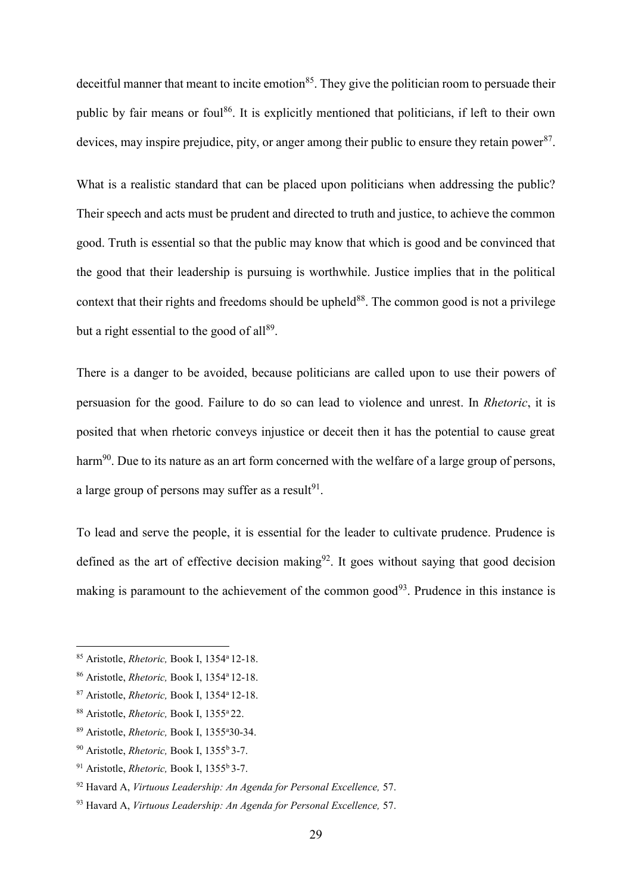deceitful manner that meant to incite emotion[85]. They give the politician room to persuade their public by fair means or foul[86]. It is explicitly mentioned that politicians, if left to their own devices, may inspire prejudice, pity, or anger among their public to ensure they retain power[87].

What is a realistic standard that can be placed upon politicians when addressing the public? Their speech and acts must be prudent and directed to truth and justice, to achieve the common good. Truth is essential so that the public may know that which is good and be convinced that the good that their leadership is pursuing is worthwhile. Justice implies that in the political context that their rights and freedoms should be upheld[88]. The common good is not a privilege but a right essential to the good of all[89].

There is a danger to be avoided, because politicians are called upon to use their powers of persuasion for the good. Failure to do so can lead to violence and unrest. In *Rhetoric*, it is posited that when rhetoric conveys injustice or deceit then it has the potential to cause great harm[90]. Due to its nature as an art form concerned with the welfare of a large group of persons, a large group of persons may suffer as a result[91].

To lead and serve the people, it is essential for the leader to cultivate prudence. Prudence is defined as the art of effective decision making[92]. It goes without saying that good decision making is paramount to the achievement of the common good[93]. Prudence in this instance is

---

[85] Aristotle, *Rhetoric,* Book I, 1354[a] 12-18.

[86] Aristotle, *Rhetoric,* Book I, 1354[a] 12-18.

[87] Aristotle, *Rhetoric,* Book I, 1354[a] 12-18.

[88] Aristotle, *Rhetoric,* Book I, 1355[a] 22.

[89] Aristotle, *Rhetoric,* Book I, 1355[a]30-34.

[90] Aristotle, *Rhetoric,* Book I, 1355[b] 3-7.

[91] Aristotle, *Rhetoric,* Book I, 1355[b] 3-7.

[92] Havard A, *Virtuous Leadership: An Agenda for Personal Excellence,* 57.

[93] Havard A, *Virtuous Leadership: An Agenda for Personal Excellence,* 57.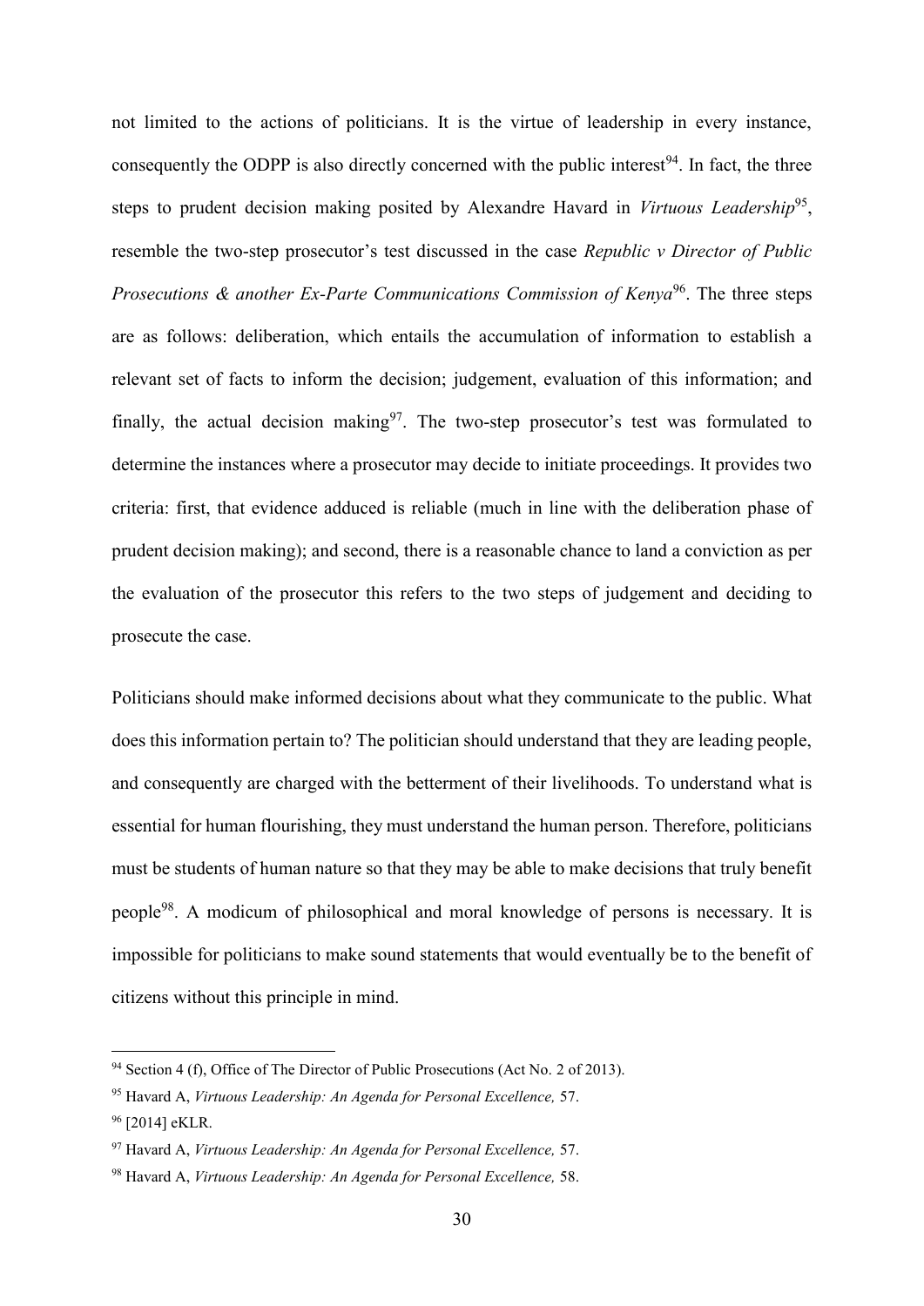not limited to the actions of politicians. It is the virtue of leadership in every instance, consequently the ODPP is also directly concerned with the public interest[94]. In fact, the three steps to prudent decision making posited by Alexandre Havard in *Virtuous Leadership*[95], resemble the two-step prosecutor's test discussed in the case *Republic v Director of Public Prosecutions & another Ex-Parte Communications Commission of Kenya*[96]. The three steps are as follows: deliberation, which entails the accumulation of information to establish a relevant set of facts to inform the decision; judgement, evaluation of this information; and finally, the actual decision making[97]. The two-step prosecutor's test was formulated to determine the instances where a prosecutor may decide to initiate proceedings. It provides two criteria: first, that evidence adduced is reliable (much in line with the deliberation phase of prudent decision making); and second, there is a reasonable chance to land a conviction as per the evaluation of the prosecutor this refers to the two steps of judgement and deciding to prosecute the case.

Politicians should make informed decisions about what they communicate to the public. What does this information pertain to? The politician should understand that they are leading people, and consequently are charged with the betterment of their livelihoods. To understand what is essential for human flourishing, they must understand the human person. Therefore, politicians must be students of human nature so that they may be able to make decisions that truly benefit people[98]. A modicum of philosophical and moral knowledge of persons is necessary. It is impossible for politicians to make sound statements that would eventually be to the benefit of citizens without this principle in mind.

---

[94] Section 4 (f), Office of The Director of Public Prosecutions (Act No. 2 of 2013).

[95] Havard A, *Virtuous Leadership: An Agenda for Personal Excellence,* 57.

[96] [2014] eKLR.

[97] Havard A, *Virtuous Leadership: An Agenda for Personal Excellence,* 57.

[98] Havard A, *Virtuous Leadership: An Agenda for Personal Excellence,* 58.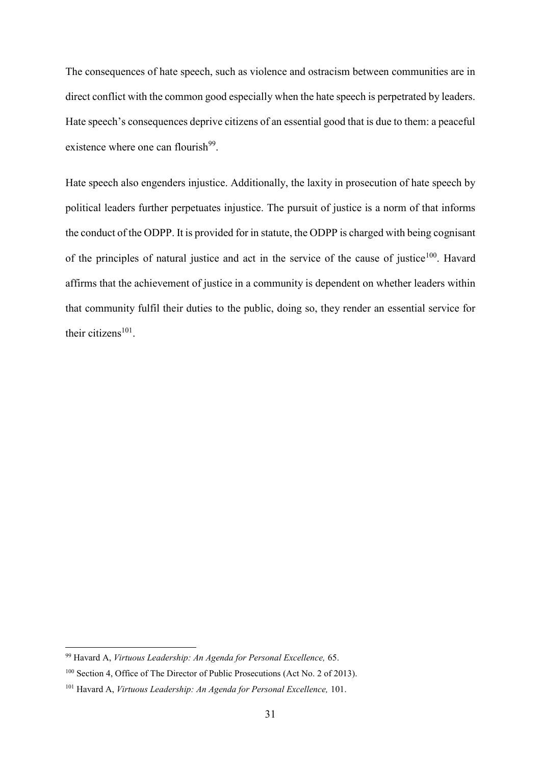The consequences of hate speech, such as violence and ostracism between communities are in direct conflict with the common good especially when the hate speech is perpetrated by leaders. Hate speech's consequences deprive citizens of an essential good that is due to them: a peaceful existence where one can flourish[99].

Hate speech also engenders injustice. Additionally, the laxity in prosecution of hate speech by political leaders further perpetuates injustice. The pursuit of justice is a norm of that informs the conduct of the ODPP. It is provided for in statute, the ODPP is charged with being cognisant of the principles of natural justice and act in the service of the cause of justice[100]. Havard affirms that the achievement of justice in a community is dependent on whether leaders within that community fulfil their duties to the public, doing so, they render an essential service for their citizens[101].

---

[99] Havard A, *Virtuous Leadership: An Agenda for Personal Excellence,* 65.

[100] Section 4, Office of The Director of Public Prosecutions (Act No. 2 of 2013).

[101] Havard A, *Virtuous Leadership: An Agenda for Personal Excellence,* 101.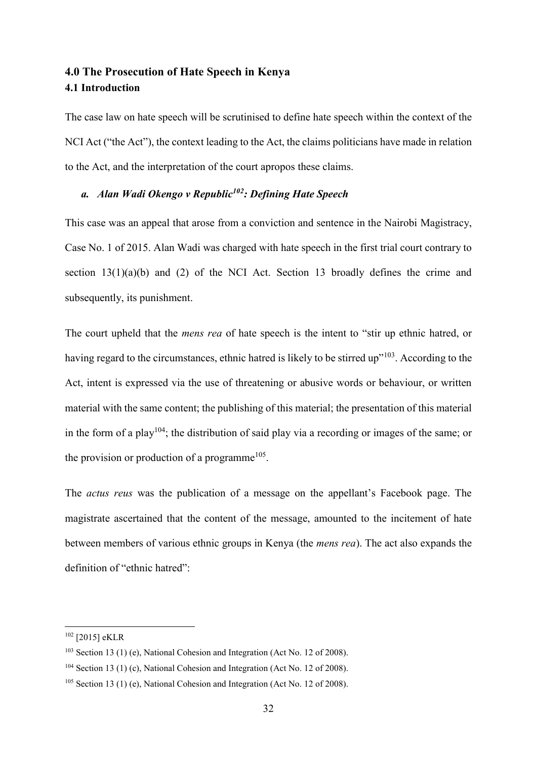## 4.0 The Prosecution of Hate Speech in Kenya

### 4.1 Introduction

The case law on hate speech will be scrutinised to define hate speech within the context of the NCI Act ("the Act"), the context leading to the Act, the claims politicians have made in relation to the Act, and the interpretation of the court apropos these claims.

#### *a. Alan Wadi Okengo v Republic[102]: Defining Hate Speech*

This case was an appeal that arose from a conviction and sentence in the Nairobi Magistracy, Case No. 1 of 2015. Alan Wadi was charged with hate speech in the first trial court contrary to section 13(1)(a)(b) and (2) of the NCI Act. Section 13 broadly defines the crime and subsequently, its punishment.

The court upheld that the *mens rea* of hate speech is the intent to "stir up ethnic hatred, or having regard to the circumstances, ethnic hatred is likely to be stirred up"[103]. According to the Act, intent is expressed via the use of threatening or abusive words or behaviour, or written material with the same content; the publishing of this material; the presentation of this material in the form of a play[104]; the distribution of said play via a recording or images of the same; or the provision or production of a programme[105].

The *actus reus* was the publication of a message on the appellant's Facebook page. The magistrate ascertained that the content of the message, amounted to the incitement of hate between members of various ethnic groups in Kenya (the *mens rea*). The act also expands the definition of "ethnic hatred":

---

[102] [2015] eKLR

[103] Section 13 (1) (e), National Cohesion and Integration (Act No. 12 of 2008).

[104] Section 13 (1) (c), National Cohesion and Integration (Act No. 12 of 2008).

[105] Section 13 (1) (e), National Cohesion and Integration (Act No. 12 of 2008).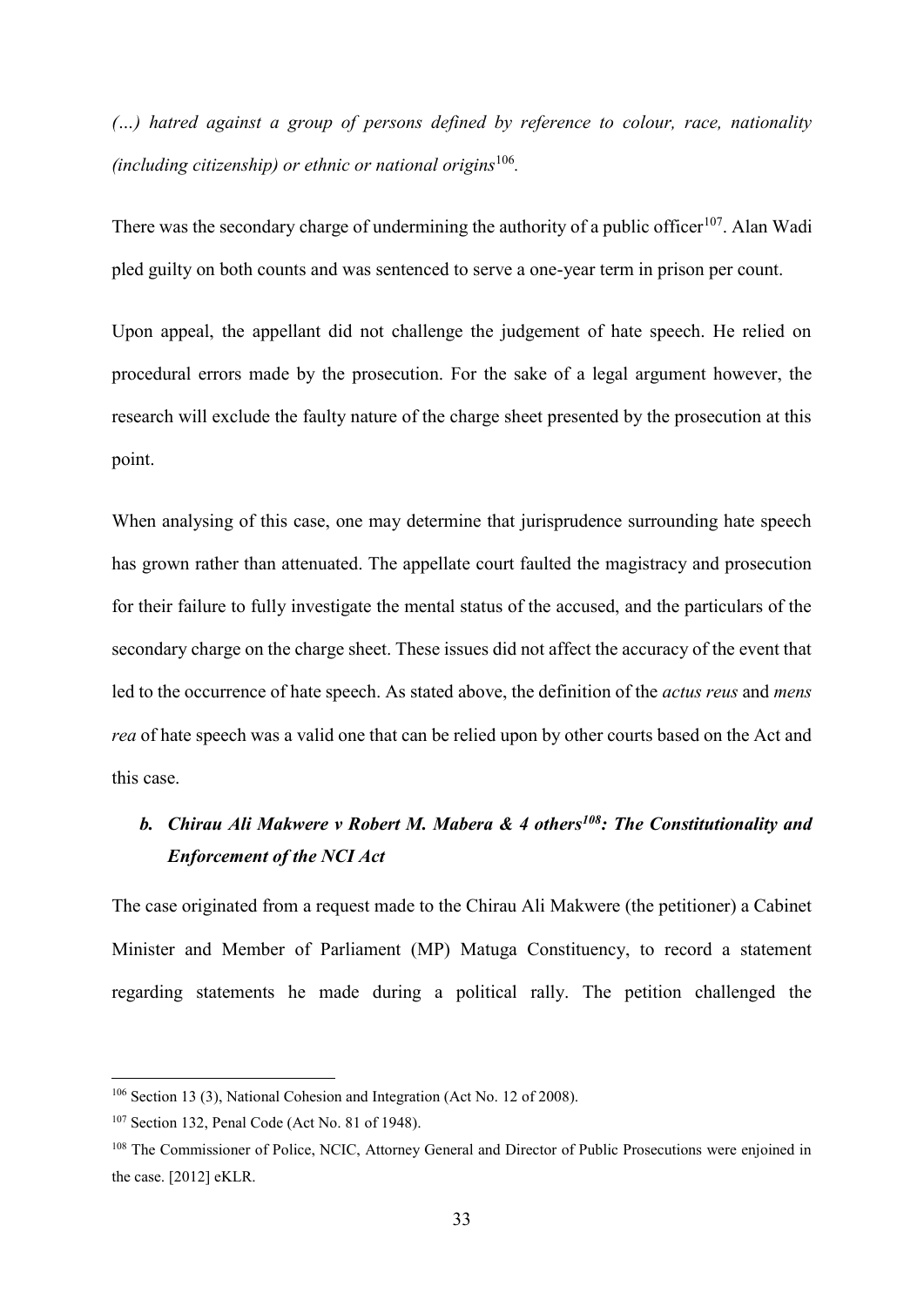*(…) hatred against a group of persons defined by reference to colour, race, nationality (including citizenship) or ethnic or national origins*[106].

There was the secondary charge of undermining the authority of a public officer[107]. Alan Wadi pled guilty on both counts and was sentenced to serve a one-year term in prison per count.

Upon appeal, the appellant did not challenge the judgement of hate speech. He relied on procedural errors made by the prosecution. For the sake of a legal argument however, the research will exclude the faulty nature of the charge sheet presented by the prosecution at this point.

When analysing of this case, one may determine that jurisprudence surrounding hate speech has grown rather than attenuated. The appellate court faulted the magistracy and prosecution for their failure to fully investigate the mental status of the accused, and the particulars of the secondary charge on the charge sheet. These issues did not affect the accuracy of the event that led to the occurrence of hate speech. As stated above, the definition of the *actus reus* and *mens rea* of hate speech was a valid one that can be relied upon by other courts based on the Act and this case.

### b. *Chirau Ali Makwere v Robert M. Mabera & 4 others*[108]*: The Constitutionality and Enforcement of the NCI Act*

The case originated from a request made to the Chirau Ali Makwere (the petitioner) a Cabinet Minister and Member of Parliament (MP) Matuga Constituency, to record a statement regarding statements he made during a political rally. The petition challenged the

---

[106] Section 13 (3), National Cohesion and Integration (Act No. 12 of 2008).

[107] Section 132, Penal Code (Act No. 81 of 1948).

[108] The Commissioner of Police, NCIC, Attorney General and Director of Public Prosecutions were enjoined in the case. [2012] eKLR.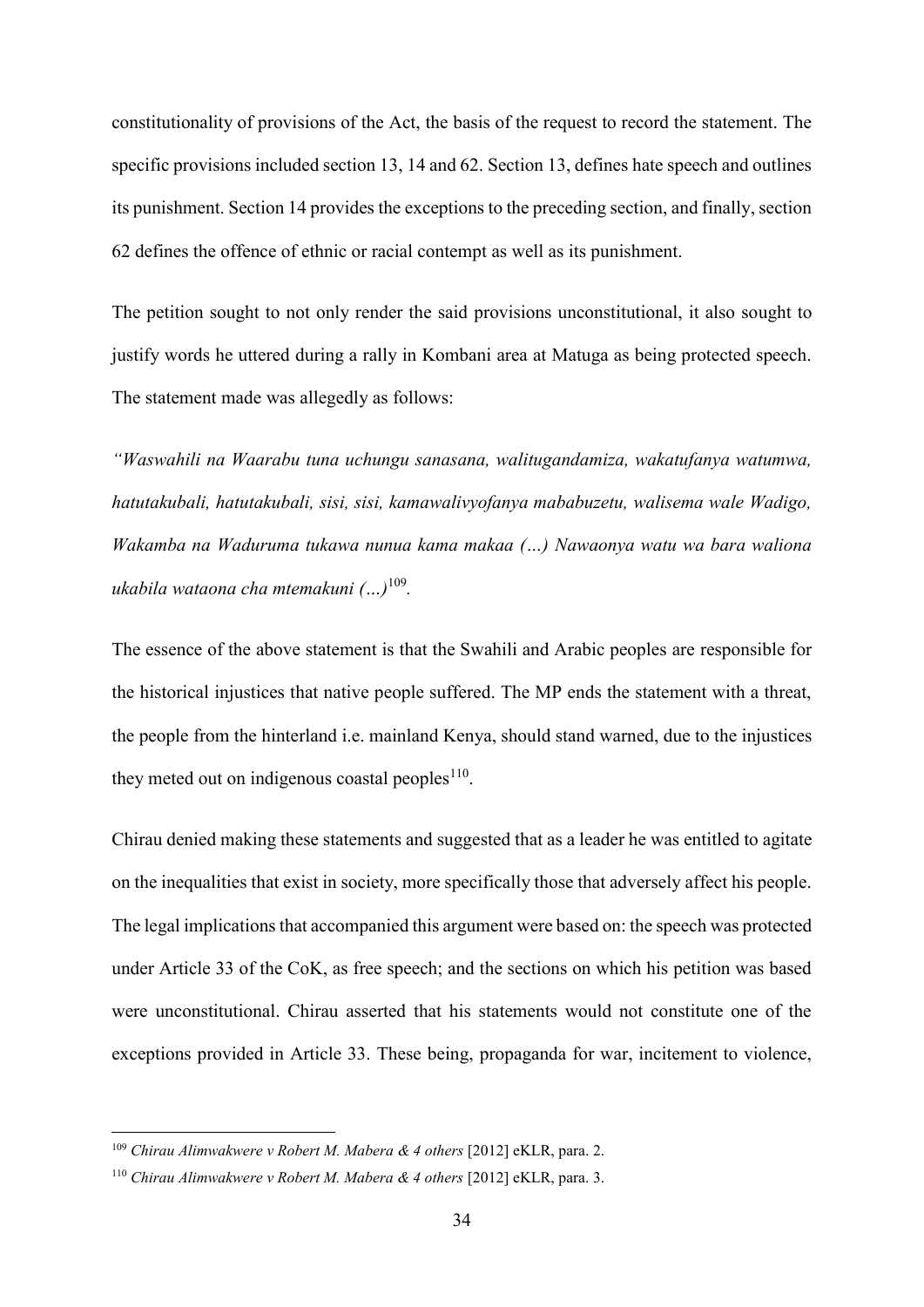constitutionality of provisions of the Act, the basis of the request to record the statement. The specific provisions included section 13, 14 and 62. Section 13, defines hate speech and outlines its punishment. Section 14 provides the exceptions to the preceding section, and finally, section 62 defines the offence of ethnic or racial contempt as well as its punishment.

The petition sought to not only render the said provisions unconstitutional, it also sought to justify words he uttered during a rally in Kombani area at Matuga as being protected speech. The statement made was allegedly as follows:

*"Waswahili na Waarabu tuna uchungu sanasana, walitugandamiza, wakatufanya watumwa, hatutakubali, hatutakubali, sisi, sisi, kamawalivyofanya mababuzetu, walisema wale Wadigo, Wakamba na Waduruma tukawa nunua kama makaa (…) Nawaonya watu wa bara waliona ukabila wataona cha mtemakuni (…)*[109].

The essence of the above statement is that the Swahili and Arabic peoples are responsible for the historical injustices that native people suffered. The MP ends the statement with a threat, the people from the hinterland i.e. mainland Kenya, should stand warned, due to the injustices they meted out on indigenous coastal peoples[110].

Chirau denied making these statements and suggested that as a leader he was entitled to agitate on the inequalities that exist in society, more specifically those that adversely affect his people. The legal implications that accompanied this argument were based on: the speech was protected under Article 33 of the CoK, as free speech; and the sections on which his petition was based were unconstitutional. Chirau asserted that his statements would not constitute one of the exceptions provided in Article 33. These being, propaganda for war, incitement to violence,

---

[109] *Chirau Alimwakwere v Robert M. Mabera & 4 others* [2012] eKLR, para. 2.

[110] *Chirau Alimwakwere v Robert M. Mabera & 4 others* [2012] eKLR, para. 3.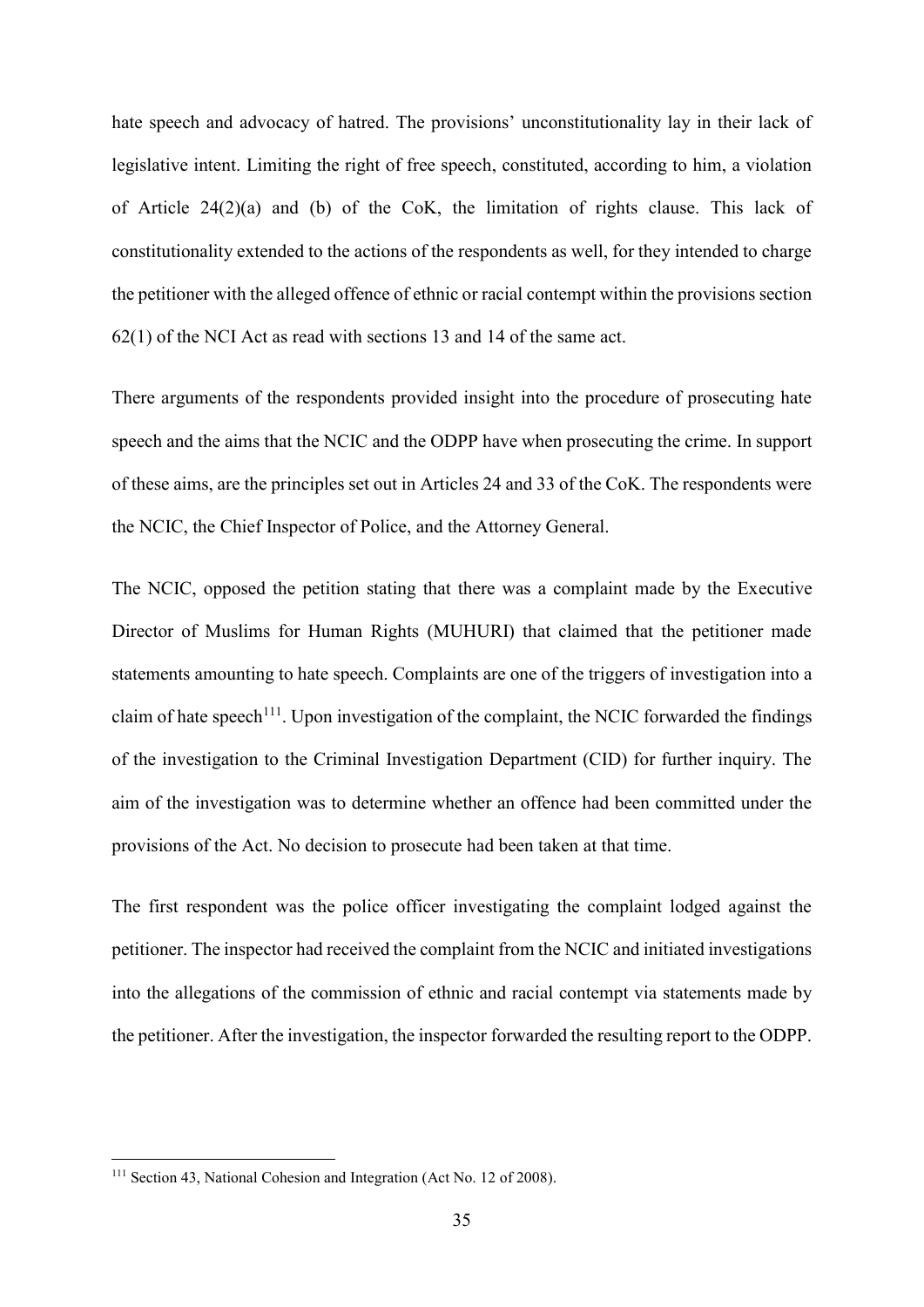hate speech and advocacy of hatred. The provisions' unconstitutionality lay in their lack of legislative intent. Limiting the right of free speech, constituted, according to him, a violation of Article 24(2)(a) and (b) of the CoK, the limitation of rights clause. This lack of constitutionality extended to the actions of the respondents as well, for they intended to charge the petitioner with the alleged offence of ethnic or racial contempt within the provisions section 62(1) of the NCI Act as read with sections 13 and 14 of the same act.

There arguments of the respondents provided insight into the procedure of prosecuting hate speech and the aims that the NCIC and the ODPP have when prosecuting the crime. In support of these aims, are the principles set out in Articles 24 and 33 of the CoK. The respondents were the NCIC, the Chief Inspector of Police, and the Attorney General.

The NCIC, opposed the petition stating that there was a complaint made by the Executive Director of Muslims for Human Rights (MUHURI) that claimed that the petitioner made statements amounting to hate speech. Complaints are one of the triggers of investigation into a claim of hate speech[111]. Upon investigation of the complaint, the NCIC forwarded the findings of the investigation to the Criminal Investigation Department (CID) for further inquiry. The aim of the investigation was to determine whether an offence had been committed under the provisions of the Act. No decision to prosecute had been taken at that time.

The first respondent was the police officer investigating the complaint lodged against the petitioner. The inspector had received the complaint from the NCIC and initiated investigations into the allegations of the commission of ethnic and racial contempt via statements made by the petitioner. After the investigation, the inspector forwarded the resulting report to the ODPP.

[111] Section 43, National Cohesion and Integration (Act No. 12 of 2008).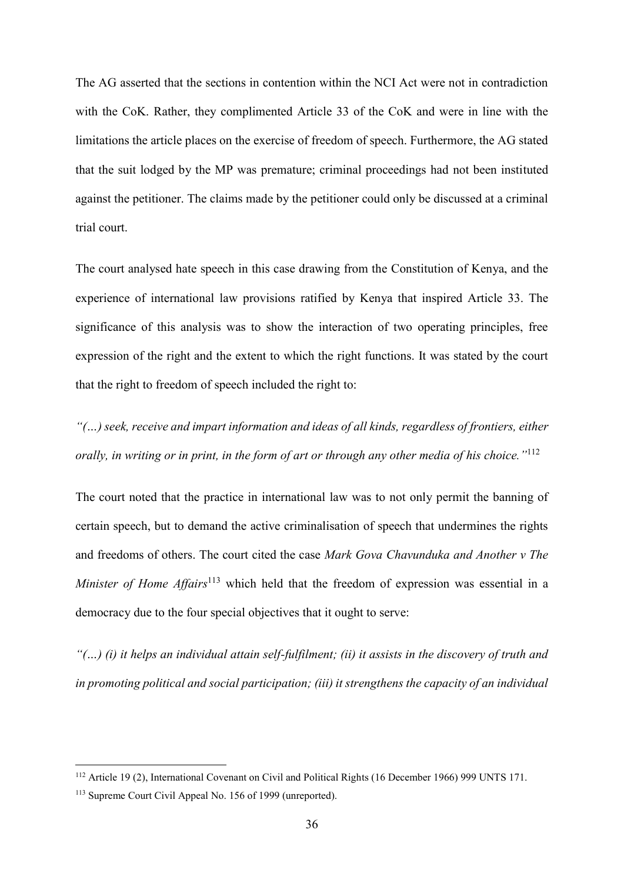The AG asserted that the sections in contention within the NCI Act were not in contradiction with the CoK. Rather, they complimented Article 33 of the CoK and were in line with the limitations the article places on the exercise of freedom of speech. Furthermore, the AG stated that the suit lodged by the MP was premature; criminal proceedings had not been instituted against the petitioner. The claims made by the petitioner could only be discussed at a criminal trial court.

The court analysed hate speech in this case drawing from the Constitution of Kenya, and the experience of international law provisions ratified by Kenya that inspired Article 33. The significance of this analysis was to show the interaction of two operating principles, free expression of the right and the extent to which the right functions. It was stated by the court that the right to freedom of speech included the right to:

*"(…) seek, receive and impart information and ideas of all kinds, regardless of frontiers, either orally, in writing or in print, in the form of art or through any other media of his choice."*[112]

The court noted that the practice in international law was to not only permit the banning of certain speech, but to demand the active criminalisation of speech that undermines the rights and freedoms of others. The court cited the case *Mark Gova Chavunduka and Another v The Minister of Home Affairs*[113] which held that the freedom of expression was essential in a democracy due to the four special objectives that it ought to serve:

*"(…) (i) it helps an individual attain self-fulfilment; (ii) it assists in the discovery of truth and in promoting political and social participation; (iii) it strengthens the capacity of an individual*

---

[112] Article 19 (2), International Covenant on Civil and Political Rights (16 December 1966) 999 UNTS 171.

[113] Supreme Court Civil Appeal No. 156 of 1999 (unreported).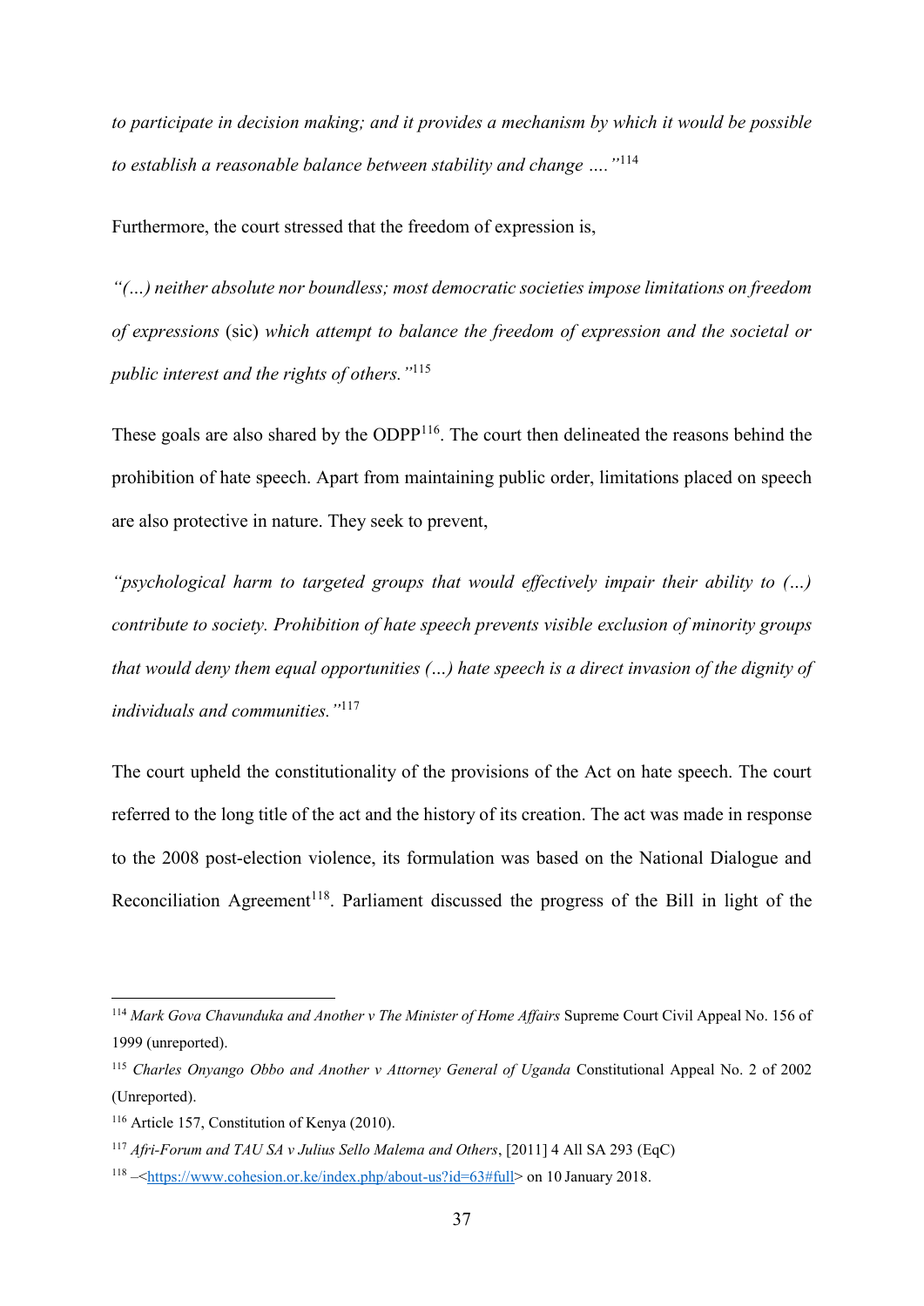*to participate in decision making; and it provides a mechanism by which it would be possible to establish a reasonable balance between stability and change ….”*[114]

Furthermore, the court stressed that the freedom of expression is,

*"(…) neither absolute nor boundless; most democratic societies impose limitations on freedom of expressions* (sic) *which attempt to balance the freedom of expression and the societal or public interest and the rights of others."*[115]

These goals are also shared by the ODPP[116]. The court then delineated the reasons behind the prohibition of hate speech. Apart from maintaining public order, limitations placed on speech are also protective in nature. They seek to prevent,

*"psychological harm to targeted groups that would effectively impair their ability to (…) contribute to society. Prohibition of hate speech prevents visible exclusion of minority groups that would deny them equal opportunities (…) hate speech is a direct invasion of the dignity of individuals and communities."*[117]

The court upheld the constitutionality of the provisions of the Act on hate speech. The court referred to the long title of the act and the history of its creation. The act was made in response to the 2008 post-election violence, its formulation was based on the National Dialogue and Reconciliation Agreement[118]. Parliament discussed the progress of the Bill in light of the

---

[114] *Mark Gova Chavunduka and Another v The Minister of Home Affairs* Supreme Court Civil Appeal No. 156 of 1999 (unreported).

[115] *Charles Onyango Obbo and Another v Attorney General of Uganda* Constitutional Appeal No. 2 of 2002 (Unreported).

[116] Article 157, Constitution of Kenya (2010).

[117] *Afri-Forum and TAU SA v Julius Sello Malema and Others*, [2011] 4 All SA 293 (EqC)

[118] –<https://www.cohesion.or.ke/index.php/about-us?id=63#full> on 10 January 2018.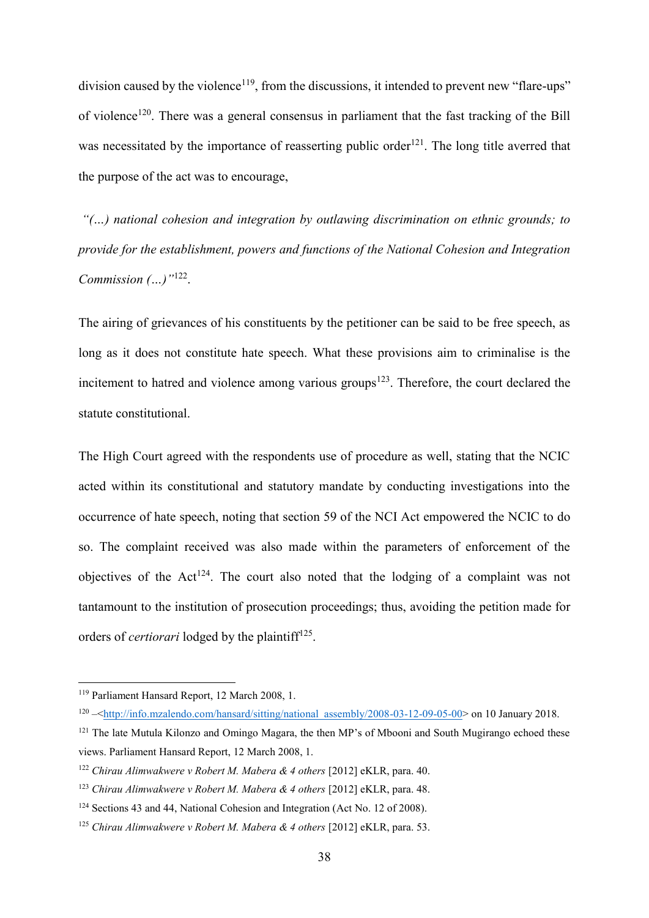division caused by the violence[119], from the discussions, it intended to prevent new "flare-ups" of violence[120]. There was a general consensus in parliament that the fast tracking of the Bill was necessitated by the importance of reasserting public order[121]. The long title averred that the purpose of the act was to encourage,

*"(…) national cohesion and integration by outlawing discrimination on ethnic grounds; to provide for the establishment, powers and functions of the National Cohesion and Integration Commission (…)"*[122].

The airing of grievances of his constituents by the petitioner can be said to be free speech, as long as it does not constitute hate speech. What these provisions aim to criminalise is the incitement to hatred and violence among various groups[123]. Therefore, the court declared the statute constitutional.

The High Court agreed with the respondents use of procedure as well, stating that the NCIC acted within its constitutional and statutory mandate by conducting investigations into the occurrence of hate speech, noting that section 59 of the NCI Act empowered the NCIC to do so. The complaint received was also made within the parameters of enforcement of the objectives of the Act[124]. The court also noted that the lodging of a complaint was not tantamount to the institution of prosecution proceedings; thus, avoiding the petition made for orders of *certiorari* lodged by the plaintiff[125].

---

[119] Parliament Hansard Report, 12 March 2008, 1.

[120] –<http://info.mzalendo.com/hansard/sitting/national_assembly/2008-03-12-09-05-00> on 10 January 2018.

[121] The late Mutula Kilonzo and Omingo Magara, the then MP's of Mbooni and South Mugirango echoed these views. Parliament Hansard Report, 12 March 2008, 1.

[122] *Chirau Alimwakwere v Robert M. Mabera & 4 others* [2012] eKLR, para. 40.

[123] *Chirau Alimwakwere v Robert M. Mabera & 4 others* [2012] eKLR, para. 48.

[124] Sections 43 and 44, National Cohesion and Integration (Act No. 12 of 2008).

[125] *Chirau Alimwakwere v Robert M. Mabera & 4 others* [2012] eKLR, para. 53.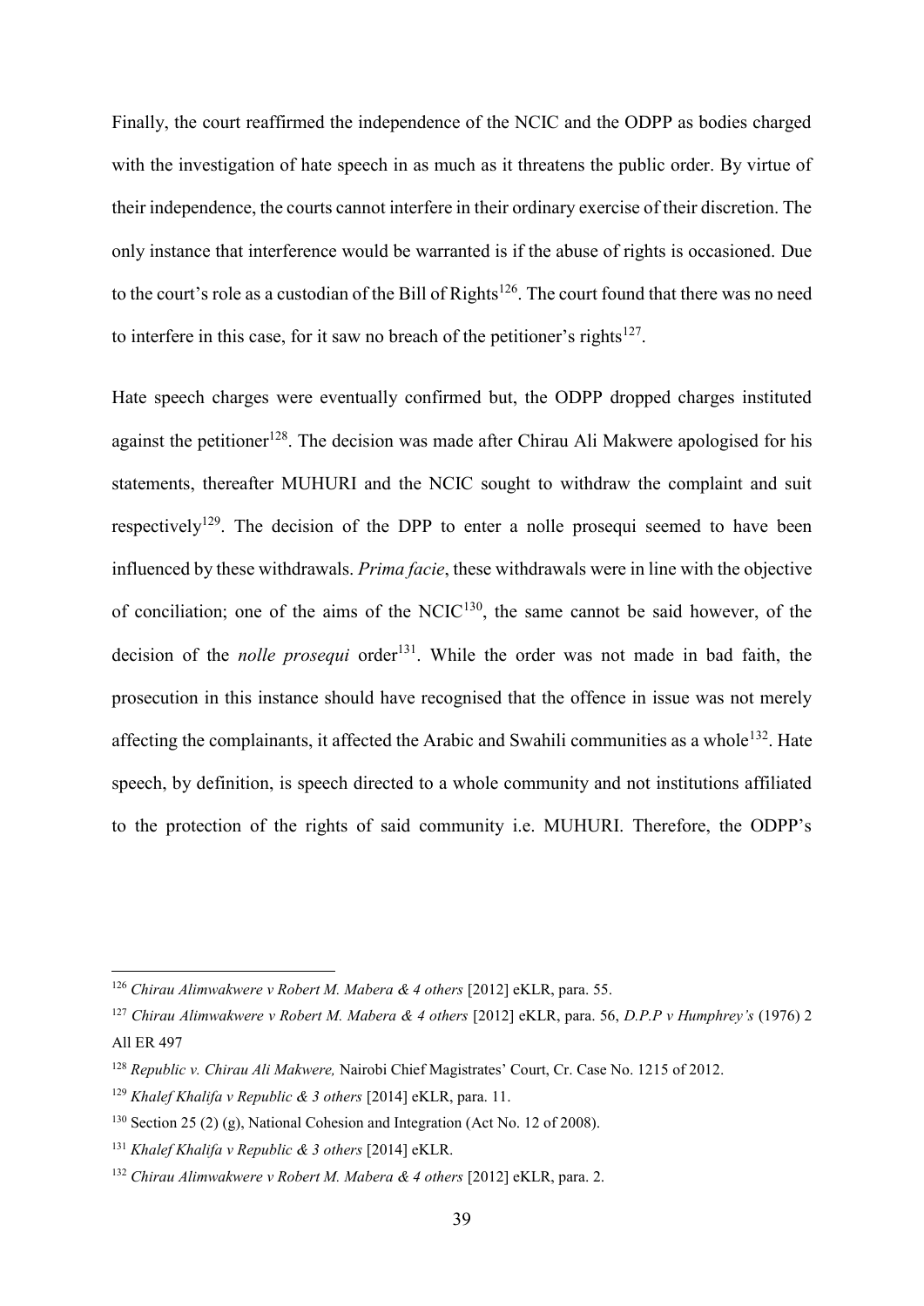Finally, the court reaffirmed the independence of the NCIC and the ODPP as bodies charged with the investigation of hate speech in as much as it threatens the public order. By virtue of their independence, the courts cannot interfere in their ordinary exercise of their discretion. The only instance that interference would be warranted is if the abuse of rights is occasioned. Due to the court's role as a custodian of the Bill of Rights[126]. The court found that there was no need to interfere in this case, for it saw no breach of the petitioner's rights[127].

Hate speech charges were eventually confirmed but, the ODPP dropped charges instituted against the petitioner[128]. The decision was made after Chirau Ali Makwere apologised for his statements, thereafter MUHURI and the NCIC sought to withdraw the complaint and suit respectively[129]. The decision of the DPP to enter a nolle prosequi seemed to have been influenced by these withdrawals. *Prima facie*, these withdrawals were in line with the objective of conciliation; one of the aims of the NCIC[130], the same cannot be said however, of the decision of the *nolle prosequi* order[131]. While the order was not made in bad faith, the prosecution in this instance should have recognised that the offence in issue was not merely affecting the complainants, it affected the Arabic and Swahili communities as a whole[132]. Hate speech, by definition, is speech directed to a whole community and not institutions affiliated to the protection of the rights of said community i.e. MUHURI. Therefore, the ODPP's

---

[126] *Chirau Alimwakwere v Robert M. Mabera & 4 others* [2012] eKLR, para. 55.

[127] *Chirau Alimwakwere v Robert M. Mabera & 4 others* [2012] eKLR, para. 56, *D.P.P v Humphrey's* (1976) 2 All ER 497

[128] *Republic v. Chirau Ali Makwere,* Nairobi Chief Magistrates' Court, Cr. Case No. 1215 of 2012.

[129] *Khalef Khalifa v Republic & 3 others* [2014] eKLR, para. 11.

[130] Section 25 (2) (g), National Cohesion and Integration (Act No. 12 of 2008).

[131] *Khalef Khalifa v Republic & 3 others* [2014] eKLR.

[132] *Chirau Alimwakwere v Robert M. Mabera & 4 others* [2012] eKLR, para. 2.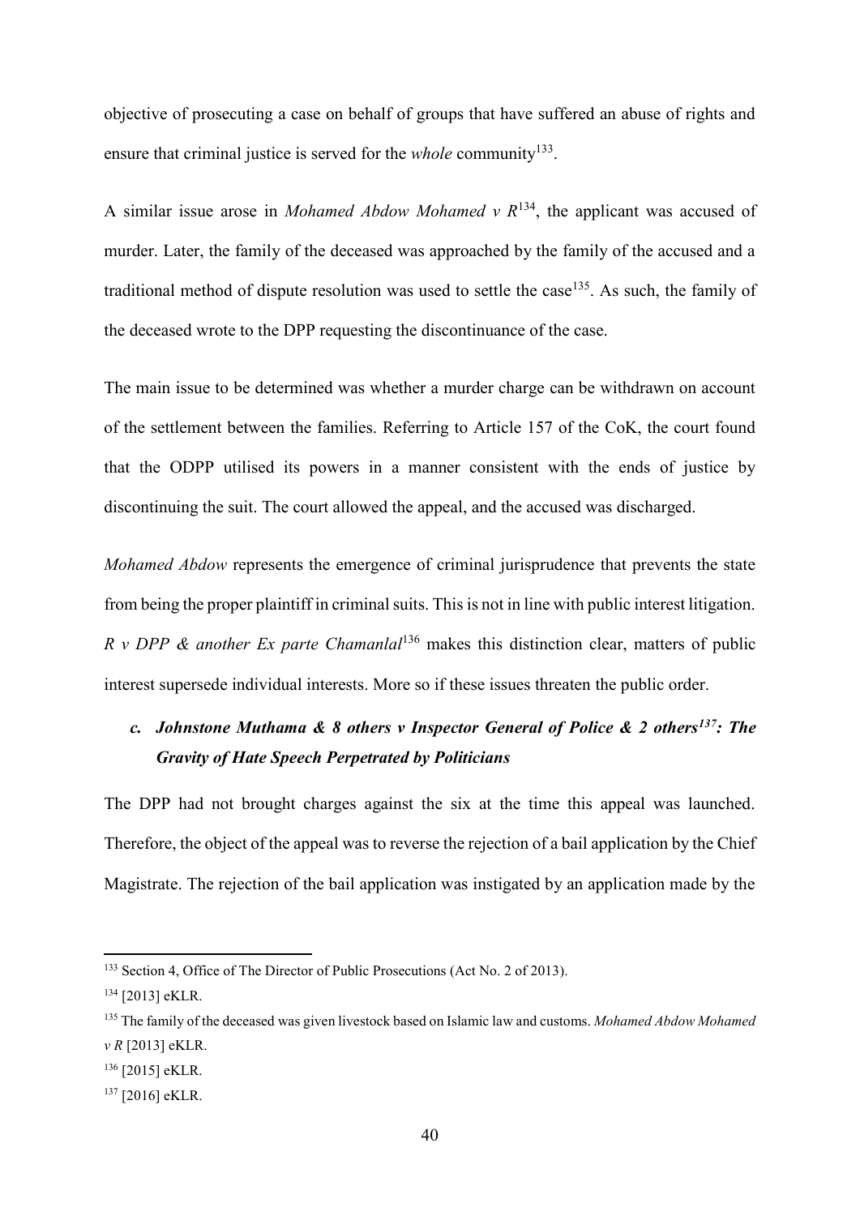objective of prosecuting a case on behalf of groups that have suffered an abuse of rights and ensure that criminal justice is served for the *whole* community[133].

A similar issue arose in *Mohamed Abdow Mohamed v R*[134], the applicant was accused of murder. Later, the family of the deceased was approached by the family of the accused and a traditional method of dispute resolution was used to settle the case[135]. As such, the family of the deceased wrote to the DPP requesting the discontinuance of the case.

The main issue to be determined was whether a murder charge can be withdrawn on account of the settlement between the families. Referring to Article 157 of the CoK, the court found that the ODPP utilised its powers in a manner consistent with the ends of justice by discontinuing the suit. The court allowed the appeal, and the accused was discharged.

*Mohamed Abdow* represents the emergence of criminal jurisprudence that prevents the state from being the proper plaintiff in criminal suits. This is not in line with public interest litigation. *R v DPP & another Ex parte Chamanlal*[136] makes this distinction clear, matters of public interest supersede individual interests. More so if these issues threaten the public order.

### c. *Johnstone Muthama & 8 others v Inspector General of Police & 2 others*[137]*: The Gravity of Hate Speech Perpetrated by Politicians*

The DPP had not brought charges against the six at the time this appeal was launched. Therefore, the object of the appeal was to reverse the rejection of a bail application by the Chief Magistrate. The rejection of the bail application was instigated by an application made by the

---

[133] Section 4, Office of The Director of Public Prosecutions (Act No. 2 of 2013).

[134] [2013] eKLR.

[135] The family of the deceased was given livestock based on Islamic law and customs. *Mohamed Abdow Mohamed v R* [2013] eKLR.

[136] [2015] eKLR.

[137] [2016] eKLR.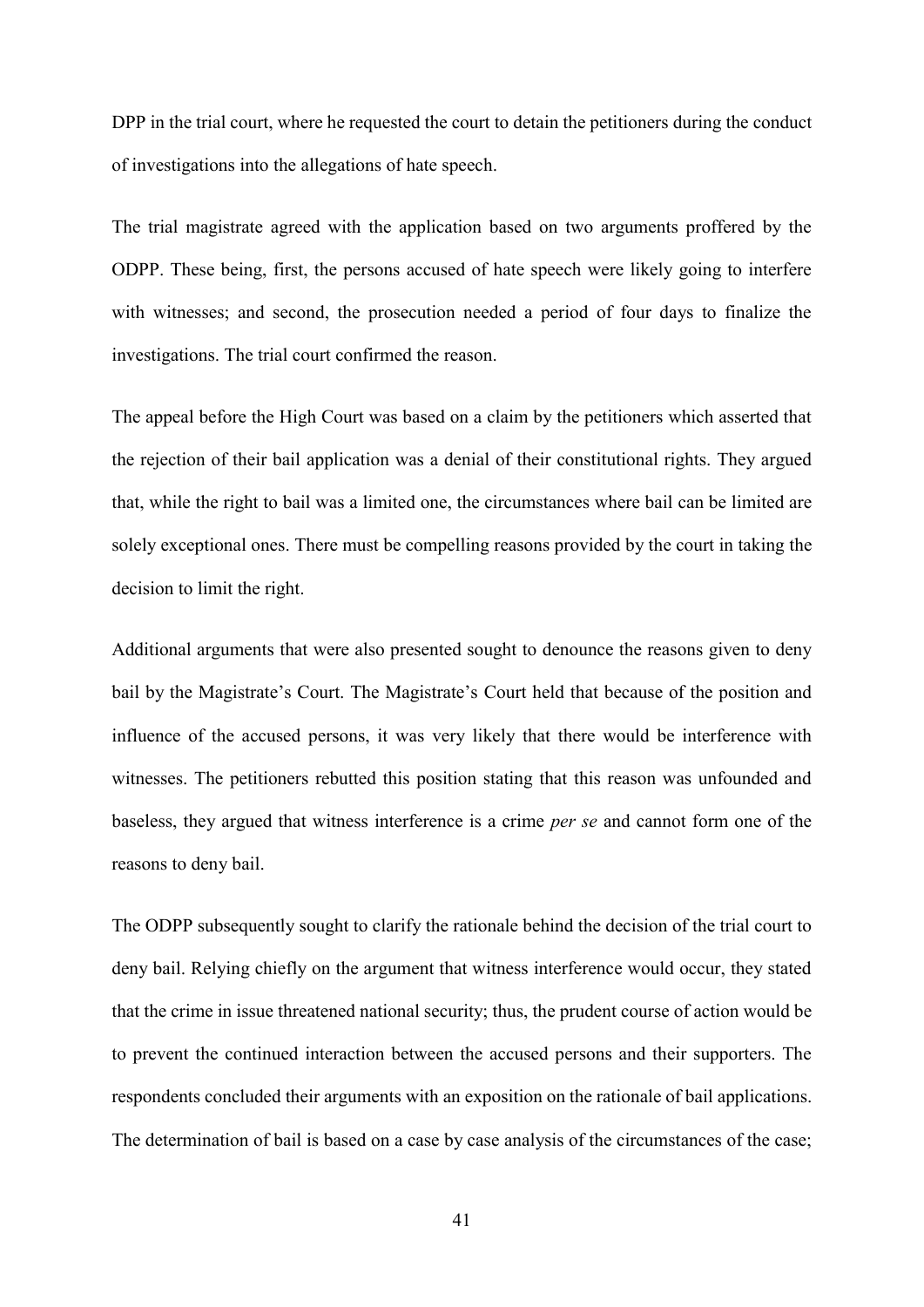DPP in the trial court, where he requested the court to detain the petitioners during the conduct of investigations into the allegations of hate speech.

The trial magistrate agreed with the application based on two arguments proffered by the ODPP. These being, first, the persons accused of hate speech were likely going to interfere with witnesses; and second, the prosecution needed a period of four days to finalize the investigations. The trial court confirmed the reason.

The appeal before the High Court was based on a claim by the petitioners which asserted that the rejection of their bail application was a denial of their constitutional rights. They argued that, while the right to bail was a limited one, the circumstances where bail can be limited are solely exceptional ones. There must be compelling reasons provided by the court in taking the decision to limit the right.

Additional arguments that were also presented sought to denounce the reasons given to deny bail by the Magistrate's Court. The Magistrate's Court held that because of the position and influence of the accused persons, it was very likely that there would be interference with witnesses. The petitioners rebutted this position stating that this reason was unfounded and baseless, they argued that witness interference is a crime *per se* and cannot form one of the reasons to deny bail.

The ODPP subsequently sought to clarify the rationale behind the decision of the trial court to deny bail. Relying chiefly on the argument that witness interference would occur, they stated that the crime in issue threatened national security; thus, the prudent course of action would be to prevent the continued interaction between the accused persons and their supporters. The respondents concluded their arguments with an exposition on the rationale of bail applications. The determination of bail is based on a case by case analysis of the circumstances of the case;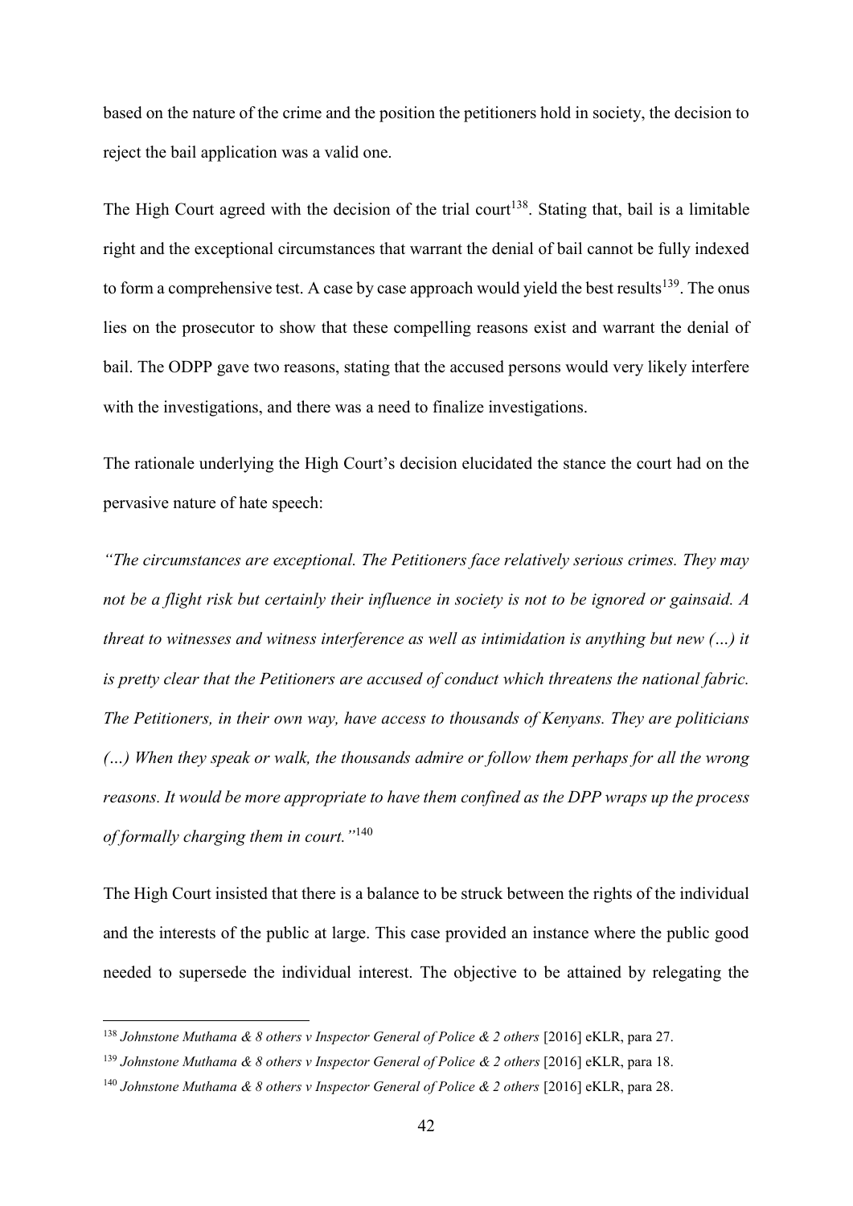based on the nature of the crime and the position the petitioners hold in society, the decision to reject the bail application was a valid one.

The High Court agreed with the decision of the trial court[138]. Stating that, bail is a limitable right and the exceptional circumstances that warrant the denial of bail cannot be fully indexed to form a comprehensive test. A case by case approach would yield the best results[139]. The onus lies on the prosecutor to show that these compelling reasons exist and warrant the denial of bail. The ODPP gave two reasons, stating that the accused persons would very likely interfere with the investigations, and there was a need to finalize investigations.

The rationale underlying the High Court's decision elucidated the stance the court had on the pervasive nature of hate speech:

*"The circumstances are exceptional. The Petitioners face relatively serious crimes. They may not be a flight risk but certainly their influence in society is not to be ignored or gainsaid. A threat to witnesses and witness interference as well as intimidation is anything but new (…) it is pretty clear that the Petitioners are accused of conduct which threatens the national fabric. The Petitioners, in their own way, have access to thousands of Kenyans. They are politicians (…) When they speak or walk, the thousands admire or follow them perhaps for all the wrong reasons. It would be more appropriate to have them confined as the DPP wraps up the process of formally charging them in court."*[140]

The High Court insisted that there is a balance to be struck between the rights of the individual and the interests of the public at large. This case provided an instance where the public good needed to supersede the individual interest. The objective to be attained by relegating the

---

[138] *Johnstone Muthama & 8 others v Inspector General of Police & 2 others* [2016] eKLR, para 27.

[139] *Johnstone Muthama & 8 others v Inspector General of Police & 2 others* [2016] eKLR, para 18.

[140] *Johnstone Muthama & 8 others v Inspector General of Police & 2 others* [2016] eKLR, para 28.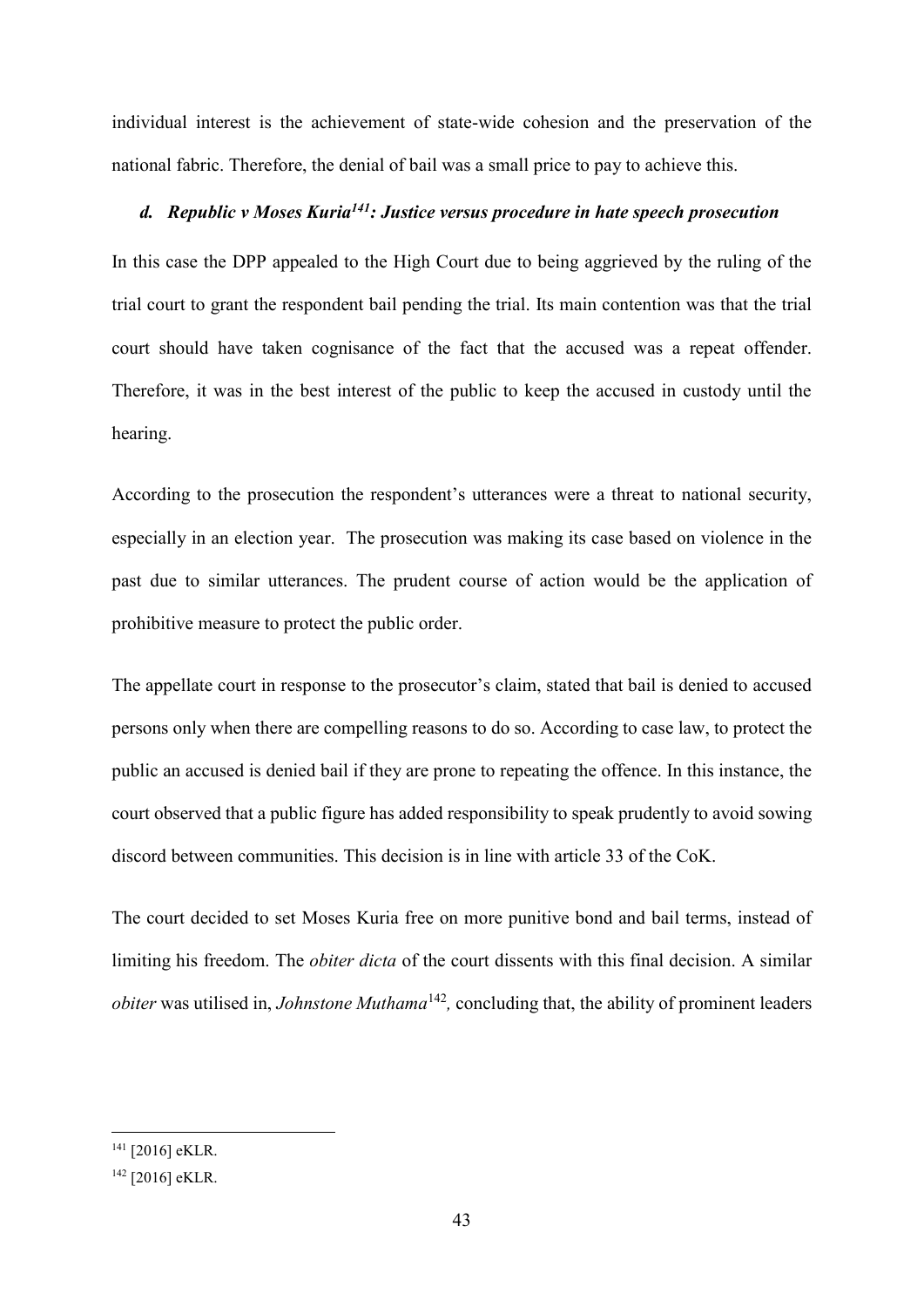individual interest is the achievement of state-wide cohesion and the preservation of the national fabric. Therefore, the denial of bail was a small price to pay to achieve this.

### *d. Republic v Moses Kuria[141]: Justice versus procedure in hate speech prosecution*

In this case the DPP appealed to the High Court due to being aggrieved by the ruling of the trial court to grant the respondent bail pending the trial. Its main contention was that the trial court should have taken cognisance of the fact that the accused was a repeat offender. Therefore, it was in the best interest of the public to keep the accused in custody until the hearing.

According to the prosecution the respondent's utterances were a threat to national security, especially in an election year. The prosecution was making its case based on violence in the past due to similar utterances. The prudent course of action would be the application of prohibitive measure to protect the public order.

The appellate court in response to the prosecutor's claim, stated that bail is denied to accused persons only when there are compelling reasons to do so. According to case law, to protect the public an accused is denied bail if they are prone to repeating the offence. In this instance, the court observed that a public figure has added responsibility to speak prudently to avoid sowing discord between communities. This decision is in line with article 33 of the CoK.

The court decided to set Moses Kuria free on more punitive bond and bail terms, instead of limiting his freedom. The *obiter dicta* of the court dissents with this final decision. A similar *obiter* was utilised in, *Johnstone Muthama*[142]*,* concluding that, the ability of prominent leaders

---

[141] [2016] eKLR.

[142] [2016] eKLR.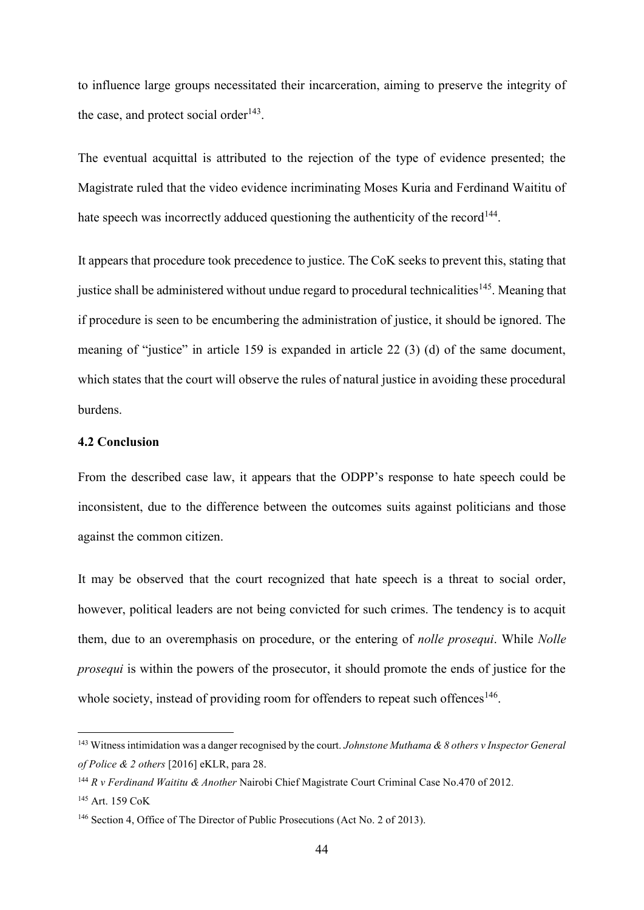to influence large groups necessitated their incarceration, aiming to preserve the integrity of the case, and protect social order[143].

The eventual acquittal is attributed to the rejection of the type of evidence presented; the Magistrate ruled that the video evidence incriminating Moses Kuria and Ferdinand Waititu of hate speech was incorrectly adduced questioning the authenticity of the record[144].

It appears that procedure took precedence to justice. The CoK seeks to prevent this, stating that justice shall be administered without undue regard to procedural technicalities[145]. Meaning that if procedure is seen to be encumbering the administration of justice, it should be ignored. The meaning of "justice" in article 159 is expanded in article 22 (3) (d) of the same document, which states that the court will observe the rules of natural justice in avoiding these procedural burdens.

### 4.2 Conclusion

From the described case law, it appears that the ODPP's response to hate speech could be inconsistent, due to the difference between the outcomes suits against politicians and those against the common citizen.

It may be observed that the court recognized that hate speech is a threat to social order, however, political leaders are not being convicted for such crimes. The tendency is to acquit them, due to an overemphasis on procedure, or the entering of *nolle prosequi*. While *Nolle prosequi* is within the powers of the prosecutor, it should promote the ends of justice for the whole society, instead of providing room for offenders to repeat such offences[146].

---

[143] Witness intimidation was a danger recognised by the court. *Johnstone Muthama & 8 others v Inspector General of Police & 2 others* [2016] eKLR, para 28.

[144] *R v Ferdinand Waititu & Another* Nairobi Chief Magistrate Court Criminal Case No.470 of 2012.

[145] Art. 159 CoK

[146] Section 4, Office of The Director of Public Prosecutions (Act No. 2 of 2013).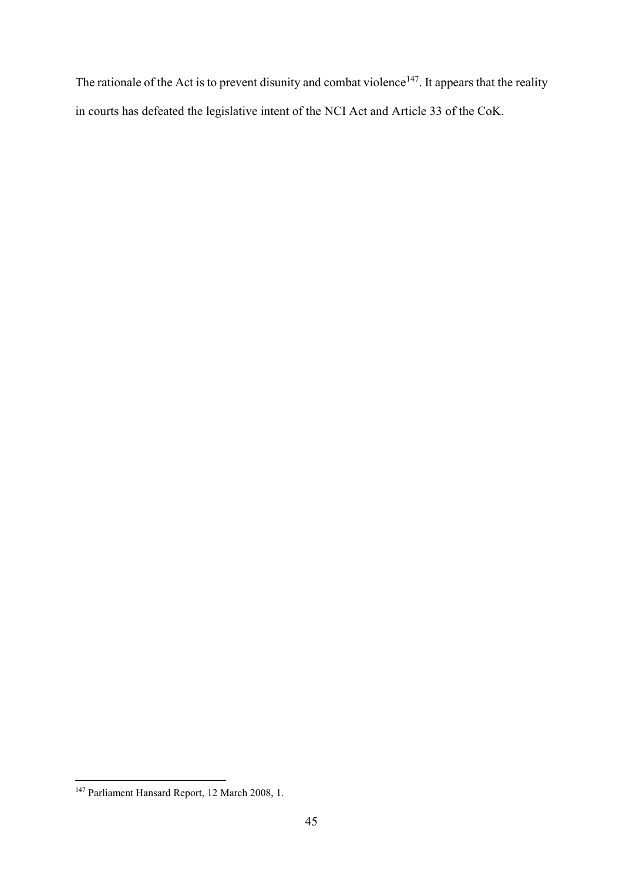The rationale of the Act is to prevent disunity and combat violence[147]. It appears that the reality in courts has defeated the legislative intent of the NCI Act and Article 33 of the CoK.

[147] Parliament Hansard Report, 12 March 2008, 1.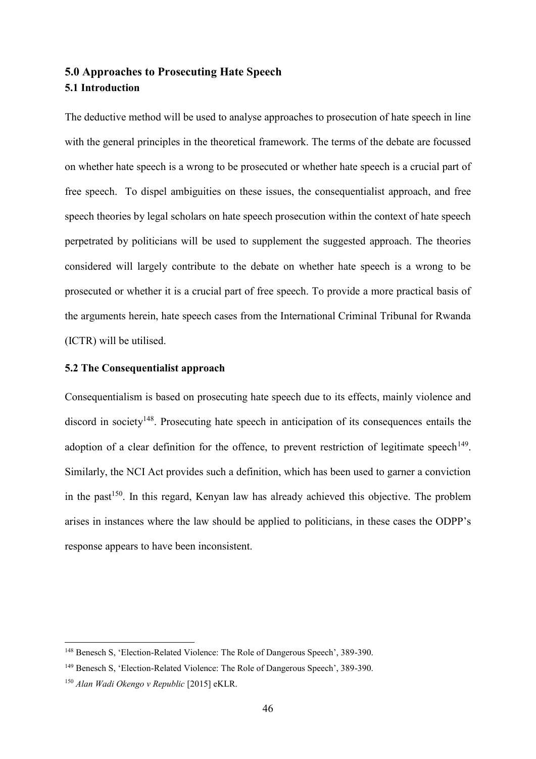## 5.0 Approaches to Prosecuting Hate Speech

### 5.1 Introduction

The deductive method will be used to analyse approaches to prosecution of hate speech in line with the general principles in the theoretical framework. The terms of the debate are focussed on whether hate speech is a wrong to be prosecuted or whether hate speech is a crucial part of free speech. To dispel ambiguities on these issues, the consequentialist approach, and free speech theories by legal scholars on hate speech prosecution within the context of hate speech perpetrated by politicians will be used to supplement the suggested approach. The theories considered will largely contribute to the debate on whether hate speech is a wrong to be prosecuted or whether it is a crucial part of free speech. To provide a more practical basis of the arguments herein, hate speech cases from the International Criminal Tribunal for Rwanda (ICTR) will be utilised.

### 5.2 The Consequentialist approach

Consequentialism is based on prosecuting hate speech due to its effects, mainly violence and discord in society[148]. Prosecuting hate speech in anticipation of its consequences entails the adoption of a clear definition for the offence, to prevent restriction of legitimate speech[149]. Similarly, the NCI Act provides such a definition, which has been used to garner a conviction in the past[150]. In this regard, Kenyan law has already achieved this objective. The problem arises in instances where the law should be applied to politicians, in these cases the ODPP's response appears to have been inconsistent.

---

[148] Benesch S, 'Election-Related Violence: The Role of Dangerous Speech', 389-390.

[149] Benesch S, 'Election-Related Violence: The Role of Dangerous Speech', 389-390.

[150] *Alan Wadi Okengo v Republic* [2015] eKLR.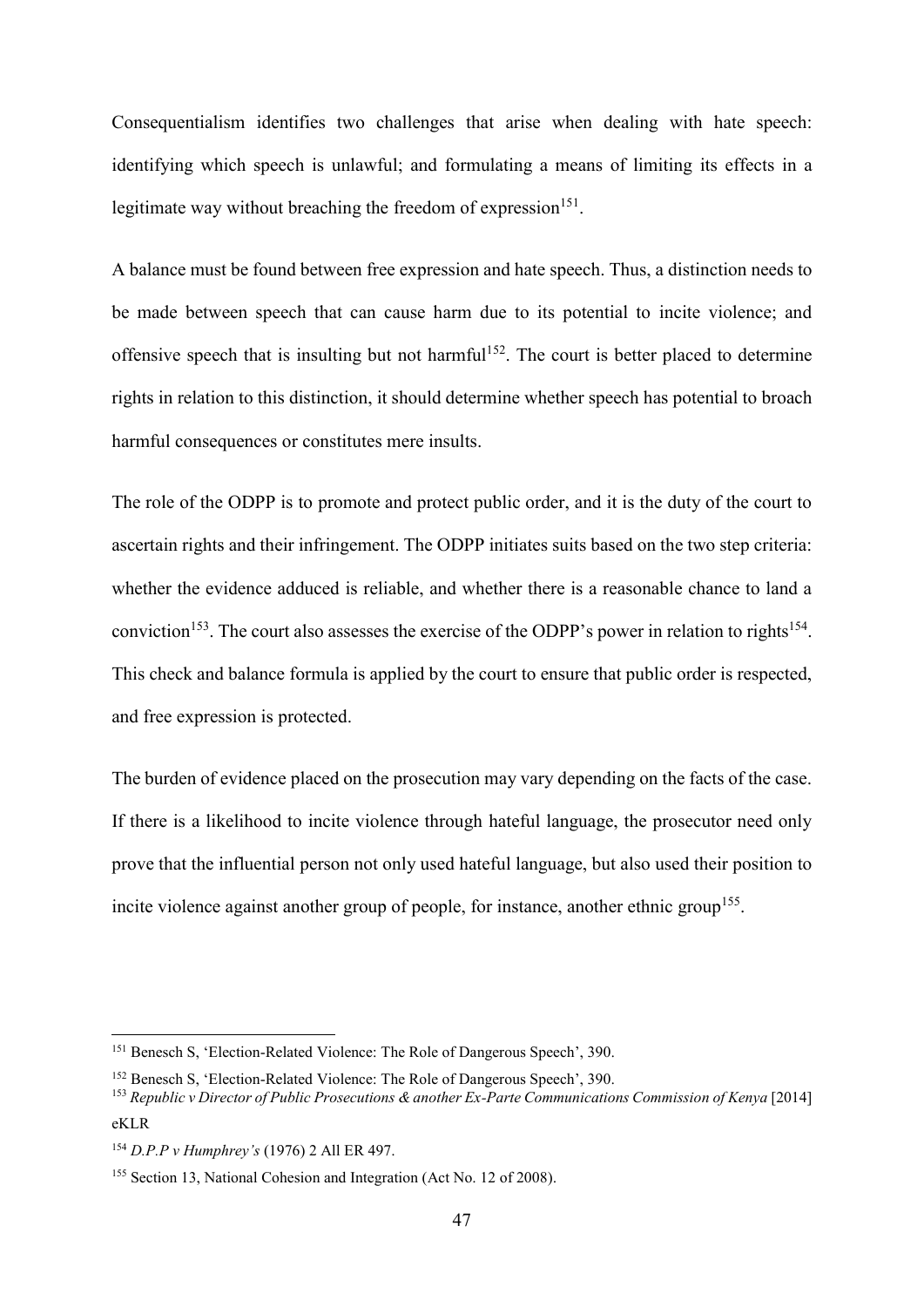Consequentialism identifies two challenges that arise when dealing with hate speech: identifying which speech is unlawful; and formulating a means of limiting its effects in a legitimate way without breaching the freedom of expression[151].

A balance must be found between free expression and hate speech. Thus, a distinction needs to be made between speech that can cause harm due to its potential to incite violence; and offensive speech that is insulting but not harmful[152]. The court is better placed to determine rights in relation to this distinction, it should determine whether speech has potential to broach harmful consequences or constitutes mere insults.

The role of the ODPP is to promote and protect public order, and it is the duty of the court to ascertain rights and their infringement. The ODPP initiates suits based on the two step criteria: whether the evidence adduced is reliable, and whether there is a reasonable chance to land a conviction[153]. The court also assesses the exercise of the ODPP's power in relation to rights[154]. This check and balance formula is applied by the court to ensure that public order is respected, and free expression is protected.

The burden of evidence placed on the prosecution may vary depending on the facts of the case. If there is a likelihood to incite violence through hateful language, the prosecutor need only prove that the influential person not only used hateful language, but also used their position to incite violence against another group of people, for instance, another ethnic group[155].

---

[151] Benesch S, 'Election-Related Violence: The Role of Dangerous Speech', 390.

[152] Benesch S, 'Election-Related Violence: The Role of Dangerous Speech', 390.

[153] *Republic v Director of Public Prosecutions & another Ex-Parte Communications Commission of Kenya* [2014] eKLR

[154] *D.P.P v Humphrey's* (1976) 2 All ER 497.

[155] Section 13, National Cohesion and Integration (Act No. 12 of 2008).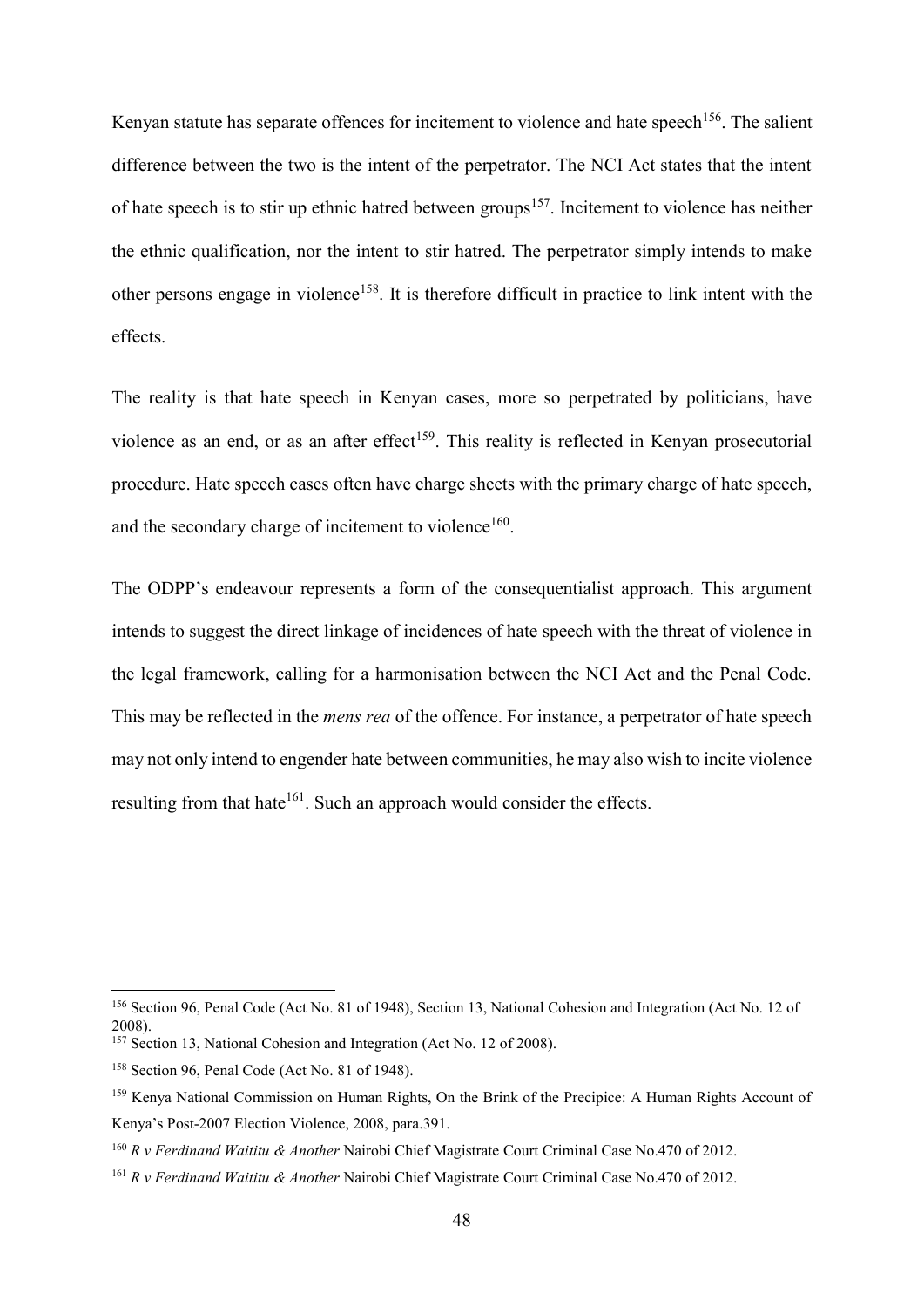Kenyan statute has separate offences for incitement to violence and hate speech[156]. The salient difference between the two is the intent of the perpetrator. The NCI Act states that the intent of hate speech is to stir up ethnic hatred between groups[157]. Incitement to violence has neither the ethnic qualification, nor the intent to stir hatred. The perpetrator simply intends to make other persons engage in violence[158]. It is therefore difficult in practice to link intent with the effects.

The reality is that hate speech in Kenyan cases, more so perpetrated by politicians, have violence as an end, or as an after effect[159]. This reality is reflected in Kenyan prosecutorial procedure. Hate speech cases often have charge sheets with the primary charge of hate speech, and the secondary charge of incitement to violence[160].

The ODPP's endeavour represents a form of the consequentialist approach. This argument intends to suggest the direct linkage of incidences of hate speech with the threat of violence in the legal framework, calling for a harmonisation between the NCI Act and the Penal Code. This may be reflected in the *mens rea* of the offence. For instance, a perpetrator of hate speech may not only intend to engender hate between communities, he may also wish to incite violence resulting from that hate[161]. Such an approach would consider the effects.

---

[156] Section 96, Penal Code (Act No. 81 of 1948), Section 13, National Cohesion and Integration (Act No. 12 of 2008).

[157] Section 13, National Cohesion and Integration (Act No. 12 of 2008).

[158] Section 96, Penal Code (Act No. 81 of 1948).

[159] Kenya National Commission on Human Rights, On the Brink of the Precipice: A Human Rights Account of Kenya's Post-2007 Election Violence, 2008, para.391.

[160] *R v Ferdinand Waititu & Another* Nairobi Chief Magistrate Court Criminal Case No.470 of 2012.

[161] *R v Ferdinand Waititu & Another* Nairobi Chief Magistrate Court Criminal Case No.470 of 2012.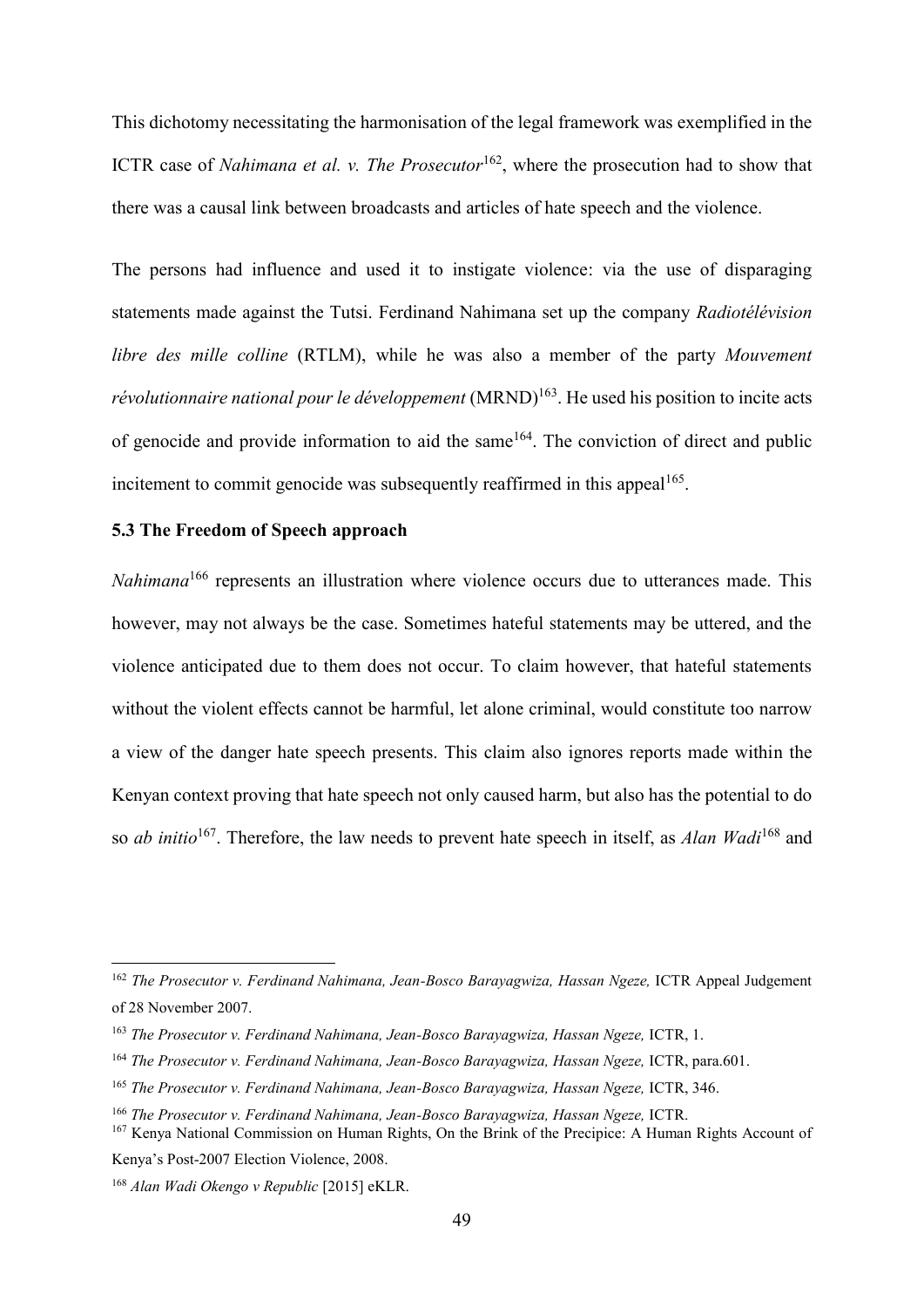This dichotomy necessitating the harmonisation of the legal framework was exemplified in the ICTR case of *Nahimana et al. v. The Prosecutor*[162], where the prosecution had to show that there was a causal link between broadcasts and articles of hate speech and the violence.

The persons had influence and used it to instigate violence: via the use of disparaging statements made against the Tutsi. Ferdinand Nahimana set up the company *Radiotélévision libre des mille colline* (RTLM), while he was also a member of the party *Mouvement révolutionnaire national pour le développement* (MRND)[163]. He used his position to incite acts of genocide and provide information to aid the same[164]. The conviction of direct and public incitement to commit genocide was subsequently reaffirmed in this appeal[165].

### 5.3 The Freedom of Speech approach

*Nahimana*[166] represents an illustration where violence occurs due to utterances made. This however, may not always be the case. Sometimes hateful statements may be uttered, and the violence anticipated due to them does not occur. To claim however, that hateful statements without the violent effects cannot be harmful, let alone criminal, would constitute too narrow a view of the danger hate speech presents. This claim also ignores reports made within the Kenyan context proving that hate speech not only caused harm, but also has the potential to do so *ab initio*[167]. Therefore, the law needs to prevent hate speech in itself, as *Alan Wadi*[168] and

---

[162] *The Prosecutor v. Ferdinand Nahimana, Jean-Bosco Barayagwiza, Hassan Ngeze,* ICTR Appeal Judgement of 28 November 2007.

[163] *The Prosecutor v. Ferdinand Nahimana, Jean-Bosco Barayagwiza, Hassan Ngeze,* ICTR, 1.

[164] *The Prosecutor v. Ferdinand Nahimana, Jean-Bosco Barayagwiza, Hassan Ngeze,* ICTR, para.601.

[165] *The Prosecutor v. Ferdinand Nahimana, Jean-Bosco Barayagwiza, Hassan Ngeze,* ICTR, 346.

[166] *The Prosecutor v. Ferdinand Nahimana, Jean-Bosco Barayagwiza, Hassan Ngeze,* ICTR.

[167] Kenya National Commission on Human Rights, On the Brink of the Precipice: A Human Rights Account of Kenya's Post-2007 Election Violence, 2008.

[168] *Alan Wadi Okengo v Republic* [2015] eKLR.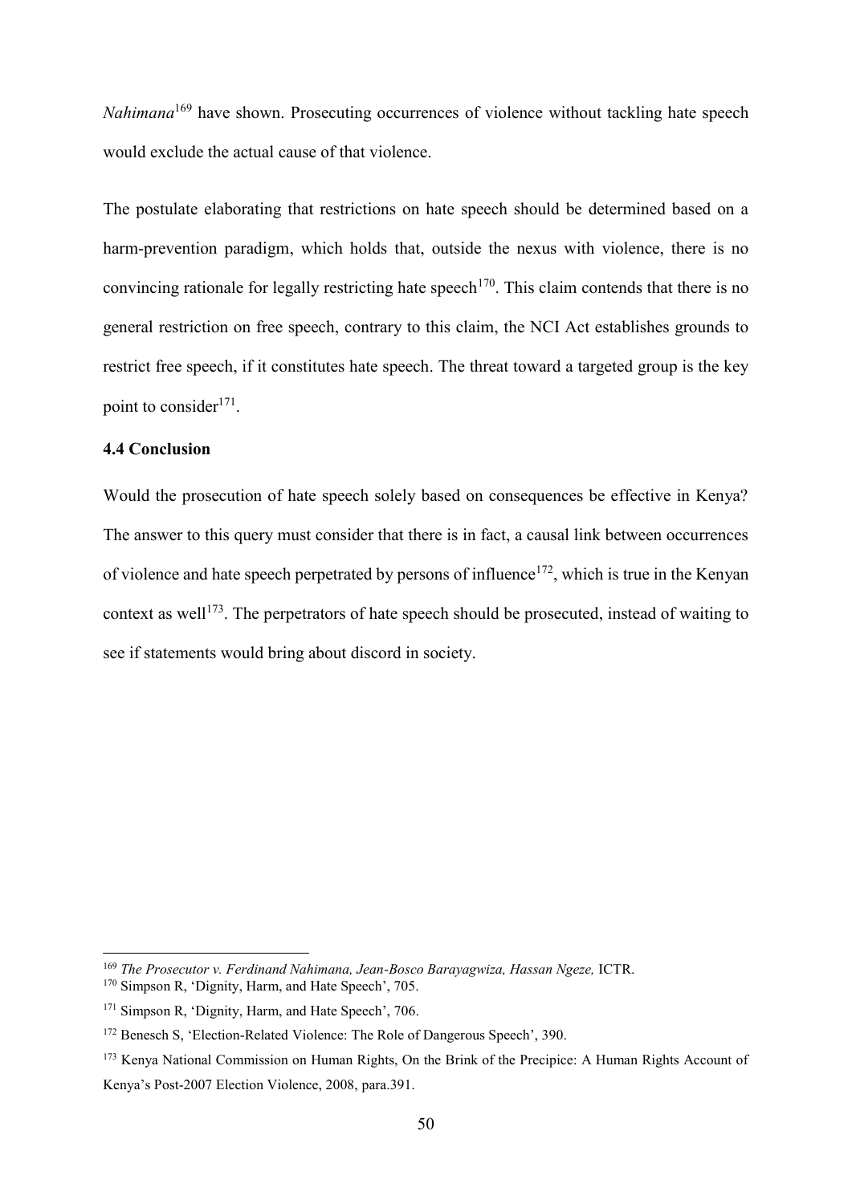*Nahimana*[169] have shown. Prosecuting occurrences of violence without tackling hate speech would exclude the actual cause of that violence.

The postulate elaborating that restrictions on hate speech should be determined based on a harm-prevention paradigm, which holds that, outside the nexus with violence, there is no convincing rationale for legally restricting hate speech[170]. This claim contends that there is no general restriction on free speech, contrary to this claim, the NCI Act establishes grounds to restrict free speech, if it constitutes hate speech. The threat toward a targeted group is the key point to consider[171].

### 4.4 Conclusion

Would the prosecution of hate speech solely based on consequences be effective in Kenya? The answer to this query must consider that there is in fact, a causal link between occurrences of violence and hate speech perpetrated by persons of influence[172], which is true in the Kenyan context as well[173]. The perpetrators of hate speech should be prosecuted, instead of waiting to see if statements would bring about discord in society.

---

[169] *The Prosecutor v. Ferdinand Nahimana, Jean-Bosco Barayagwiza, Hassan Ngeze,* ICTR.

[170] Simpson R, 'Dignity, Harm, and Hate Speech', 705.

[171] Simpson R, 'Dignity, Harm, and Hate Speech', 706.

[172] Benesch S, 'Election-Related Violence: The Role of Dangerous Speech', 390.

[173] Kenya National Commission on Human Rights, On the Brink of the Precipice: A Human Rights Account of Kenya's Post-2007 Election Violence, 2008, para.391.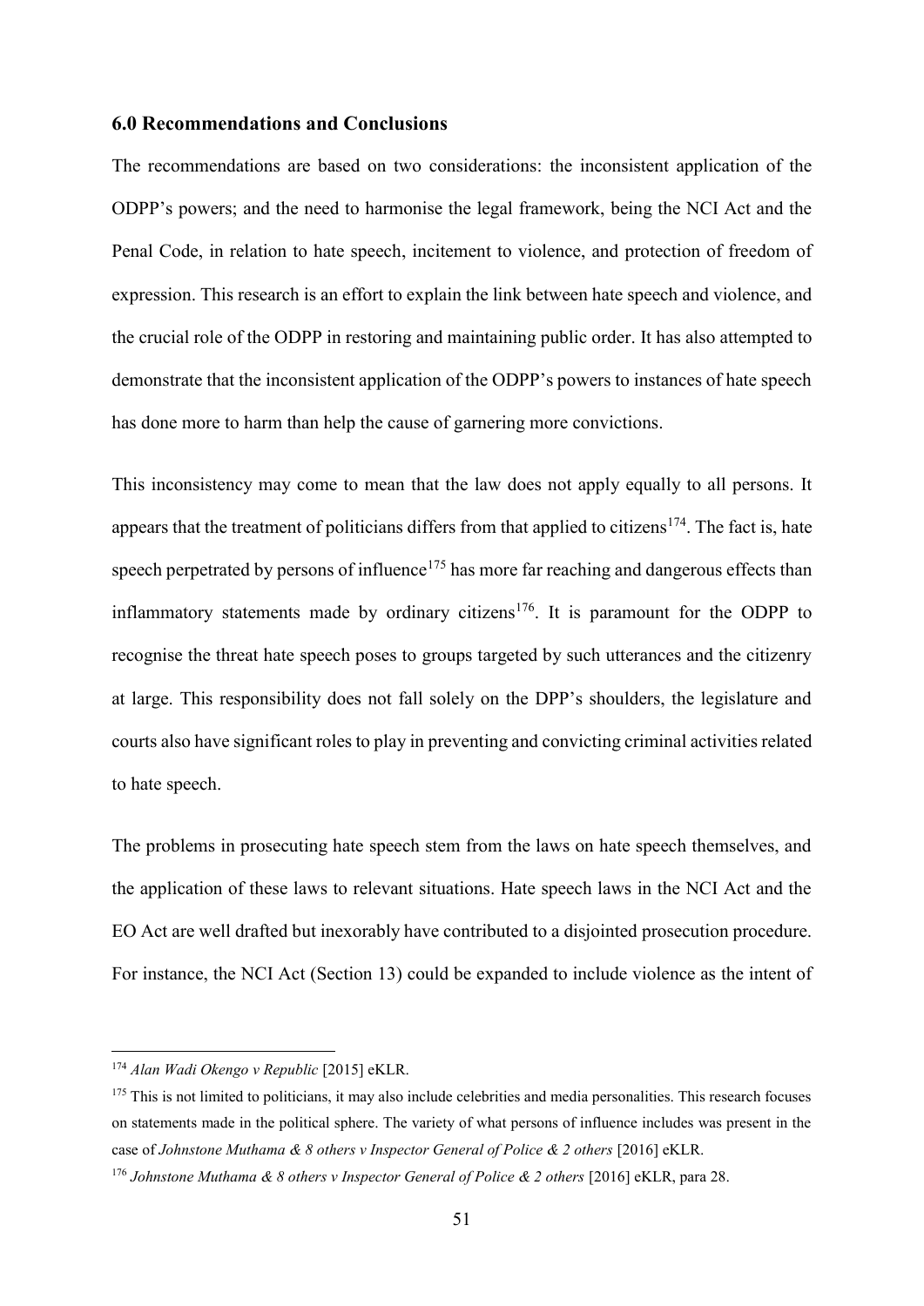### 6.0 Recommendations and Conclusions

The recommendations are based on two considerations: the inconsistent application of the ODPP's powers; and the need to harmonise the legal framework, being the NCI Act and the Penal Code, in relation to hate speech, incitement to violence, and protection of freedom of expression. This research is an effort to explain the link between hate speech and violence, and the crucial role of the ODPP in restoring and maintaining public order. It has also attempted to demonstrate that the inconsistent application of the ODPP's powers to instances of hate speech has done more to harm than help the cause of garnering more convictions.

This inconsistency may come to mean that the law does not apply equally to all persons. It appears that the treatment of politicians differs from that applied to citizens[174]. The fact is, hate speech perpetrated by persons of influence[175] has more far reaching and dangerous effects than inflammatory statements made by ordinary citizens[176]. It is paramount for the ODPP to recognise the threat hate speech poses to groups targeted by such utterances and the citizenry at large. This responsibility does not fall solely on the DPP's shoulders, the legislature and courts also have significant roles to play in preventing and convicting criminal activities related to hate speech.

The problems in prosecuting hate speech stem from the laws on hate speech themselves, and the application of these laws to relevant situations. Hate speech laws in the NCI Act and the EO Act are well drafted but inexorably have contributed to a disjointed prosecution procedure. For instance, the NCI Act (Section 13) could be expanded to include violence as the intent of

---

[174] *Alan Wadi Okengo v Republic* [2015] eKLR.

[175] This is not limited to politicians, it may also include celebrities and media personalities. This research focuses on statements made in the political sphere. The variety of what persons of influence includes was present in the case of *Johnstone Muthama & 8 others v Inspector General of Police & 2 others* [2016] eKLR.

[176] *Johnstone Muthama & 8 others v Inspector General of Police & 2 others* [2016] eKLR, para 28.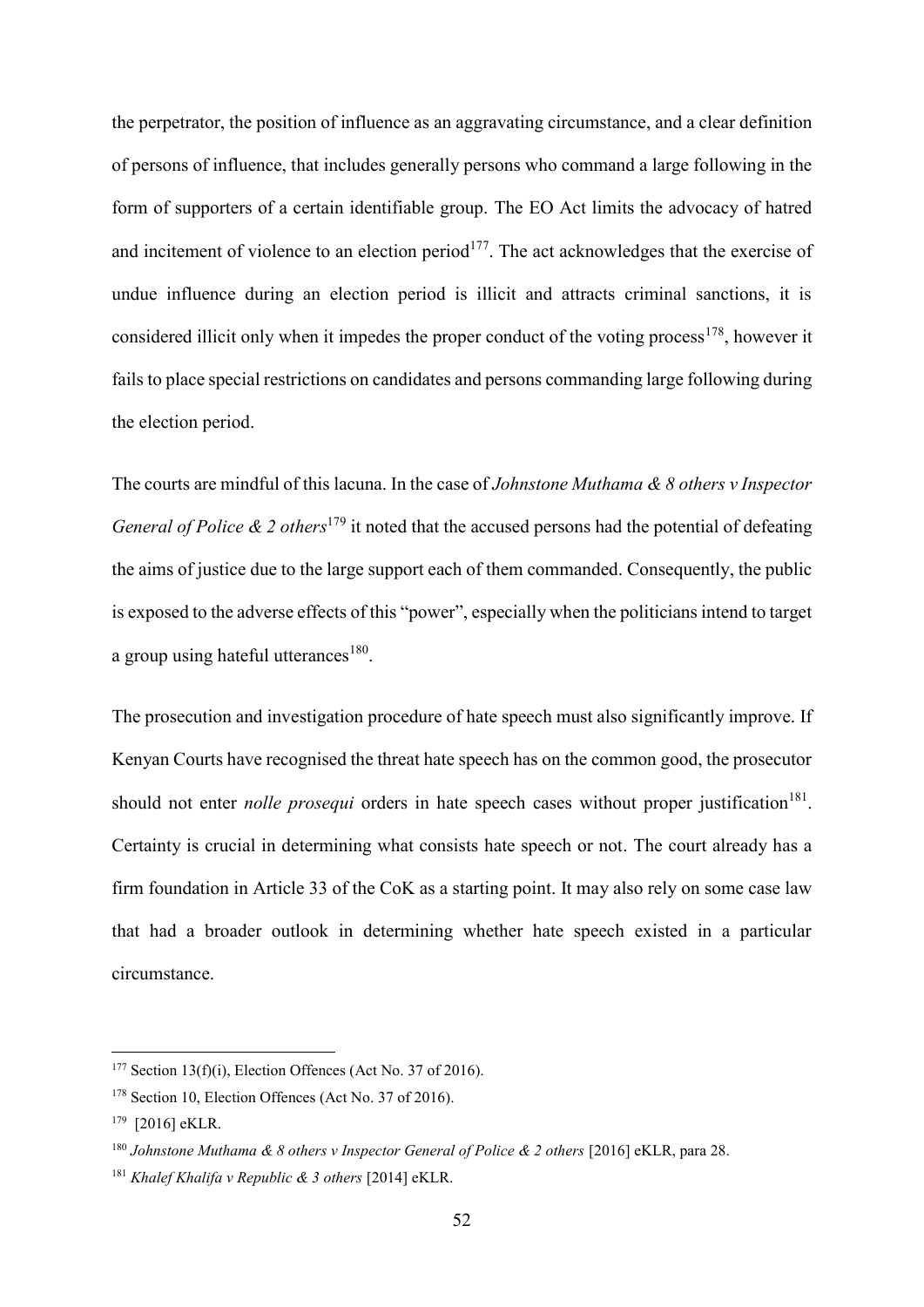the perpetrator, the position of influence as an aggravating circumstance, and a clear definition of persons of influence, that includes generally persons who command a large following in the form of supporters of a certain identifiable group. The EO Act limits the advocacy of hatred and incitement of violence to an election period[177]. The act acknowledges that the exercise of undue influence during an election period is illicit and attracts criminal sanctions, it is considered illicit only when it impedes the proper conduct of the voting process[178], however it fails to place special restrictions on candidates and persons commanding large following during the election period.

The courts are mindful of this lacuna. In the case of *Johnstone Muthama & 8 others v Inspector General of Police & 2 others*[179] it noted that the accused persons had the potential of defeating the aims of justice due to the large support each of them commanded. Consequently, the public is exposed to the adverse effects of this "power", especially when the politicians intend to target a group using hateful utterances[180].

The prosecution and investigation procedure of hate speech must also significantly improve. If Kenyan Courts have recognised the threat hate speech has on the common good, the prosecutor should not enter *nolle prosequi* orders in hate speech cases without proper justification[181]. Certainty is crucial in determining what consists hate speech or not. The court already has a firm foundation in Article 33 of the CoK as a starting point. It may also rely on some case law that had a broader outlook in determining whether hate speech existed in a particular circumstance.

---

[177] Section 13(f)(i), Election Offences (Act No. 37 of 2016).

[178] Section 10, Election Offences (Act No. 37 of 2016).

[179] [2016] eKLR.

[180] *Johnstone Muthama & 8 others v Inspector General of Police & 2 others* [2016] eKLR, para 28.

[181] *Khalef Khalifa v Republic & 3 others* [2014] eKLR.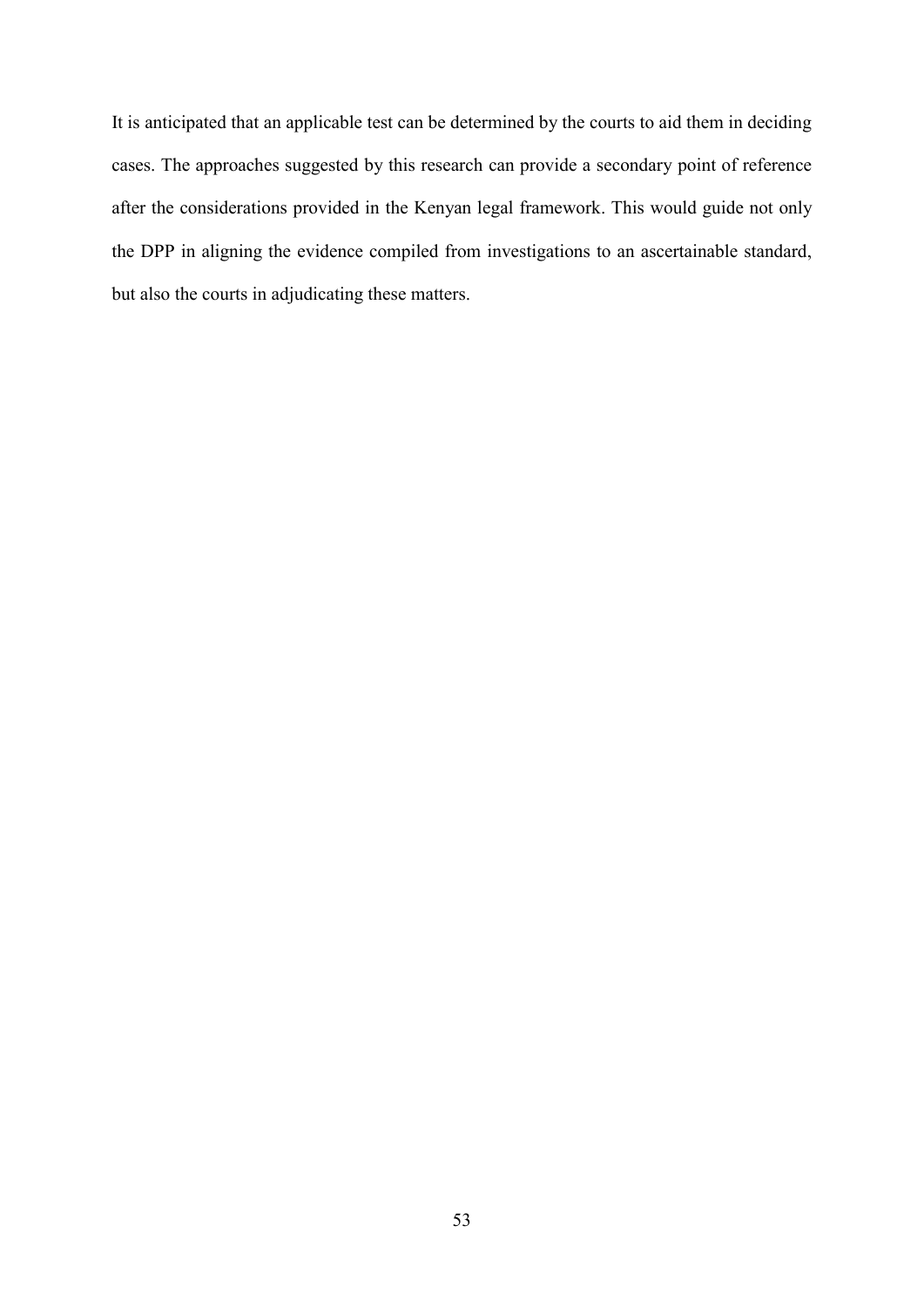It is anticipated that an applicable test can be determined by the courts to aid them in deciding cases. The approaches suggested by this research can provide a secondary point of reference after the considerations provided in the Kenyan legal framework. This would guide not only the DPP in aligning the evidence compiled from investigations to an ascertainable standard, but also the courts in adjudicating these matters.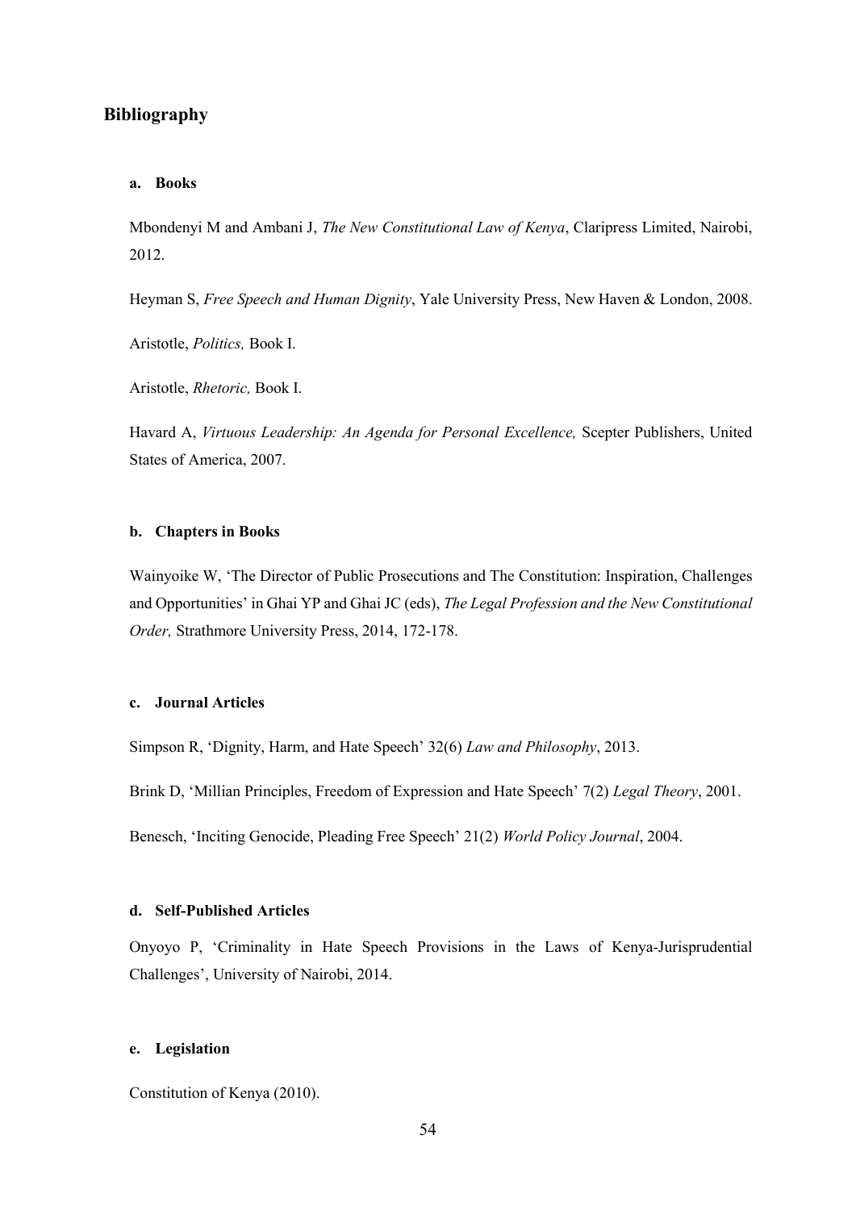## Bibliography

#### a. Books

Mbondenyi M and Ambani J, *The New Constitutional Law of Kenya*, Claripress Limited, Nairobi, 2012.

Heyman S, *Free Speech and Human Dignity*, Yale University Press, New Haven & London, 2008.

Aristotle, *Politics,* Book I.

Aristotle, *Rhetoric,* Book I.

Havard A, *Virtuous Leadership: An Agenda for Personal Excellence,* Scepter Publishers, United States of America, 2007.

#### b. Chapters in Books

Wainyoike W, 'The Director of Public Prosecutions and The Constitution: Inspiration, Challenges and Opportunities' in Ghai YP and Ghai JC (eds), *The Legal Profession and the New Constitutional Order,* Strathmore University Press, 2014, 172-178.

#### c. Journal Articles

Simpson R, 'Dignity, Harm, and Hate Speech' 32(6) *Law and Philosophy*, 2013.

Brink D, 'Millian Principles, Freedom of Expression and Hate Speech' 7(2) *Legal Theory*, 2001.

Benesch, 'Inciting Genocide, Pleading Free Speech' 21(2) *World Policy Journal*, 2004.

#### d. Self-Published Articles

Onyoyo P, 'Criminality in Hate Speech Provisions in the Laws of Kenya-Jurisprudential Challenges', University of Nairobi, 2014.

#### e. Legislation

Constitution of Kenya (2010).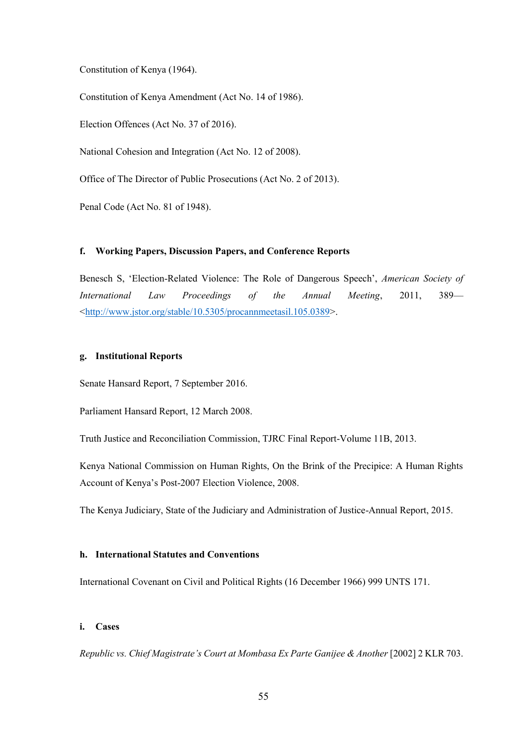Constitution of Kenya (1964).

Constitution of Kenya Amendment (Act No. 14 of 1986).

Election Offences (Act No. 37 of 2016).

National Cohesion and Integration (Act No. 12 of 2008).

Office of The Director of Public Prosecutions (Act No. 2 of 2013).

Penal Code (Act No. 81 of 1948).

### f. Working Papers, Discussion Papers, and Conference Reports

Benesch S, 'Election-Related Violence: The Role of Dangerous Speech', *American Society of International Law Proceedings of the Annual Meeting*, 2011, 389— <http://www.jstor.org/stable/10.5305/procannmeetasil.105.0389>.

### g. Institutional Reports

Senate Hansard Report, 7 September 2016.

Parliament Hansard Report, 12 March 2008.

Truth Justice and Reconciliation Commission, TJRC Final Report-Volume 11B, 2013.

Kenya National Commission on Human Rights, On the Brink of the Precipice: A Human Rights Account of Kenya's Post-2007 Election Violence, 2008.

The Kenya Judiciary, State of the Judiciary and Administration of Justice-Annual Report, 2015.

### h. International Statutes and Conventions

International Covenant on Civil and Political Rights (16 December 1966) 999 UNTS 171.

### i. Cases

*Republic vs. Chief Magistrate's Court at Mombasa Ex Parte Ganijee & Another* [2002] 2 KLR 703.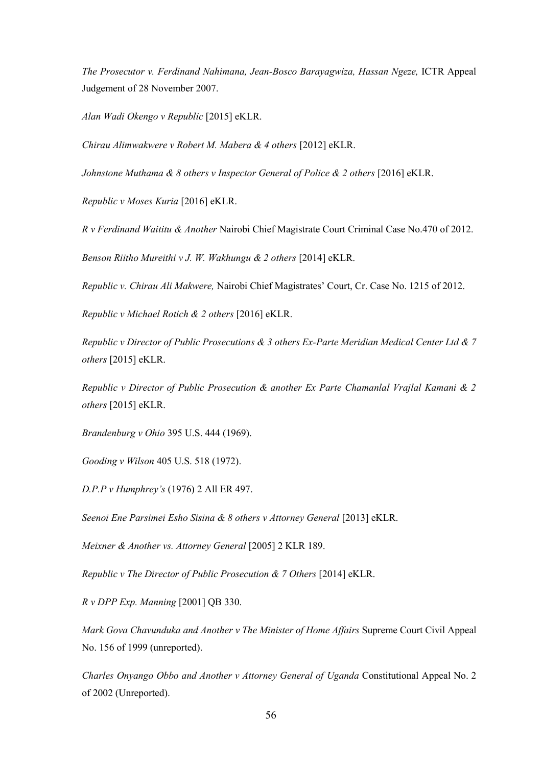*The Prosecutor v. Ferdinand Nahimana, Jean-Bosco Barayagwiza, Hassan Ngeze,* ICTR Appeal Judgement of 28 November 2007.

*Alan Wadi Okengo v Republic* [2015] eKLR.

*Chirau Alimwakwere v Robert M. Mabera & 4 others* [2012] eKLR.

*Johnstone Muthama & 8 others v Inspector General of Police & 2 others* [2016] eKLR.

*Republic v Moses Kuria* [2016] eKLR.

*R v Ferdinand Waititu & Another* Nairobi Chief Magistrate Court Criminal Case No.470 of 2012.

*Benson Riitho Mureithi v J. W. Wakhungu & 2 others* [2014] eKLR.

*Republic v. Chirau Ali Makwere,* Nairobi Chief Magistrates' Court, Cr. Case No. 1215 of 2012.

*Republic v Michael Rotich & 2 others* [2016] eKLR.

*Republic v Director of Public Prosecutions & 3 others Ex-Parte Meridian Medical Center Ltd & 7 others* [2015] eKLR.

*Republic v Director of Public Prosecution & another Ex Parte Chamanlal Vrajlal Kamani & 2 others* [2015] eKLR.

*Brandenburg v Ohio* 395 U.S. 444 (1969).

*Gooding v Wilson* 405 U.S. 518 (1972).

*D.P.P v Humphrey's* (1976) 2 All ER 497.

*Seenoi Ene Parsimei Esho Sisina & 8 others v Attorney General* [2013] eKLR.

*Meixner & Another vs. Attorney General* [2005] 2 KLR 189.

*Republic v The Director of Public Prosecution & 7 Others* [2014] eKLR.

*R v DPP Exp. Manning* [2001] QB 330.

*Mark Gova Chavunduka and Another v The Minister of Home Affairs* Supreme Court Civil Appeal No. 156 of 1999 (unreported).

*Charles Onyango Obbo and Another v Attorney General of Uganda* Constitutional Appeal No. 2 of 2002 (Unreported).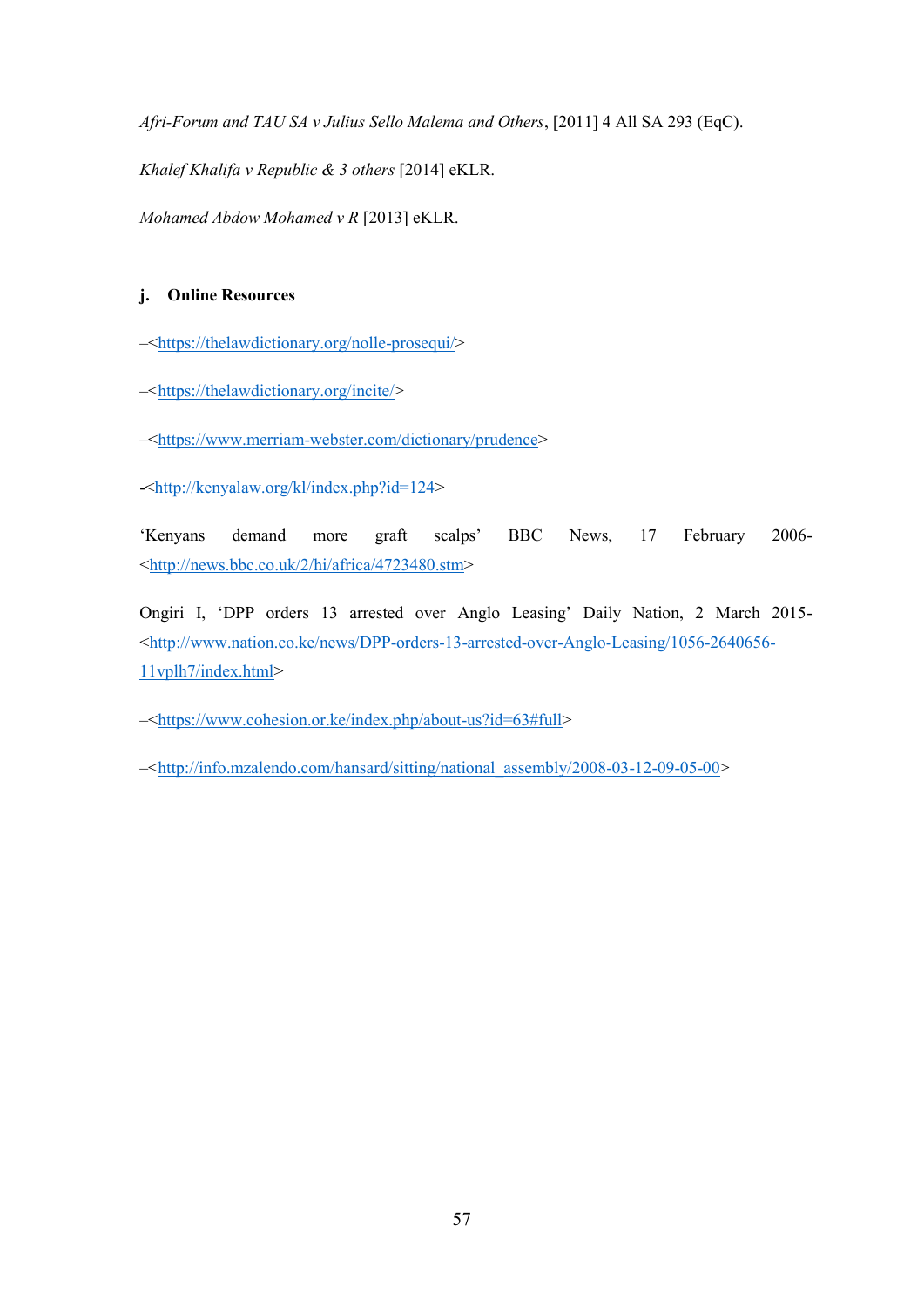*Afri-Forum and TAU SA v Julius Sello Malema and Others*, [2011] 4 All SA 293 (EqC).

*Khalef Khalifa v Republic & 3 others* [2014] eKLR.

*Mohamed Abdow Mohamed v R* [2013] eKLR.

### j. Online Resources

–<https://thelawdictionary.org/nolle-prosequi/>

–<https://thelawdictionary.org/incite/>

–<https://www.merriam-webster.com/dictionary/prudence>

-<http://kenyalaw.org/kl/index.php?id=124>

'Kenyans demand more graft scalps' BBC News, 17 February 2006-<http://news.bbc.co.uk/2/hi/africa/4723480.stm>

Ongiri I, 'DPP orders 13 arrested over Anglo Leasing' Daily Nation, 2 March 2015-<http://www.nation.co.ke/news/DPP-orders-13-arrested-over-Anglo-Leasing/1056-2640656-11vplh7/index.html>

–<https://www.cohesion.or.ke/index.php/about-us?id=63#full>

–<http://info.mzalendo.com/hansard/sitting/national_assembly/2008-03-12-09-05-00>